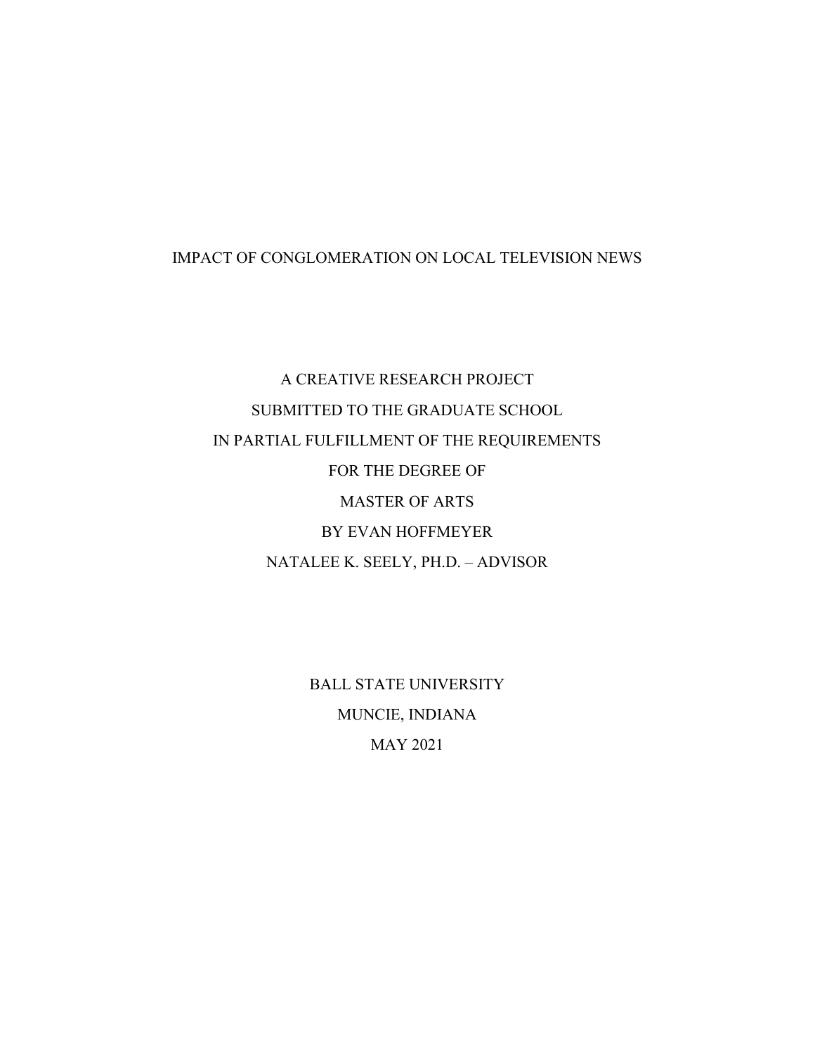# IMPACT OF CONGLOMERATION ON LOCAL TELEVISION NEWS

A CREATIVE RESEARCH PROJECT

SUBMITTED TO THE GRADUATE SCHOOL

IN PARTIAL FULFILLMENT OF THE REQUIREMENTS

FOR THE DEGREE OF

MASTER OF ARTS

BY EVAN HOFFMEYER

NATALEE K. SEELY, PH.D. – ADVISOR

BALL STATE UNIVERSITY

MUNCIE, INDIANA

MAY 2021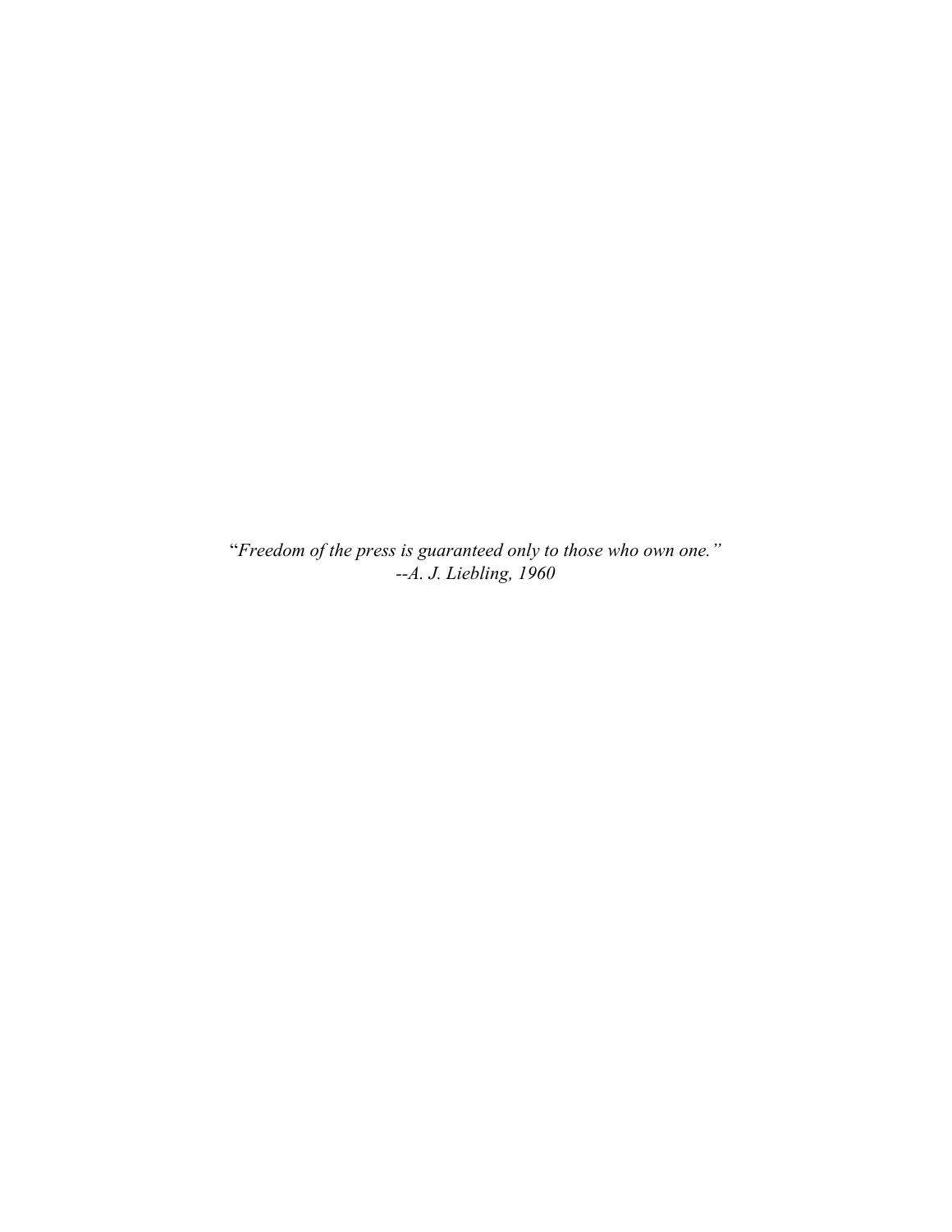*"Freedom of the press is guaranteed only to those who own one."*
*--A. J. Liebling, 1960*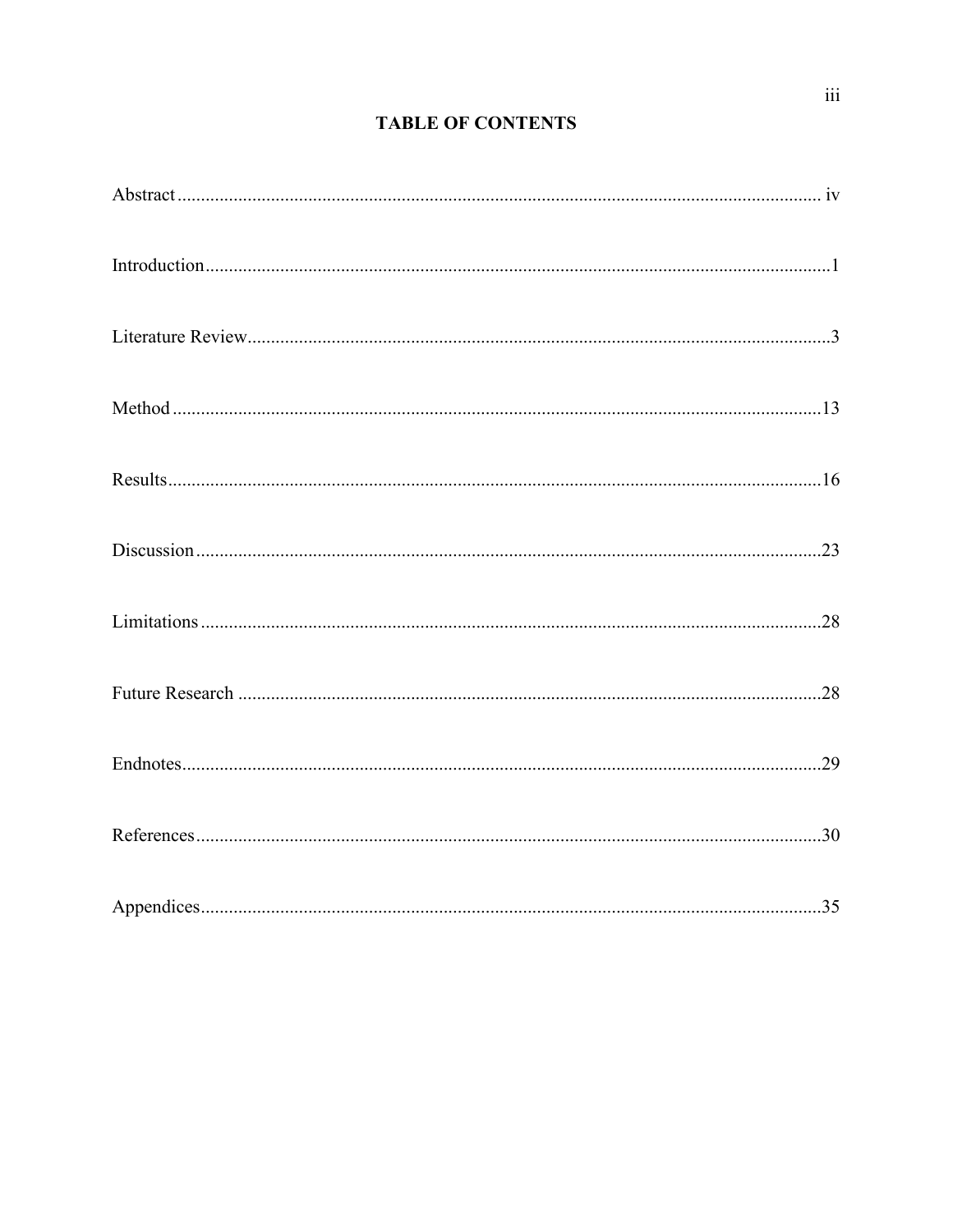# TABLE OF CONTENTS

| | |
|---|---|
| Abstract | iv |
| Introduction | 1 |
| Literature Review | 3 |
| Method | 13 |
| Results | 16 |
| Discussion | 23 |
| Limitations | 28 |
| Future Research | 28 |
| Endnotes | 29 |
| References | 30 |
| Appendices | 35 |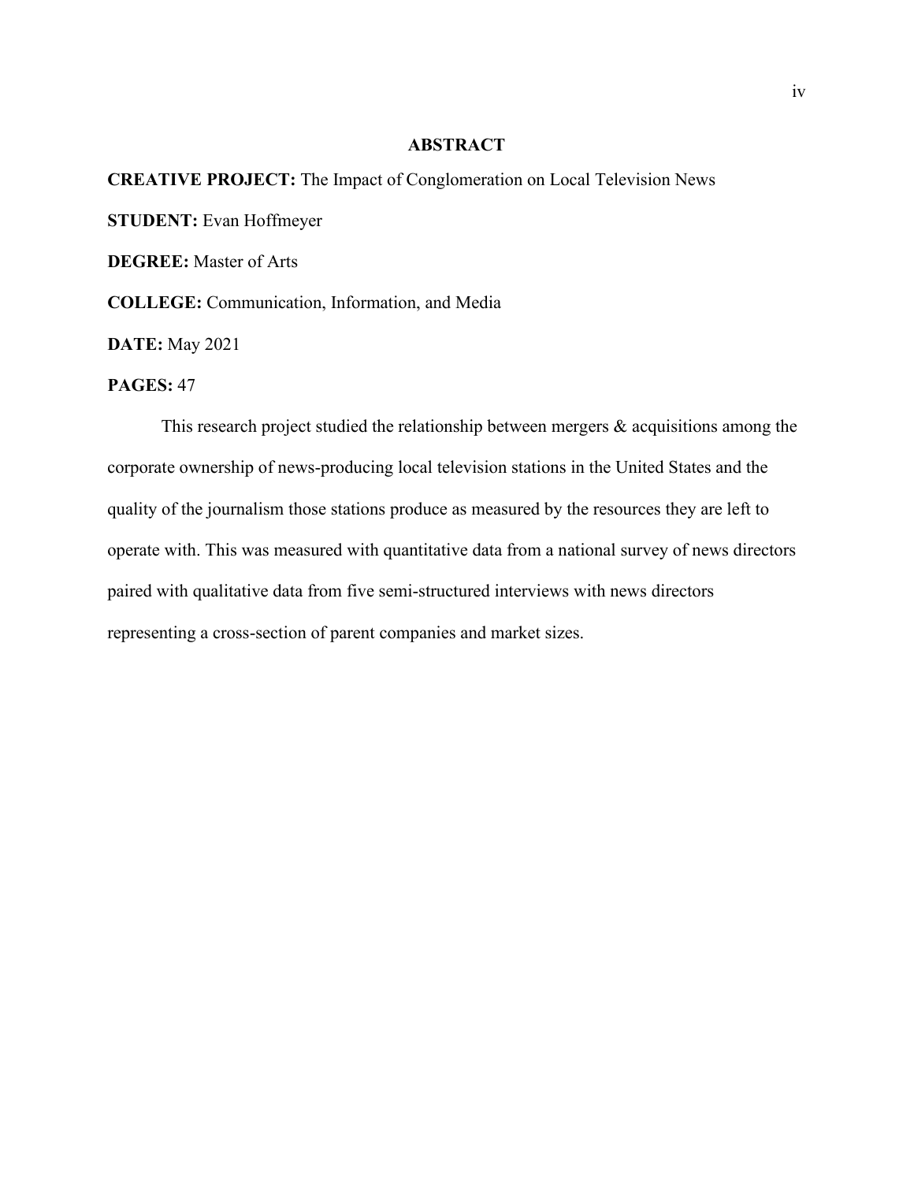# ABSTRACT

**CREATIVE PROJECT:** The Impact of Conglomeration on Local Television News

**STUDENT:** Evan Hoffmeyer

**DEGREE:** Master of Arts

**COLLEGE:** Communication, Information, and Media

**DATE:** May 2021

**PAGES:** 47

This research project studied the relationship between mergers & acquisitions among the corporate ownership of news-producing local television stations in the United States and the quality of the journalism those stations produce as measured by the resources they are left to operate with. This was measured with quantitative data from a national survey of news directors paired with qualitative data from five semi-structured interviews with news directors representing a cross-section of parent companies and market sizes.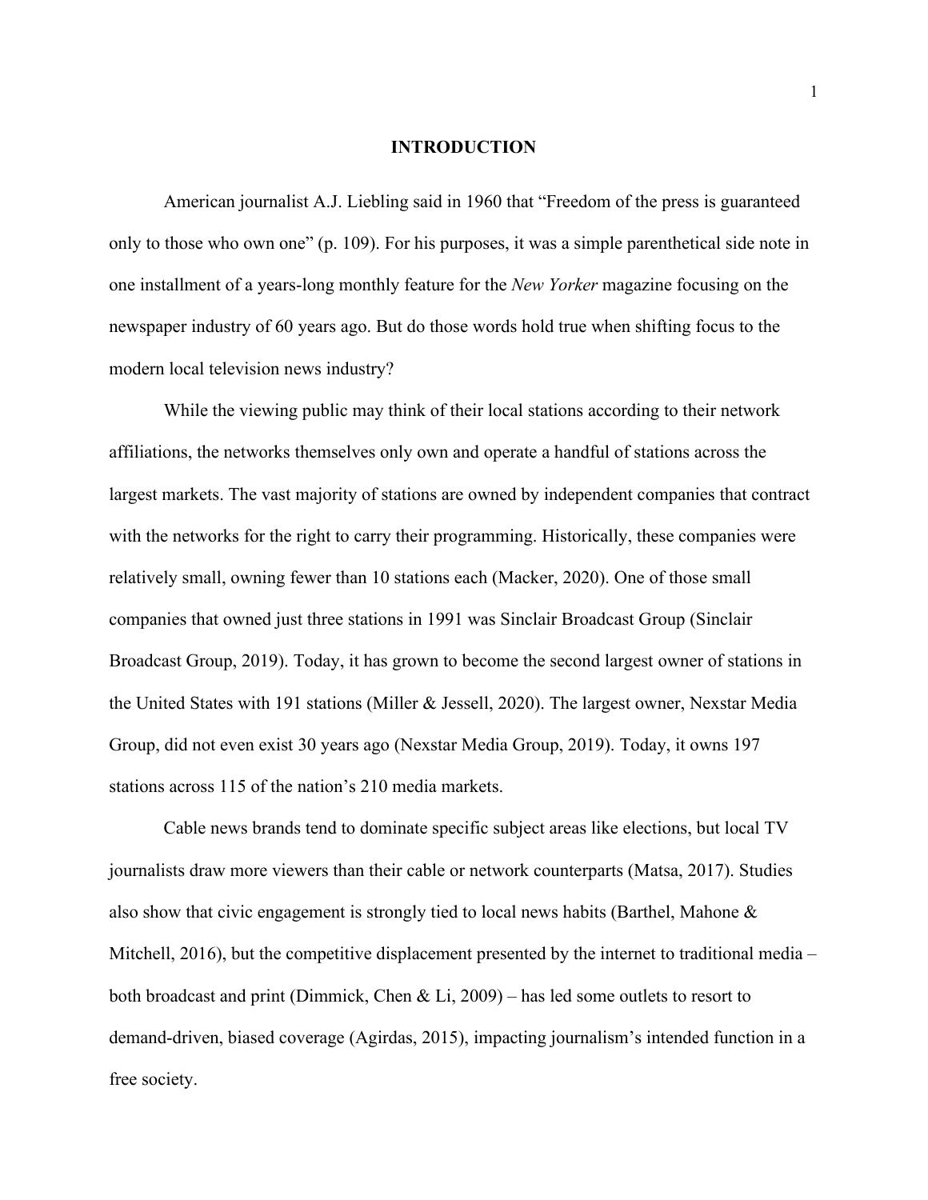# INTRODUCTION

American journalist A.J. Liebling said in 1960 that "Freedom of the press is guaranteed only to those who own one" (p. 109). For his purposes, it was a simple parenthetical side note in one installment of a years-long monthly feature for the *New Yorker* magazine focusing on the newspaper industry of 60 years ago. But do those words hold true when shifting focus to the modern local television news industry?

While the viewing public may think of their local stations according to their network affiliations, the networks themselves only own and operate a handful of stations across the largest markets. The vast majority of stations are owned by independent companies that contract with the networks for the right to carry their programming. Historically, these companies were relatively small, owning fewer than 10 stations each (Macker, 2020). One of those small companies that owned just three stations in 1991 was Sinclair Broadcast Group (Sinclair Broadcast Group, 2019). Today, it has grown to become the second largest owner of stations in the United States with 191 stations (Miller & Jessell, 2020). The largest owner, Nexstar Media Group, did not even exist 30 years ago (Nexstar Media Group, 2019). Today, it owns 197 stations across 115 of the nation's 210 media markets.

Cable news brands tend to dominate specific subject areas like elections, but local TV journalists draw more viewers than their cable or network counterparts (Matsa, 2017). Studies also show that civic engagement is strongly tied to local news habits (Barthel, Mahone & Mitchell, 2016), but the competitive displacement presented by the internet to traditional media – both broadcast and print (Dimmick, Chen & Li, 2009) – has led some outlets to resort to demand-driven, biased coverage (Agirdas, 2015), impacting journalism's intended function in a free society.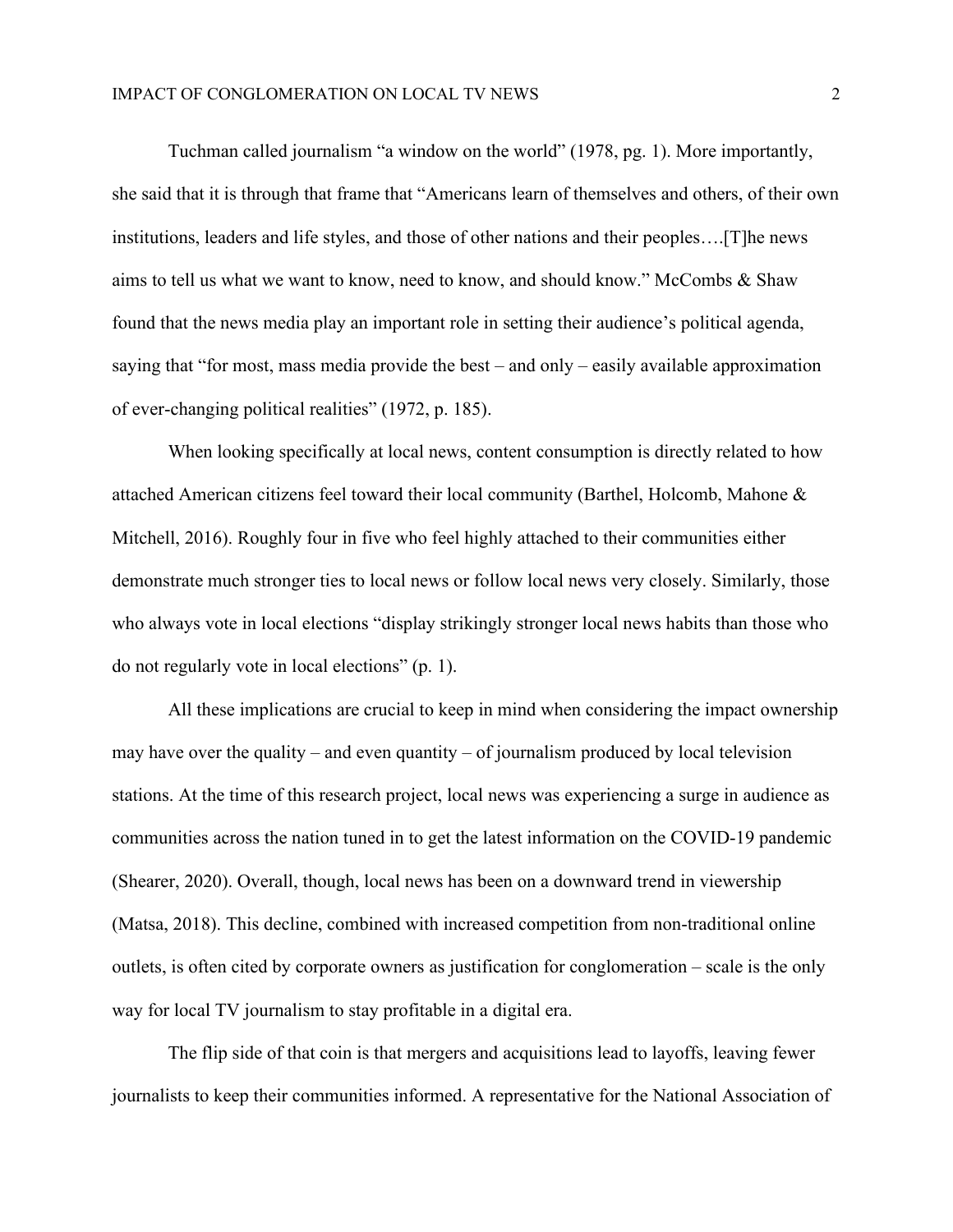Tuchman called journalism "a window on the world" (1978, pg. 1). More importantly, she said that it is through that frame that "Americans learn of themselves and others, of their own institutions, leaders and life styles, and those of other nations and their peoples….[T]he news aims to tell us what we want to know, need to know, and should know." McCombs & Shaw found that the news media play an important role in setting their audience's political agenda, saying that "for most, mass media provide the best – and only – easily available approximation of ever-changing political realities" (1972, p. 185).

When looking specifically at local news, content consumption is directly related to how attached American citizens feel toward their local community (Barthel, Holcomb, Mahone & Mitchell, 2016). Roughly four in five who feel highly attached to their communities either demonstrate much stronger ties to local news or follow local news very closely. Similarly, those who always vote in local elections "display strikingly stronger local news habits than those who do not regularly vote in local elections" (p. 1).

All these implications are crucial to keep in mind when considering the impact ownership may have over the quality – and even quantity – of journalism produced by local television stations. At the time of this research project, local news was experiencing a surge in audience as communities across the nation tuned in to get the latest information on the COVID-19 pandemic (Shearer, 2020). Overall, though, local news has been on a downward trend in viewership (Matsa, 2018). This decline, combined with increased competition from non-traditional online outlets, is often cited by corporate owners as justification for conglomeration – scale is the only way for local TV journalism to stay profitable in a digital era.

The flip side of that coin is that mergers and acquisitions lead to layoffs, leaving fewer journalists to keep their communities informed. A representative for the National Association of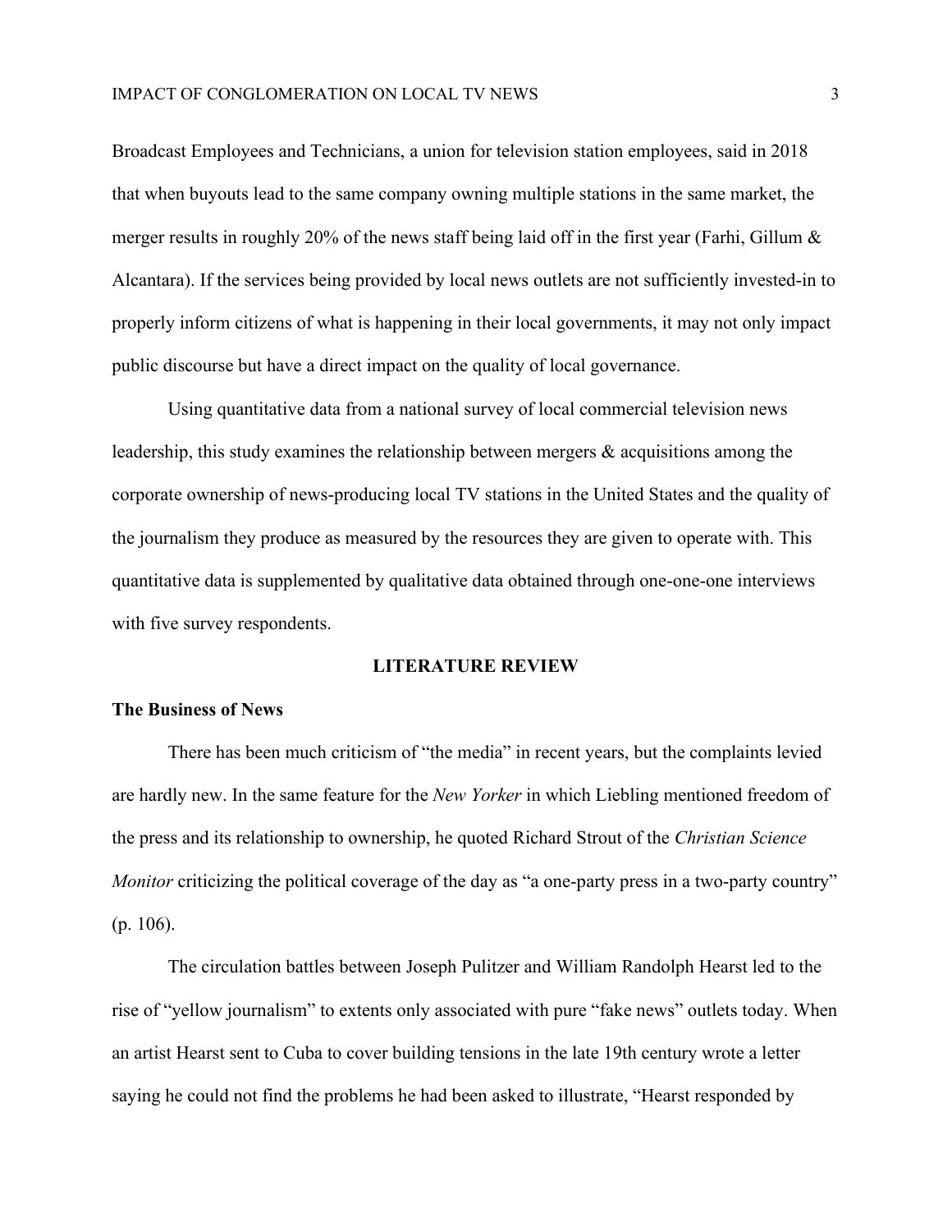Broadcast Employees and Technicians, a union for television station employees, said in 2018 that when buyouts lead to the same company owning multiple stations in the same market, the merger results in roughly 20% of the news staff being laid off in the first year (Farhi, Gillum & Alcantara). If the services being provided by local news outlets are not sufficiently invested-in to properly inform citizens of what is happening in their local governments, it may not only impact public discourse but have a direct impact on the quality of local governance.

Using quantitative data from a national survey of local commercial television news leadership, this study examines the relationship between mergers & acquisitions among the corporate ownership of news-producing local TV stations in the United States and the quality of the journalism they produce as measured by the resources they are given to operate with. This quantitative data is supplemented by qualitative data obtained through one-one-one interviews with five survey respondents.

## LITERATURE REVIEW

### The Business of News

There has been much criticism of "the media" in recent years, but the complaints levied are hardly new. In the same feature for the *New Yorker* in which Liebling mentioned freedom of the press and its relationship to ownership, he quoted Richard Strout of the *Christian Science Monitor* criticizing the political coverage of the day as "a one-party press in a two-party country" (p. 106).

The circulation battles between Joseph Pulitzer and William Randolph Hearst led to the rise of "yellow journalism" to extents only associated with pure "fake news" outlets today. When an artist Hearst sent to Cuba to cover building tensions in the late 19th century wrote a letter saying he could not find the problems he had been asked to illustrate, "Hearst responded by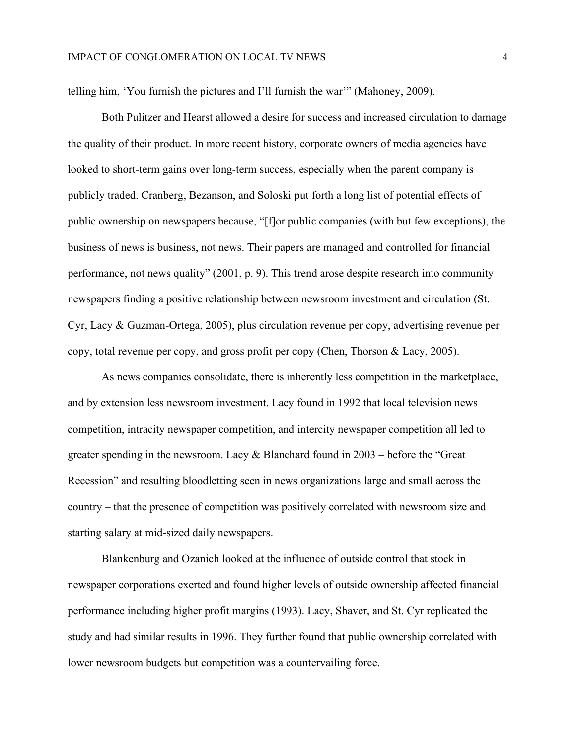telling him, 'You furnish the pictures and I'll furnish the war'" (Mahoney, 2009).

Both Pulitzer and Hearst allowed a desire for success and increased circulation to damage the quality of their product. In more recent history, corporate owners of media agencies have looked to short-term gains over long-term success, especially when the parent company is publicly traded. Cranberg, Bezanson, and Soloski put forth a long list of potential effects of public ownership on newspapers because, "[f]or public companies (with but few exceptions), the business of news is business, not news. Their papers are managed and controlled for financial performance, not news quality" (2001, p. 9). This trend arose despite research into community newspapers finding a positive relationship between newsroom investment and circulation (St. Cyr, Lacy & Guzman-Ortega, 2005), plus circulation revenue per copy, advertising revenue per copy, total revenue per copy, and gross profit per copy (Chen, Thorson & Lacy, 2005).

As news companies consolidate, there is inherently less competition in the marketplace, and by extension less newsroom investment. Lacy found in 1992 that local television news competition, intracity newspaper competition, and intercity newspaper competition all led to greater spending in the newsroom. Lacy & Blanchard found in 2003 – before the "Great Recession" and resulting bloodletting seen in news organizations large and small across the country – that the presence of competition was positively correlated with newsroom size and starting salary at mid-sized daily newspapers.

Blankenburg and Ozanich looked at the influence of outside control that stock in newspaper corporations exerted and found higher levels of outside ownership affected financial performance including higher profit margins (1993). Lacy, Shaver, and St. Cyr replicated the study and had similar results in 1996. They further found that public ownership correlated with lower newsroom budgets but competition was a countervailing force.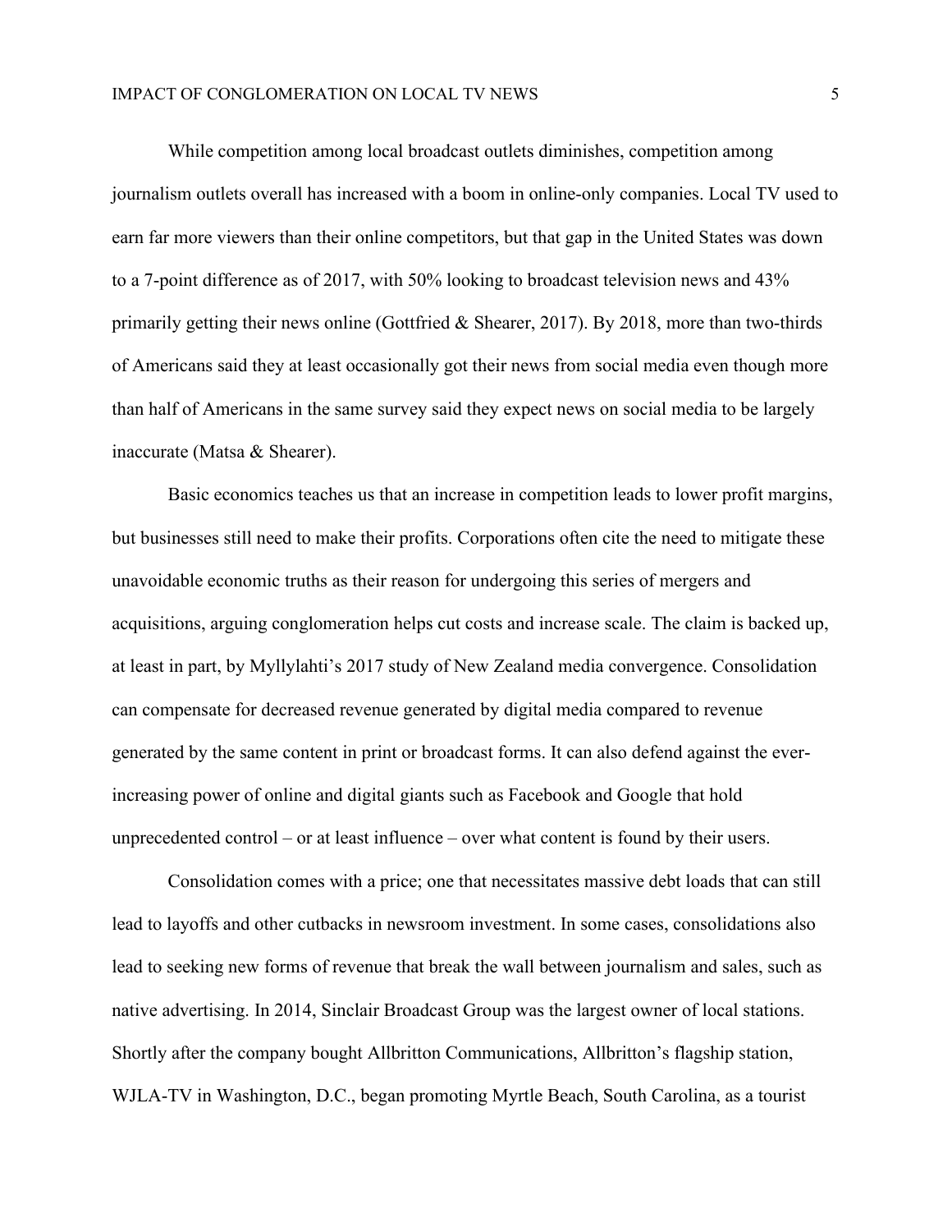While competition among local broadcast outlets diminishes, competition among journalism outlets overall has increased with a boom in online-only companies. Local TV used to earn far more viewers than their online competitors, but that gap in the United States was down to a 7-point difference as of 2017, with 50% looking to broadcast television news and 43% primarily getting their news online (Gottfried & Shearer, 2017). By 2018, more than two-thirds of Americans said they at least occasionally got their news from social media even though more than half of Americans in the same survey said they expect news on social media to be largely inaccurate (Matsa & Shearer).

Basic economics teaches us that an increase in competition leads to lower profit margins, but businesses still need to make their profits. Corporations often cite the need to mitigate these unavoidable economic truths as their reason for undergoing this series of mergers and acquisitions, arguing conglomeration helps cut costs and increase scale. The claim is backed up, at least in part, by Myllylahti's 2017 study of New Zealand media convergence. Consolidation can compensate for decreased revenue generated by digital media compared to revenue generated by the same content in print or broadcast forms. It can also defend against the ever-increasing power of online and digital giants such as Facebook and Google that hold unprecedented control – or at least influence – over what content is found by their users.

Consolidation comes with a price; one that necessitates massive debt loads that can still lead to layoffs and other cutbacks in newsroom investment. In some cases, consolidations also lead to seeking new forms of revenue that break the wall between journalism and sales, such as native advertising. In 2014, Sinclair Broadcast Group was the largest owner of local stations. Shortly after the company bought Allbritton Communications, Allbritton's flagship station, WJLA-TV in Washington, D.C., began promoting Myrtle Beach, South Carolina, as a tourist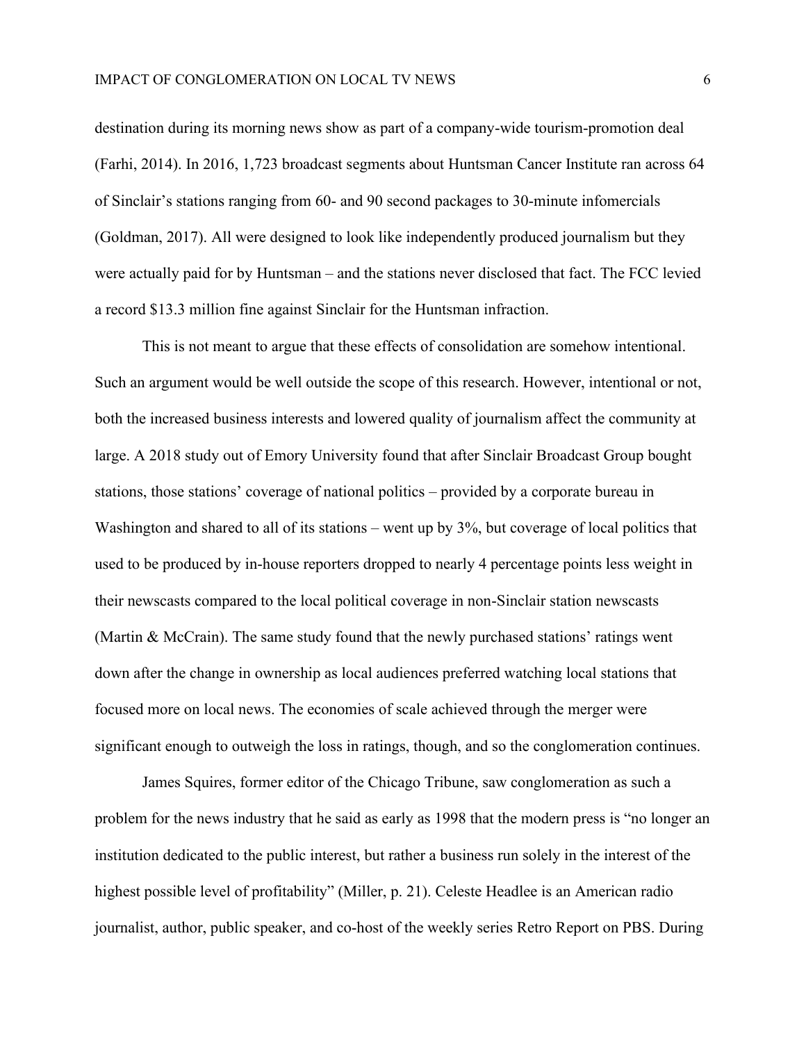destination during its morning news show as part of a company-wide tourism-promotion deal (Farhi, 2014). In 2016, 1,723 broadcast segments about Huntsman Cancer Institute ran across 64 of Sinclair's stations ranging from 60- and 90 second packages to 30-minute infomercials (Goldman, 2017). All were designed to look like independently produced journalism but they were actually paid for by Huntsman – and the stations never disclosed that fact. The FCC levied a record $13.3 million fine against Sinclair for the Huntsman infraction.

This is not meant to argue that these effects of consolidation are somehow intentional. Such an argument would be well outside the scope of this research. However, intentional or not, both the increased business interests and lowered quality of journalism affect the community at large. A 2018 study out of Emory University found that after Sinclair Broadcast Group bought stations, those stations' coverage of national politics – provided by a corporate bureau in Washington and shared to all of its stations – went up by 3%, but coverage of local politics that used to be produced by in-house reporters dropped to nearly 4 percentage points less weight in their newscasts compared to the local political coverage in non-Sinclair station newscasts (Martin & McCrain). The same study found that the newly purchased stations' ratings went down after the change in ownership as local audiences preferred watching local stations that focused more on local news. The economies of scale achieved through the merger were significant enough to outweigh the loss in ratings, though, and so the conglomeration continues.

James Squires, former editor of the Chicago Tribune, saw conglomeration as such a problem for the news industry that he said as early as 1998 that the modern press is "no longer an institution dedicated to the public interest, but rather a business run solely in the interest of the highest possible level of profitability" (Miller, p. 21). Celeste Headlee is an American radio journalist, author, public speaker, and co-host of the weekly series Retro Report on PBS. During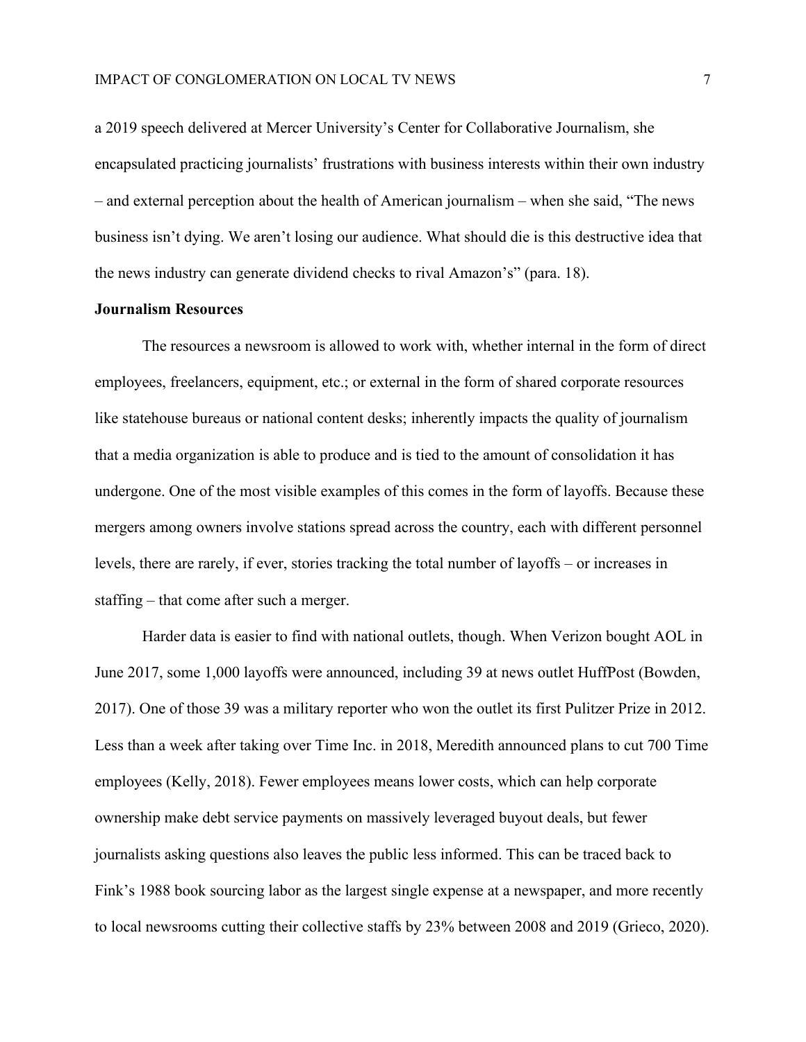a 2019 speech delivered at Mercer University's Center for Collaborative Journalism, she encapsulated practicing journalists' frustrations with business interests within their own industry – and external perception about the health of American journalism – when she said, "The news business isn't dying. We aren't losing our audience. What should die is this destructive idea that the news industry can generate dividend checks to rival Amazon's" (para. 18).

**Journalism Resources**

The resources a newsroom is allowed to work with, whether internal in the form of direct employees, freelancers, equipment, etc.; or external in the form of shared corporate resources like statehouse bureaus or national content desks; inherently impacts the quality of journalism that a media organization is able to produce and is tied to the amount of consolidation it has undergone. One of the most visible examples of this comes in the form of layoffs. Because these mergers among owners involve stations spread across the country, each with different personnel levels, there are rarely, if ever, stories tracking the total number of layoffs – or increases in staffing – that come after such a merger.

Harder data is easier to find with national outlets, though. When Verizon bought AOL in June 2017, some 1,000 layoffs were announced, including 39 at news outlet HuffPost (Bowden, 2017). One of those 39 was a military reporter who won the outlet its first Pulitzer Prize in 2012. Less than a week after taking over Time Inc. in 2018, Meredith announced plans to cut 700 Time employees (Kelly, 2018). Fewer employees means lower costs, which can help corporate ownership make debt service payments on massively leveraged buyout deals, but fewer journalists asking questions also leaves the public less informed. This can be traced back to Fink's 1988 book sourcing labor as the largest single expense at a newspaper, and more recently to local newsrooms cutting their collective staffs by 23% between 2008 and 2019 (Grieco, 2020).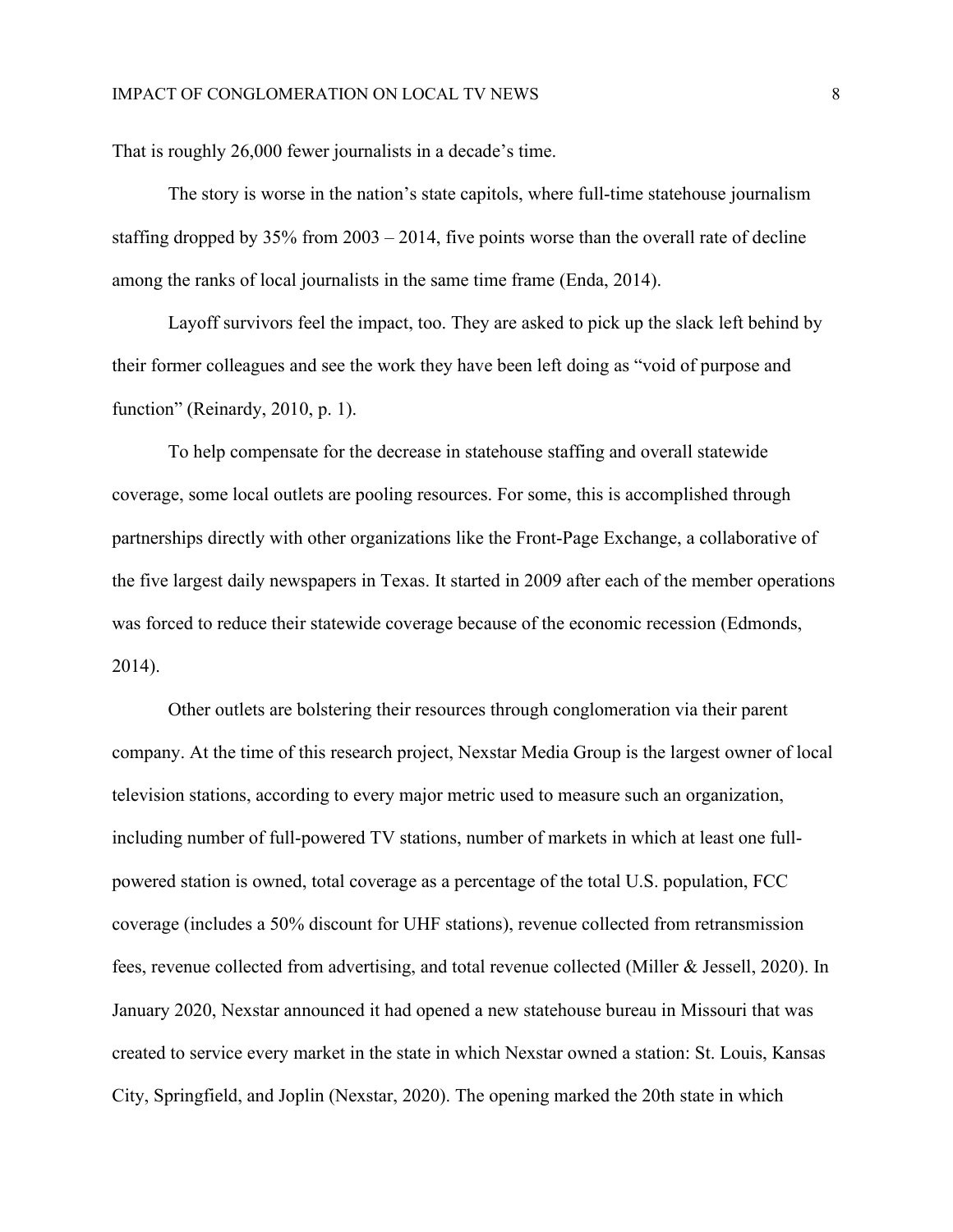That is roughly 26,000 fewer journalists in a decade's time.

The story is worse in the nation's state capitols, where full-time statehouse journalism staffing dropped by 35% from 2003 – 2014, five points worse than the overall rate of decline among the ranks of local journalists in the same time frame (Enda, 2014).

Layoff survivors feel the impact, too. They are asked to pick up the slack left behind by their former colleagues and see the work they have been left doing as "void of purpose and function" (Reinardy, 2010, p. 1).

To help compensate for the decrease in statehouse staffing and overall statewide coverage, some local outlets are pooling resources. For some, this is accomplished through partnerships directly with other organizations like the Front-Page Exchange, a collaborative of the five largest daily newspapers in Texas. It started in 2009 after each of the member operations was forced to reduce their statewide coverage because of the economic recession (Edmonds, 2014).

Other outlets are bolstering their resources through conglomeration via their parent company. At the time of this research project, Nexstar Media Group is the largest owner of local television stations, according to every major metric used to measure such an organization, including number of full-powered TV stations, number of markets in which at least one full-powered station is owned, total coverage as a percentage of the total U.S. population, FCC coverage (includes a 50% discount for UHF stations), revenue collected from retransmission fees, revenue collected from advertising, and total revenue collected (Miller & Jessell, 2020). In January 2020, Nexstar announced it had opened a new statehouse bureau in Missouri that was created to service every market in the state in which Nexstar owned a station: St. Louis, Kansas City, Springfield, and Joplin (Nexstar, 2020). The opening marked the 20th state in which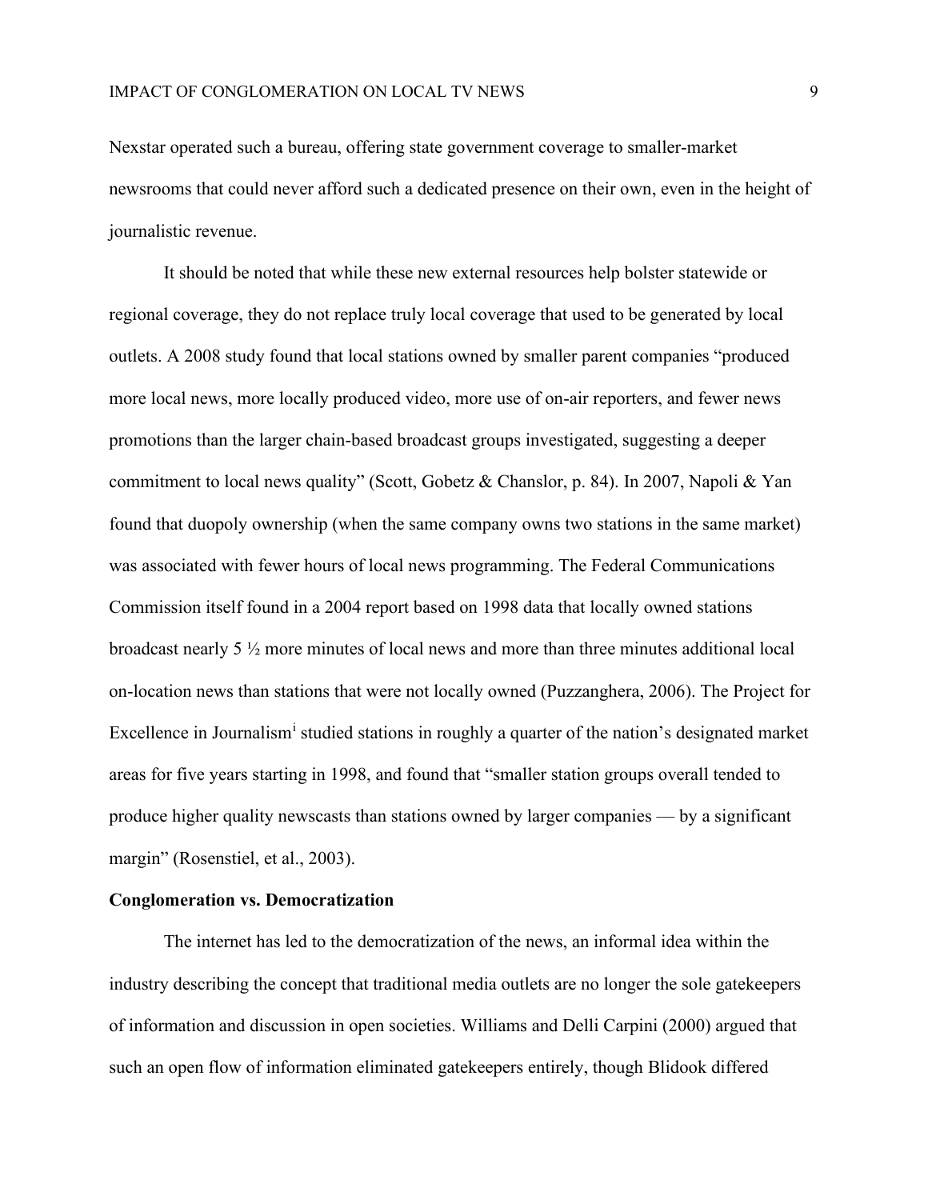Nexstar operated such a bureau, offering state government coverage to smaller-market newsrooms that could never afford such a dedicated presence on their own, even in the height of journalistic revenue.

It should be noted that while these new external resources help bolster statewide or regional coverage, they do not replace truly local coverage that used to be generated by local outlets. A 2008 study found that local stations owned by smaller parent companies "produced more local news, more locally produced video, more use of on-air reporters, and fewer news promotions than the larger chain-based broadcast groups investigated, suggesting a deeper commitment to local news quality" (Scott, Gobetz & Chanslor, p. 84). In 2007, Napoli & Yan found that duopoly ownership (when the same company owns two stations in the same market) was associated with fewer hours of local news programming. The Federal Communications Commission itself found in a 2004 report based on 1998 data that locally owned stations broadcast nearly 5 ½ more minutes of local news and more than three minutes additional local on-location news than stations that were not locally owned (Puzzanghera, 2006). The Project for Excellence in Journalism[i] studied stations in roughly a quarter of the nation's designated market areas for five years starting in 1998, and found that "smaller station groups overall tended to produce higher quality newscasts than stations owned by larger companies — by a significant margin" (Rosenstiel, et al., 2003).

**Conglomeration vs. Democratization**

The internet has led to the democratization of the news, an informal idea within the industry describing the concept that traditional media outlets are no longer the sole gatekeepers of information and discussion in open societies. Williams and Delli Carpini (2000) argued that such an open flow of information eliminated gatekeepers entirely, though Blidook differed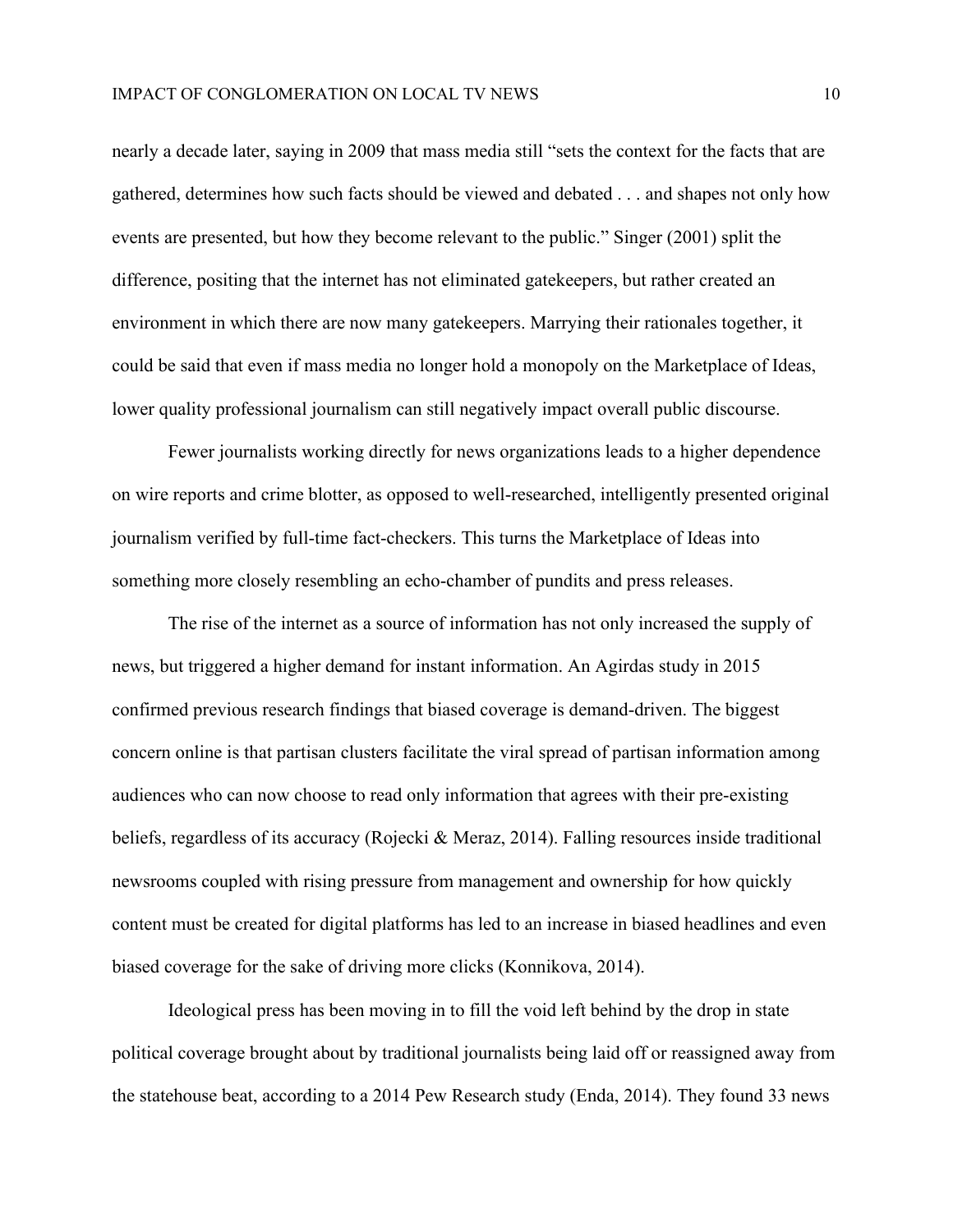nearly a decade later, saying in 2009 that mass media still "sets the context for the facts that are gathered, determines how such facts should be viewed and debated . . . and shapes not only how events are presented, but how they become relevant to the public." Singer (2001) split the difference, positing that the internet has not eliminated gatekeepers, but rather created an environment in which there are now many gatekeepers. Marrying their rationales together, it could be said that even if mass media no longer hold a monopoly on the Marketplace of Ideas, lower quality professional journalism can still negatively impact overall public discourse.

Fewer journalists working directly for news organizations leads to a higher dependence on wire reports and crime blotter, as opposed to well-researched, intelligently presented original journalism verified by full-time fact-checkers. This turns the Marketplace of Ideas into something more closely resembling an echo-chamber of pundits and press releases.

The rise of the internet as a source of information has not only increased the supply of news, but triggered a higher demand for instant information. An Agirdas study in 2015 confirmed previous research findings that biased coverage is demand-driven. The biggest concern online is that partisan clusters facilitate the viral spread of partisan information among audiences who can now choose to read only information that agrees with their pre-existing beliefs, regardless of its accuracy (Rojecki & Meraz, 2014). Falling resources inside traditional newsrooms coupled with rising pressure from management and ownership for how quickly content must be created for digital platforms has led to an increase in biased headlines and even biased coverage for the sake of driving more clicks (Konnikova, 2014).

Ideological press has been moving in to fill the void left behind by the drop in state political coverage brought about by traditional journalists being laid off or reassigned away from the statehouse beat, according to a 2014 Pew Research study (Enda, 2014). They found 33 news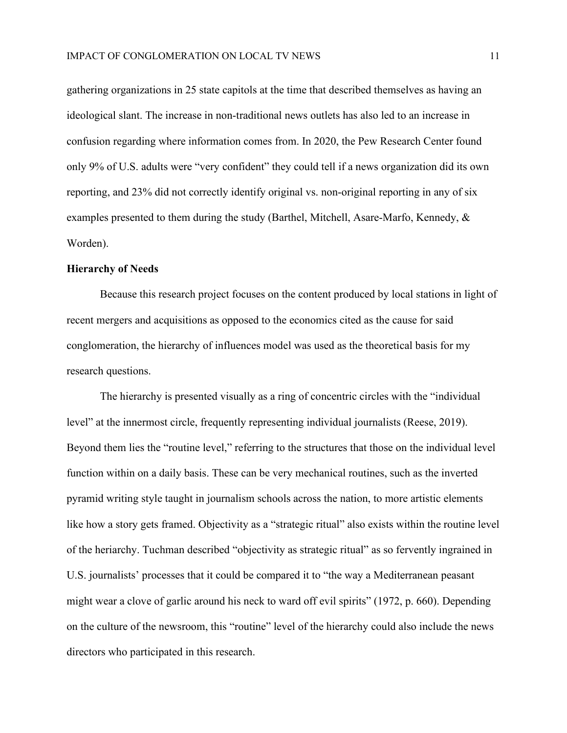gathering organizations in 25 state capitols at the time that described themselves as having an ideological slant. The increase in non-traditional news outlets has also led to an increase in confusion regarding where information comes from. In 2020, the Pew Research Center found only 9% of U.S. adults were "very confident" they could tell if a news organization did its own reporting, and 23% did not correctly identify original vs. non-original reporting in any of six examples presented to them during the study (Barthel, Mitchell, Asare-Marfo, Kennedy, & Worden).

**Hierarchy of Needs**

Because this research project focuses on the content produced by local stations in light of recent mergers and acquisitions as opposed to the economics cited as the cause for said conglomeration, the hierarchy of influences model was used as the theoretical basis for my research questions.

The hierarchy is presented visually as a ring of concentric circles with the "individual level" at the innermost circle, frequently representing individual journalists (Reese, 2019). Beyond them lies the "routine level," referring to the structures that those on the individual level function within on a daily basis. These can be very mechanical routines, such as the inverted pyramid writing style taught in journalism schools across the nation, to more artistic elements like how a story gets framed. Objectivity as a "strategic ritual" also exists within the routine level of the heriarchy. Tuchman described "objectivity as strategic ritual" as so fervently ingrained in U.S. journalists' processes that it could be compared it to "the way a Mediterranean peasant might wear a clove of garlic around his neck to ward off evil spirits" (1972, p. 660). Depending on the culture of the newsroom, this "routine" level of the hierarchy could also include the news directors who participated in this research.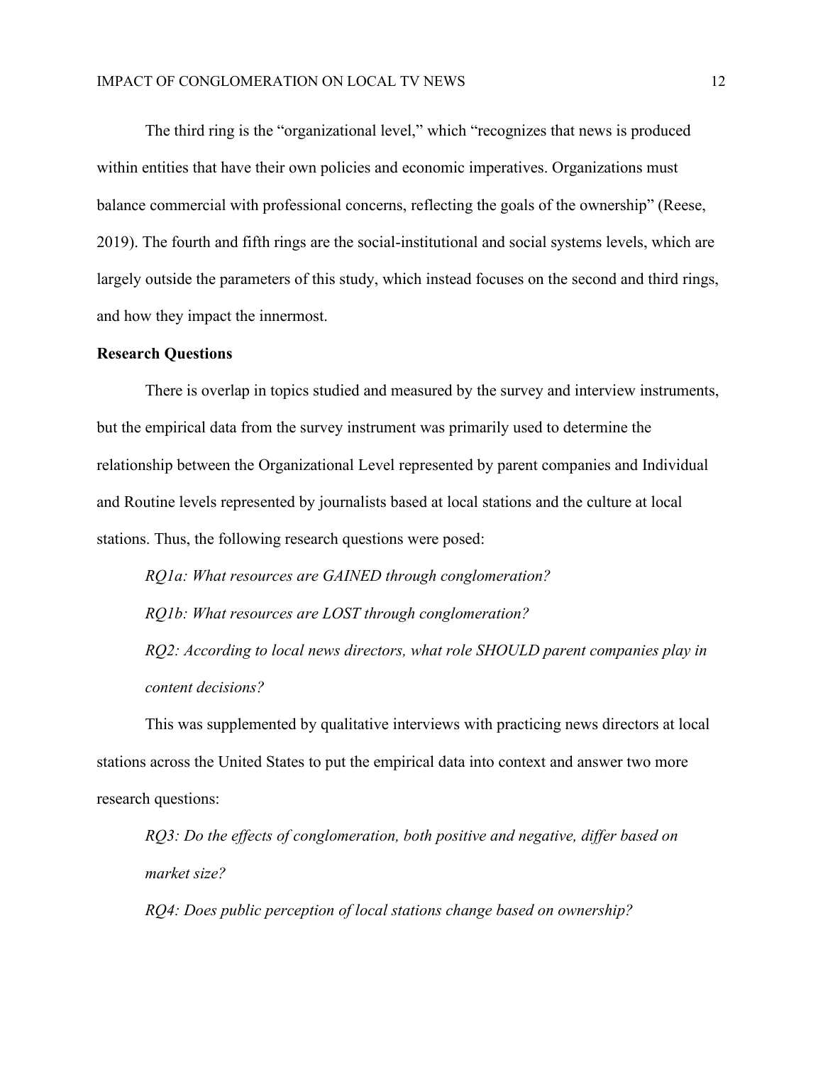The third ring is the "organizational level," which "recognizes that news is produced within entities that have their own policies and economic imperatives. Organizations must balance commercial with professional concerns, reflecting the goals of the ownership" (Reese, 2019). The fourth and fifth rings are the social-institutional and social systems levels, which are largely outside the parameters of this study, which instead focuses on the second and third rings, and how they impact the innermost.

**Research Questions**

There is overlap in topics studied and measured by the survey and interview instruments, but the empirical data from the survey instrument was primarily used to determine the relationship between the Organizational Level represented by parent companies and Individual and Routine levels represented by journalists based at local stations and the culture at local stations. Thus, the following research questions were posed:

*RQ1a: What resources are GAINED through conglomeration?*

*RQ1b: What resources are LOST through conglomeration?*

*RQ2: According to local news directors, what role SHOULD parent companies play in content decisions?*

This was supplemented by qualitative interviews with practicing news directors at local stations across the United States to put the empirical data into context and answer two more research questions:

*RQ3: Do the effects of conglomeration, both positive and negative, differ based on market size?*

*RQ4: Does public perception of local stations change based on ownership?*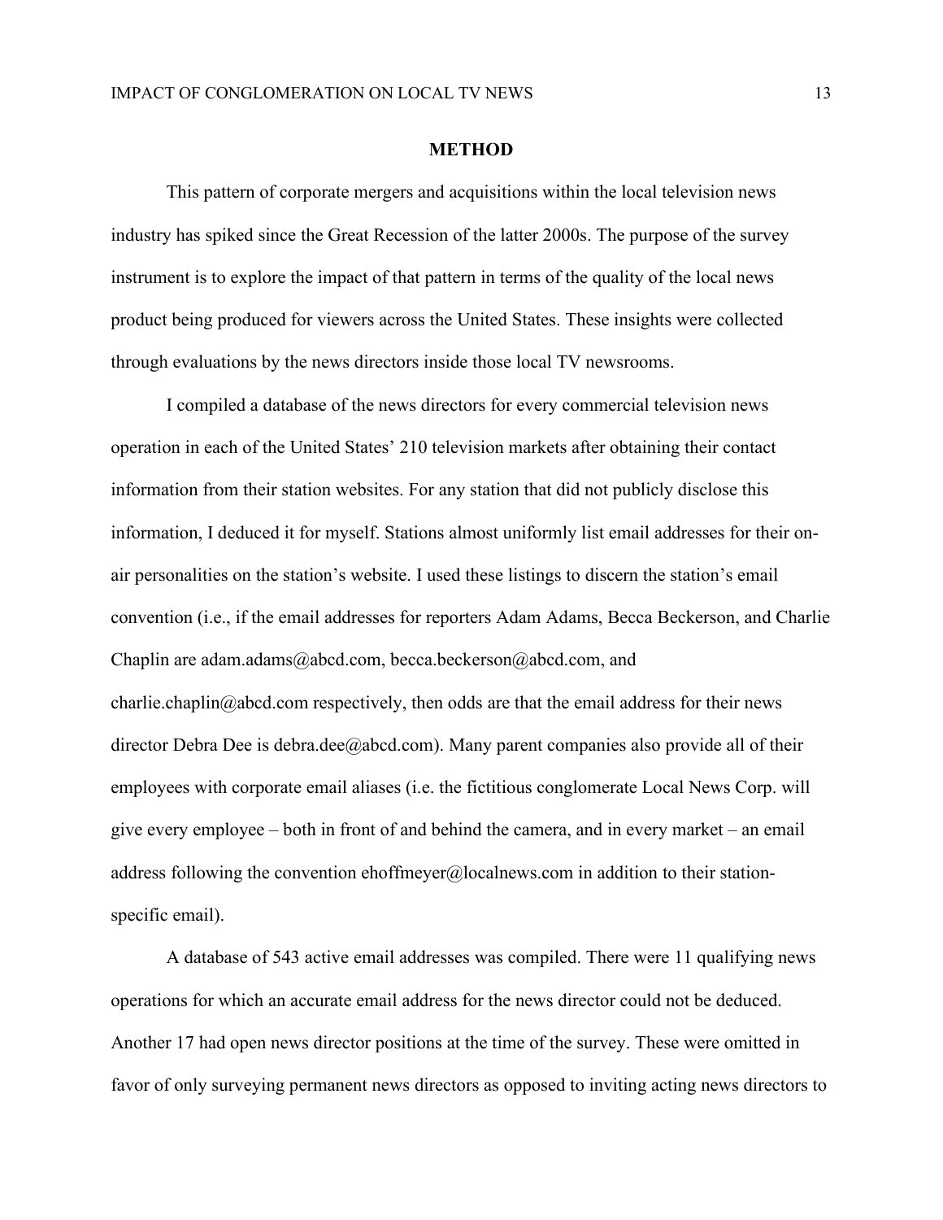## METHOD

This pattern of corporate mergers and acquisitions within the local television news industry has spiked since the Great Recession of the latter 2000s. The purpose of the survey instrument is to explore the impact of that pattern in terms of the quality of the local news product being produced for viewers across the United States. These insights were collected through evaluations by the news directors inside those local TV newsrooms.

I compiled a database of the news directors for every commercial television news operation in each of the United States' 210 television markets after obtaining their contact information from their station websites. For any station that did not publicly disclose this information, I deduced it for myself. Stations almost uniformly list email addresses for their on-air personalities on the station's website. I used these listings to discern the station's email convention (i.e., if the email addresses for reporters Adam Adams, Becca Beckerson, and Charlie Chaplin are adam.adams@abcd.com, becca.beckerson@abcd.com, and charlie.chaplin@abcd.com respectively, then odds are that the email address for their news director Debra Dee is debra.dee@abcd.com). Many parent companies also provide all of their employees with corporate email aliases (i.e. the fictitious conglomerate Local News Corp. will give every employee – both in front of and behind the camera, and in every market – an email address following the convention ehoffmeyer@localnews.com in addition to their station-specific email).

A database of 543 active email addresses was compiled. There were 11 qualifying news operations for which an accurate email address for the news director could not be deduced. Another 17 had open news director positions at the time of the survey. These were omitted in favor of only surveying permanent news directors as opposed to inviting acting news directors to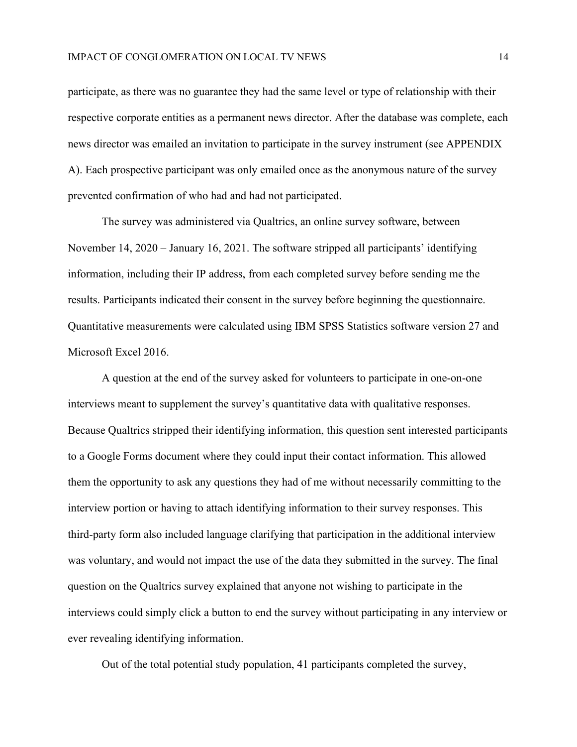participate, as there was no guarantee they had the same level or type of relationship with their respective corporate entities as a permanent news director. After the database was complete, each news director was emailed an invitation to participate in the survey instrument (see APPENDIX A). Each prospective participant was only emailed once as the anonymous nature of the survey prevented confirmation of who had and had not participated.

The survey was administered via Qualtrics, an online survey software, between November 14, 2020 – January 16, 2021. The software stripped all participants' identifying information, including their IP address, from each completed survey before sending me the results. Participants indicated their consent in the survey before beginning the questionnaire. Quantitative measurements were calculated using IBM SPSS Statistics software version 27 and Microsoft Excel 2016.

A question at the end of the survey asked for volunteers to participate in one-on-one interviews meant to supplement the survey's quantitative data with qualitative responses. Because Qualtrics stripped their identifying information, this question sent interested participants to a Google Forms document where they could input their contact information. This allowed them the opportunity to ask any questions they had of me without necessarily committing to the interview portion or having to attach identifying information to their survey responses. This third-party form also included language clarifying that participation in the additional interview was voluntary, and would not impact the use of the data they submitted in the survey. The final question on the Qualtrics survey explained that anyone not wishing to participate in the interviews could simply click a button to end the survey without participating in any interview or ever revealing identifying information.

Out of the total potential study population, 41 participants completed the survey,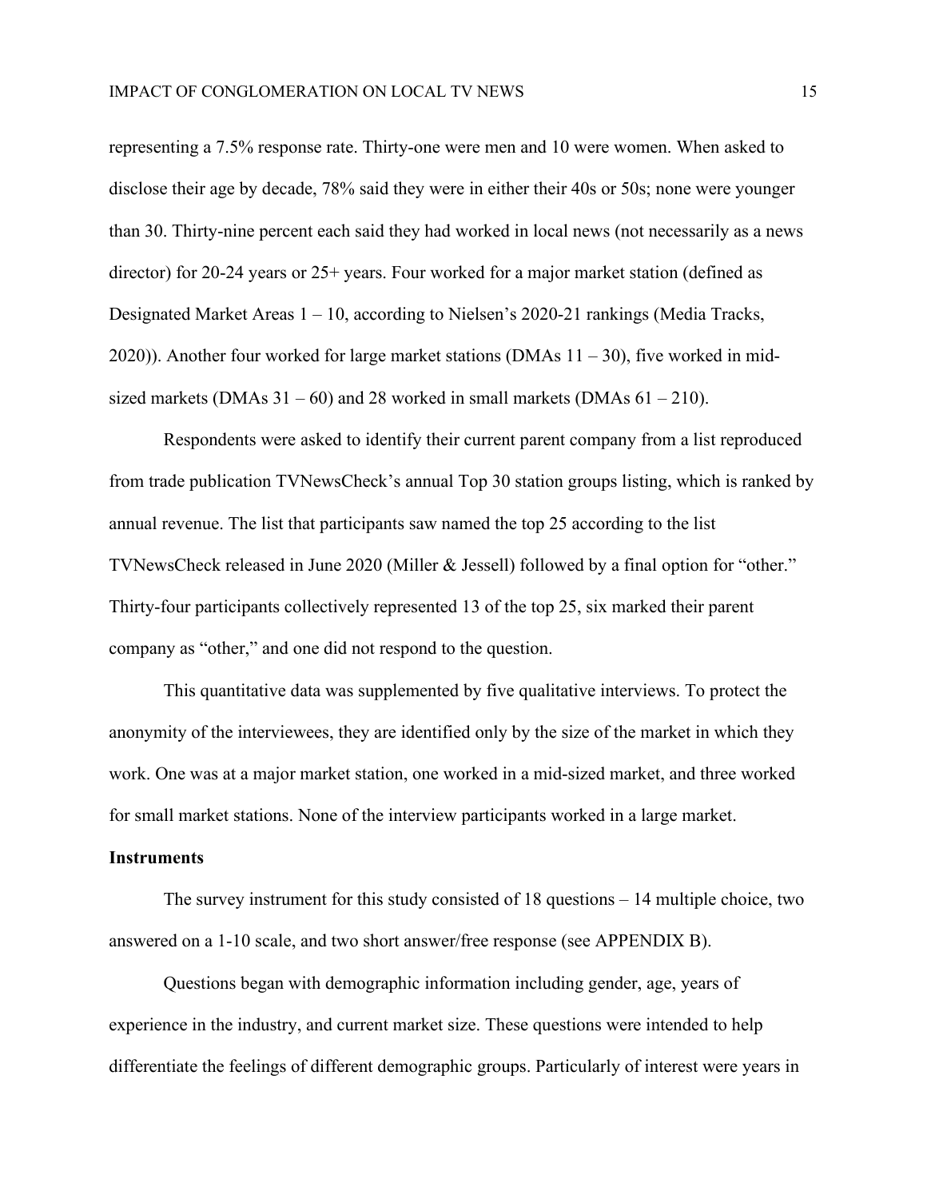representing a 7.5% response rate. Thirty-one were men and 10 were women. When asked to disclose their age by decade, 78% said they were in either their 40s or 50s; none were younger than 30. Thirty-nine percent each said they had worked in local news (not necessarily as a news director) for 20-24 years or 25+ years. Four worked for a major market station (defined as Designated Market Areas 1 – 10, according to Nielsen's 2020-21 rankings (Media Tracks, 2020)). Another four worked for large market stations (DMAs 11 – 30), five worked in mid-sized markets (DMAs 31 – 60) and 28 worked in small markets (DMAs 61 – 210).

Respondents were asked to identify their current parent company from a list reproduced from trade publication TVNewsCheck's annual Top 30 station groups listing, which is ranked by annual revenue. The list that participants saw named the top 25 according to the list TVNewsCheck released in June 2020 (Miller & Jessell) followed by a final option for "other." Thirty-four participants collectively represented 13 of the top 25, six marked their parent company as "other," and one did not respond to the question.

This quantitative data was supplemented by five qualitative interviews. To protect the anonymity of the interviewees, they are identified only by the size of the market in which they work. One was at a major market station, one worked in a mid-sized market, and three worked for small market stations. None of the interview participants worked in a large market.

**Instruments**

The survey instrument for this study consisted of 18 questions – 14 multiple choice, two answered on a 1-10 scale, and two short answer/free response (see APPENDIX B).

Questions began with demographic information including gender, age, years of experience in the industry, and current market size. These questions were intended to help differentiate the feelings of different demographic groups. Particularly of interest were years in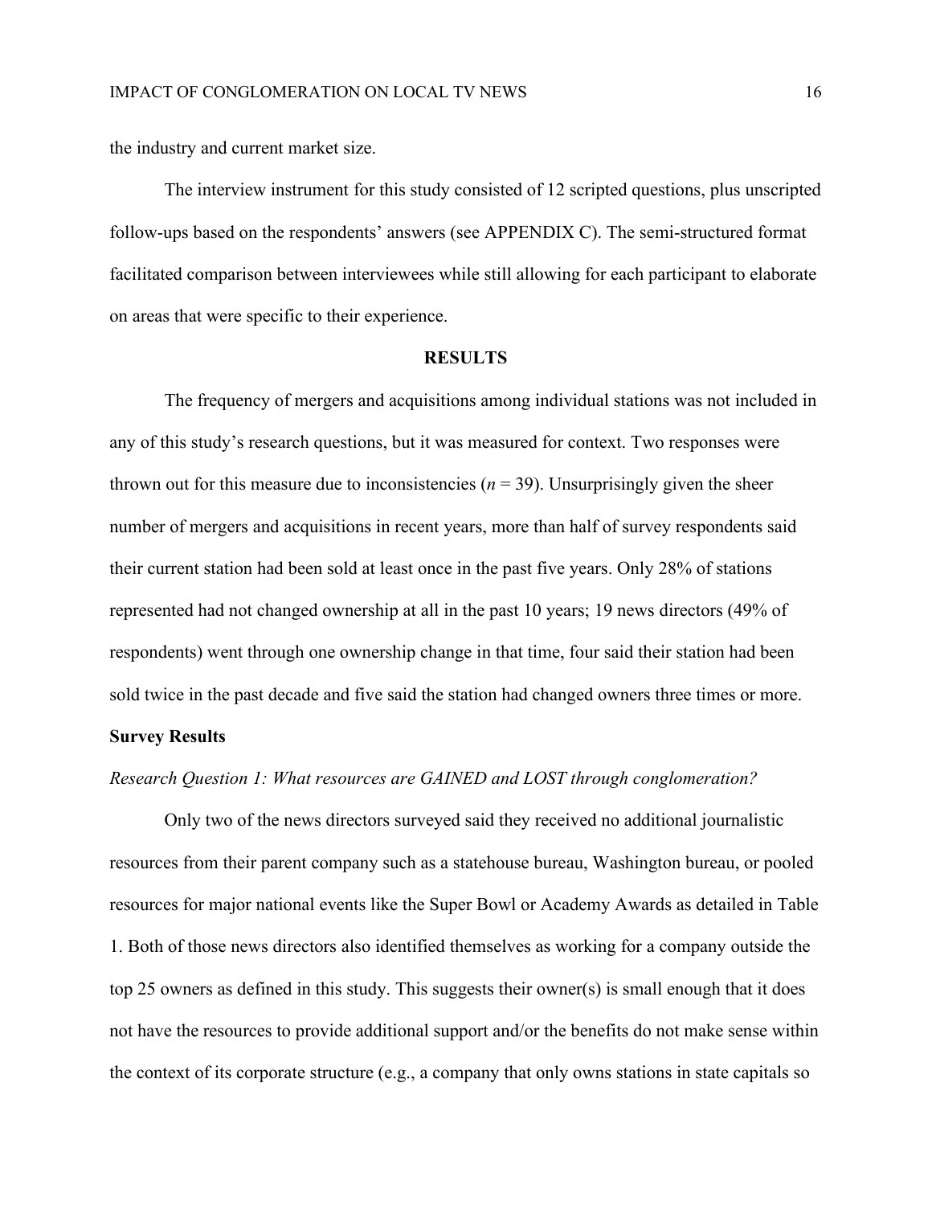the industry and current market size.

The interview instrument for this study consisted of 12 scripted questions, plus unscripted follow-ups based on the respondents' answers (see APPENDIX C). The semi-structured format facilitated comparison between interviewees while still allowing for each participant to elaborate on areas that were specific to their experience.

## RESULTS

The frequency of mergers and acquisitions among individual stations was not included in any of this study's research questions, but it was measured for context. Two responses were thrown out for this measure due to inconsistencies ($n = 39$). Unsurprisingly given the sheer number of mergers and acquisitions in recent years, more than half of survey respondents said their current station had been sold at least once in the past five years. Only 28% of stations represented had not changed ownership at all in the past 10 years; 19 news directors (49% of respondents) went through one ownership change in that time, four said their station had been sold twice in the past decade and five said the station had changed owners three times or more.

### Survey Results

*Research Question 1: What resources are GAINED and LOST through conglomeration?*

Only two of the news directors surveyed said they received no additional journalistic resources from their parent company such as a statehouse bureau, Washington bureau, or pooled resources for major national events like the Super Bowl or Academy Awards as detailed in Table 1. Both of those news directors also identified themselves as working for a company outside the top 25 owners as defined in this study. This suggests their owner(s) is small enough that it does not have the resources to provide additional support and/or the benefits do not make sense within the context of its corporate structure (e.g., a company that only owns stations in state capitals so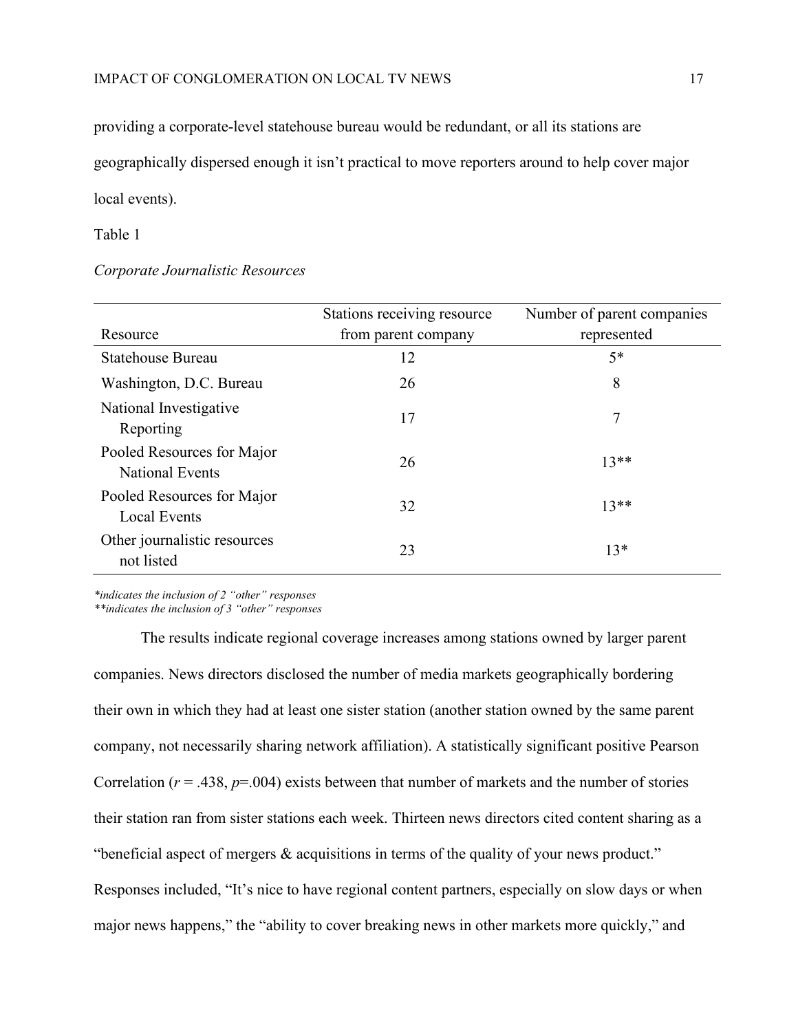providing a corporate-level statehouse bureau would be redundant, or all its stations are geographically dispersed enough it isn't practical to move reporters around to help cover major local events).

Table 1

*Corporate Journalistic Resources*

| Resource | Stations receiving resource from parent company | Number of parent companies represented |
|---|---|---|
| Statehouse Bureau | 12 | 5* |
| Washington, D.C. Bureau | 26 | 8 |
| National Investigative Reporting | 17 | 7 |
| Pooled Resources for Major National Events | 26 | 13** |
| Pooled Resources for Major Local Events | 32 | 13** |
| Other journalistic resources not listed | 23 | 13* |

*\*indicates the inclusion of 2 "other" responses*
*\*\*indicates the inclusion of 3 "other" responses*

The results indicate regional coverage increases among stations owned by larger parent companies. News directors disclosed the number of media markets geographically bordering their own in which they had at least one sister station (another station owned by the same parent company, not necessarily sharing network affiliation). A statistically significant positive Pearson Correlation ($r = .438$, $p = .004$) exists between that number of markets and the number of stories their station ran from sister stations each week. Thirteen news directors cited content sharing as a "beneficial aspect of mergers & acquisitions in terms of the quality of your news product." Responses included, "It's nice to have regional content partners, especially on slow days or when major news happens," the "ability to cover breaking news in other markets more quickly," and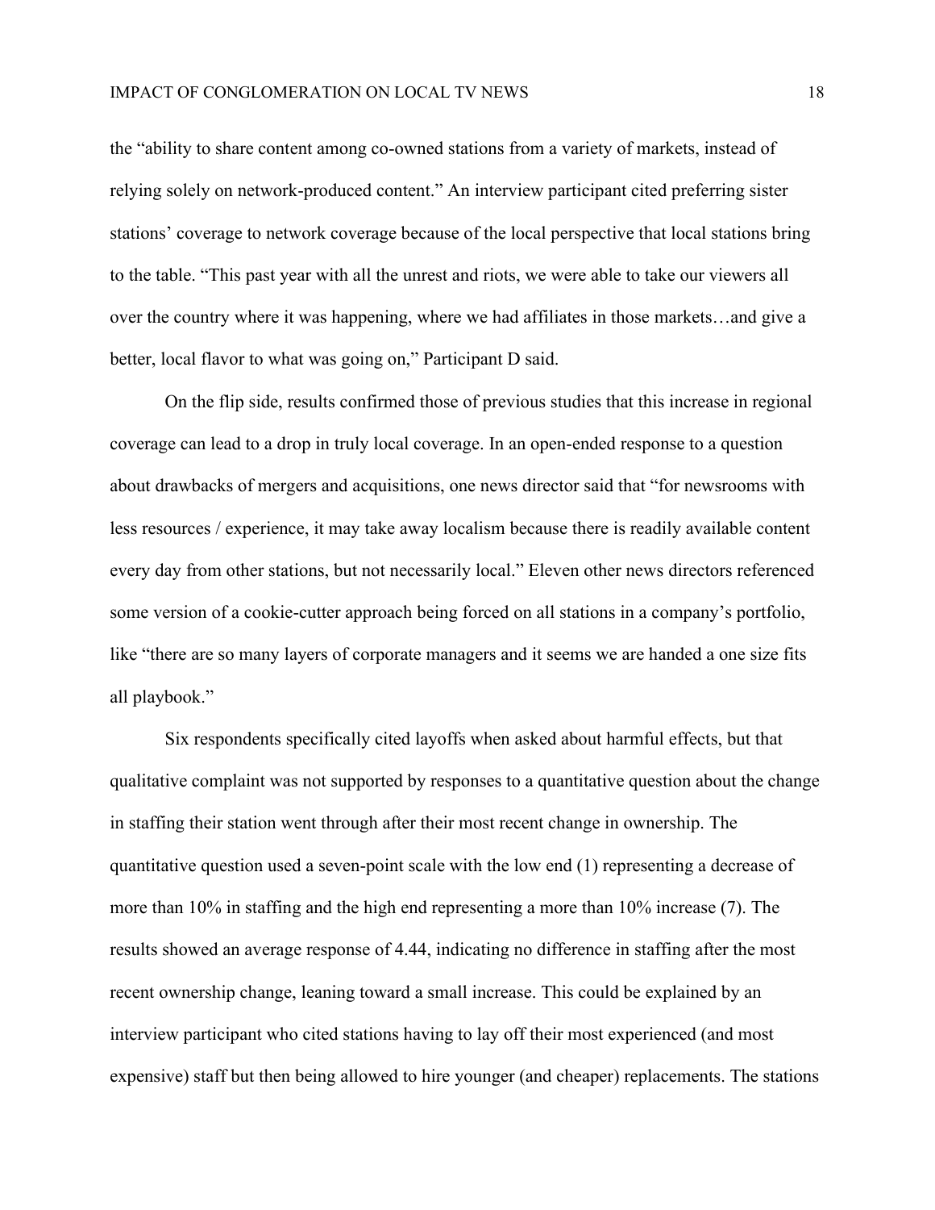the "ability to share content among co-owned stations from a variety of markets, instead of relying solely on network-produced content." An interview participant cited preferring sister stations' coverage to network coverage because of the local perspective that local stations bring to the table. "This past year with all the unrest and riots, we were able to take our viewers all over the country where it was happening, where we had affiliates in those markets…and give a better, local flavor to what was going on," Participant D said.

On the flip side, results confirmed those of previous studies that this increase in regional coverage can lead to a drop in truly local coverage. In an open-ended response to a question about drawbacks of mergers and acquisitions, one news director said that "for newsrooms with less resources / experience, it may take away localism because there is readily available content every day from other stations, but not necessarily local." Eleven other news directors referenced some version of a cookie-cutter approach being forced on all stations in a company's portfolio, like "there are so many layers of corporate managers and it seems we are handed a one size fits all playbook."

Six respondents specifically cited layoffs when asked about harmful effects, but that qualitative complaint was not supported by responses to a quantitative question about the change in staffing their station went through after their most recent change in ownership. The quantitative question used a seven-point scale with the low end (1) representing a decrease of more than 10% in staffing and the high end representing a more than 10% increase (7). The results showed an average response of 4.44, indicating no difference in staffing after the most recent ownership change, leaning toward a small increase. This could be explained by an interview participant who cited stations having to lay off their most experienced (and most expensive) staff but then being allowed to hire younger (and cheaper) replacements. The stations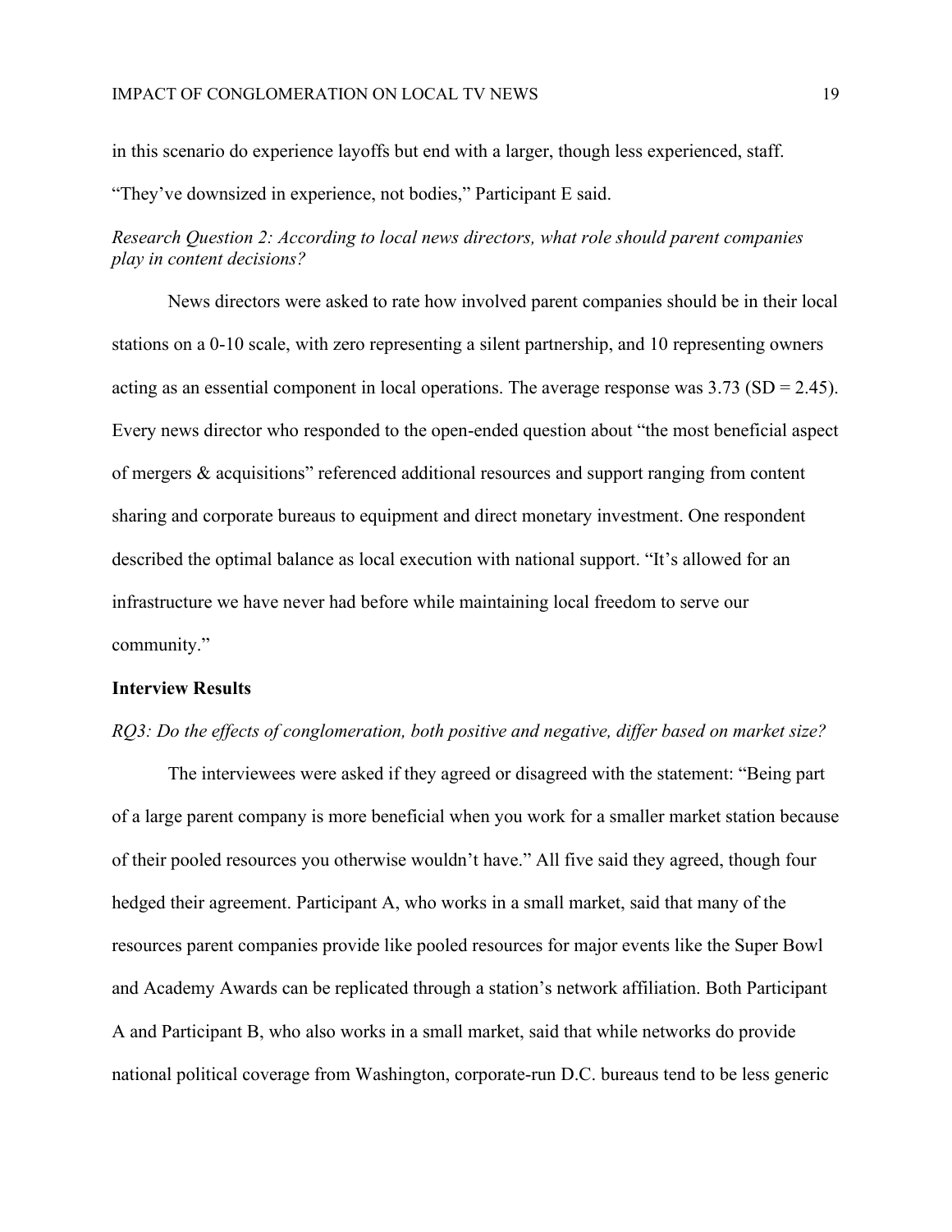in this scenario do experience layoffs but end with a larger, though less experienced, staff. "They've downsized in experience, not bodies," Participant E said.

*Research Question 2: According to local news directors, what role should parent companies play in content decisions?*

News directors were asked to rate how involved parent companies should be in their local stations on a 0-10 scale, with zero representing a silent partnership, and 10 representing owners acting as an essential component in local operations. The average response was 3.73 (SD = 2.45). Every news director who responded to the open-ended question about "the most beneficial aspect of mergers & acquisitions" referenced additional resources and support ranging from content sharing and corporate bureaus to equipment and direct monetary investment. One respondent described the optimal balance as local execution with national support. "It's allowed for an infrastructure we have never had before while maintaining local freedom to serve our community."

**Interview Results**

*RQ3: Do the effects of conglomeration, both positive and negative, differ based on market size?*

The interviewees were asked if they agreed or disagreed with the statement: "Being part of a large parent company is more beneficial when you work for a smaller market station because of their pooled resources you otherwise wouldn't have." All five said they agreed, though four hedged their agreement. Participant A, who works in a small market, said that many of the resources parent companies provide like pooled resources for major events like the Super Bowl and Academy Awards can be replicated through a station's network affiliation. Both Participant A and Participant B, who also works in a small market, said that while networks do provide national political coverage from Washington, corporate-run D.C. bureaus tend to be less generic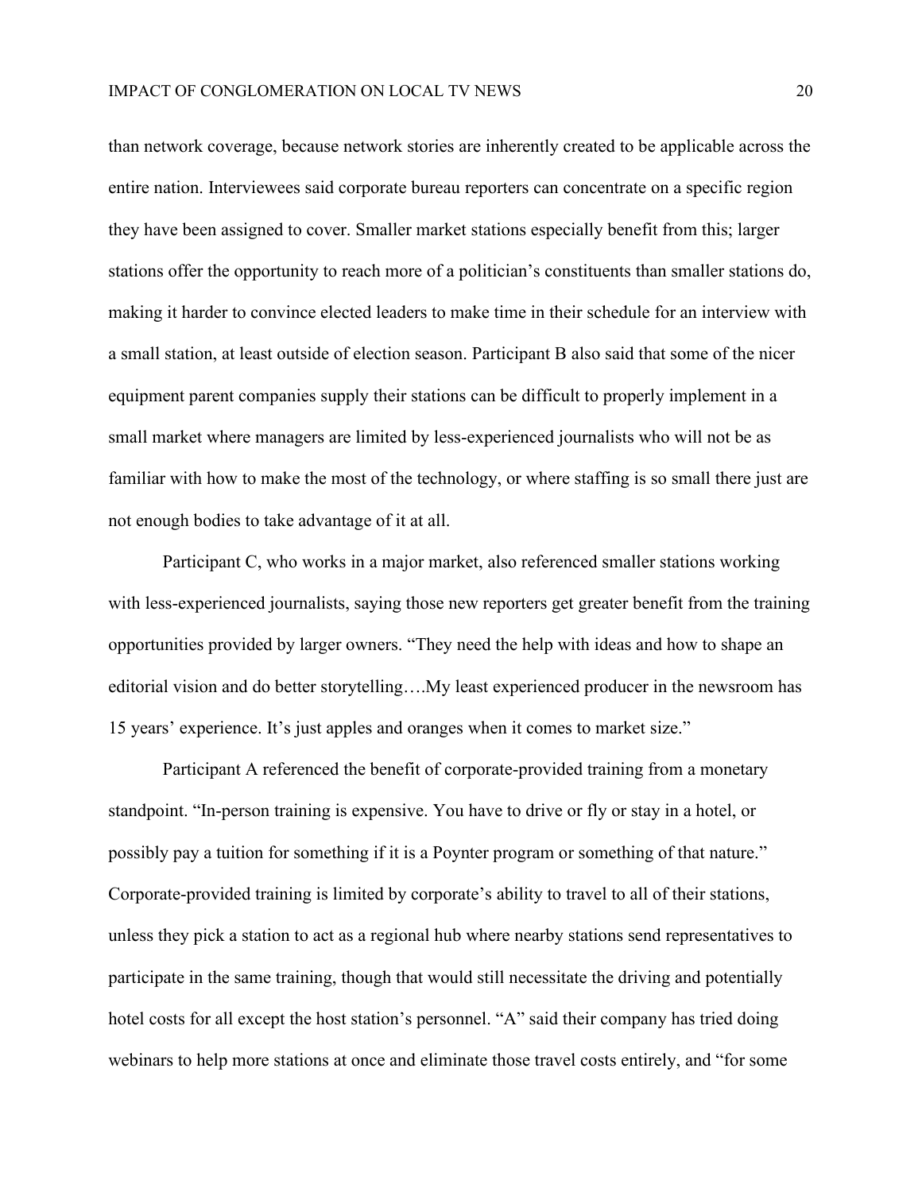than network coverage, because network stories are inherently created to be applicable across the entire nation. Interviewees said corporate bureau reporters can concentrate on a specific region they have been assigned to cover. Smaller market stations especially benefit from this; larger stations offer the opportunity to reach more of a politician's constituents than smaller stations do, making it harder to convince elected leaders to make time in their schedule for an interview with a small station, at least outside of election season. Participant B also said that some of the nicer equipment parent companies supply their stations can be difficult to properly implement in a small market where managers are limited by less-experienced journalists who will not be as familiar with how to make the most of the technology, or where staffing is so small there just are not enough bodies to take advantage of it at all.

Participant C, who works in a major market, also referenced smaller stations working with less-experienced journalists, saying those new reporters get greater benefit from the training opportunities provided by larger owners. "They need the help with ideas and how to shape an editorial vision and do better storytelling….My least experienced producer in the newsroom has 15 years' experience. It's just apples and oranges when it comes to market size."

Participant A referenced the benefit of corporate-provided training from a monetary standpoint. "In-person training is expensive. You have to drive or fly or stay in a hotel, or possibly pay a tuition for something if it is a Poynter program or something of that nature." Corporate-provided training is limited by corporate's ability to travel to all of their stations, unless they pick a station to act as a regional hub where nearby stations send representatives to participate in the same training, though that would still necessitate the driving and potentially hotel costs for all except the host station's personnel. "A" said their company has tried doing webinars to help more stations at once and eliminate those travel costs entirely, and "for some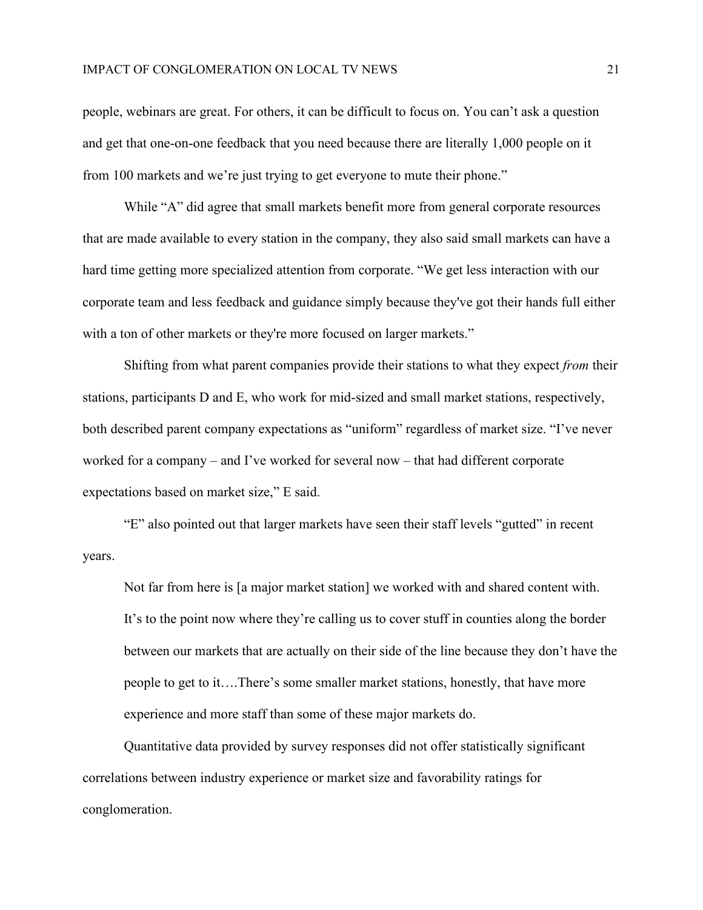people, webinars are great. For others, it can be difficult to focus on. You can't ask a question and get that one-on-one feedback that you need because there are literally 1,000 people on it from 100 markets and we're just trying to get everyone to mute their phone."

While "A" did agree that small markets benefit more from general corporate resources that are made available to every station in the company, they also said small markets can have a hard time getting more specialized attention from corporate. "We get less interaction with our corporate team and less feedback and guidance simply because they've got their hands full either with a ton of other markets or they're more focused on larger markets."

Shifting from what parent companies provide their stations to what they expect *from* their stations, participants D and E, who work for mid-sized and small market stations, respectively, both described parent company expectations as "uniform" regardless of market size. "I've never worked for a company – and I've worked for several now – that had different corporate expectations based on market size," E said.

"E" also pointed out that larger markets have seen their staff levels "gutted" in recent years.

> Not far from here is [a major market station] we worked with and shared content with. It's to the point now where they're calling us to cover stuff in counties along the border between our markets that are actually on their side of the line because they don't have the people to get to it….There's some smaller market stations, honestly, that have more experience and more staff than some of these major markets do.

Quantitative data provided by survey responses did not offer statistically significant correlations between industry experience or market size and favorability ratings for conglomeration.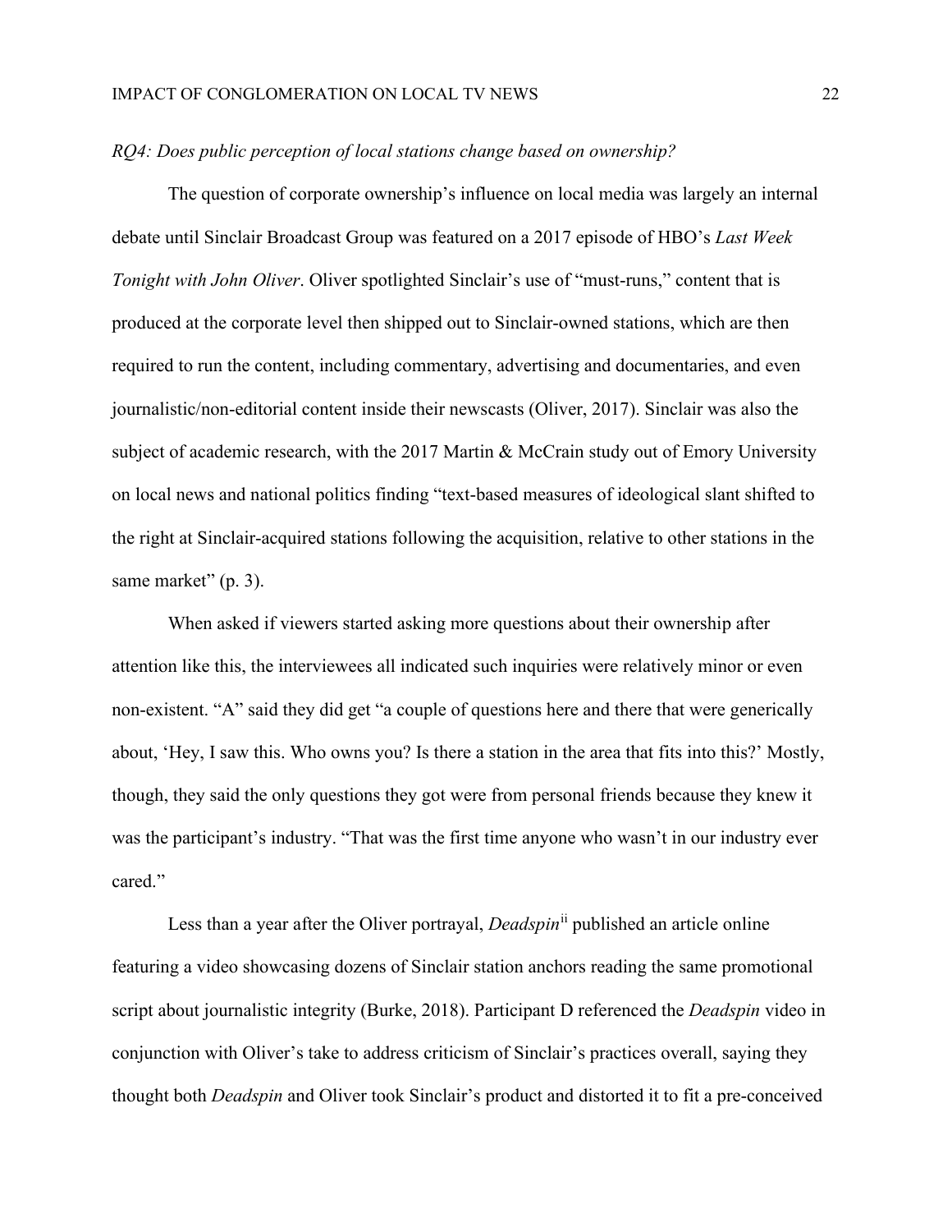*RQ4: Does public perception of local stations change based on ownership?*

The question of corporate ownership's influence on local media was largely an internal debate until Sinclair Broadcast Group was featured on a 2017 episode of HBO's *Last Week Tonight with John Oliver*. Oliver spotlighted Sinclair's use of "must-runs," content that is produced at the corporate level then shipped out to Sinclair-owned stations, which are then required to run the content, including commentary, advertising and documentaries, and even journalistic/non-editorial content inside their newscasts (Oliver, 2017). Sinclair was also the subject of academic research, with the 2017 Martin & McCrain study out of Emory University on local news and national politics finding "text-based measures of ideological slant shifted to the right at Sinclair-acquired stations following the acquisition, relative to other stations in the same market" (p. 3).

When asked if viewers started asking more questions about their ownership after attention like this, the interviewees all indicated such inquiries were relatively minor or even non-existent. "A" said they did get "a couple of questions here and there that were generically about, 'Hey, I saw this. Who owns you? Is there a station in the area that fits into this?' Mostly, though, they said the only questions they got were from personal friends because they knew it was the participant's industry. "That was the first time anyone who wasn't in our industry ever cared."

Less than a year after the Oliver portrayal, *Deadspin*[ii] published an article online featuring a video showcasing dozens of Sinclair station anchors reading the same promotional script about journalistic integrity (Burke, 2018). Participant D referenced the *Deadspin* video in conjunction with Oliver's take to address criticism of Sinclair's practices overall, saying they thought both *Deadspin* and Oliver took Sinclair's product and distorted it to fit a pre-conceived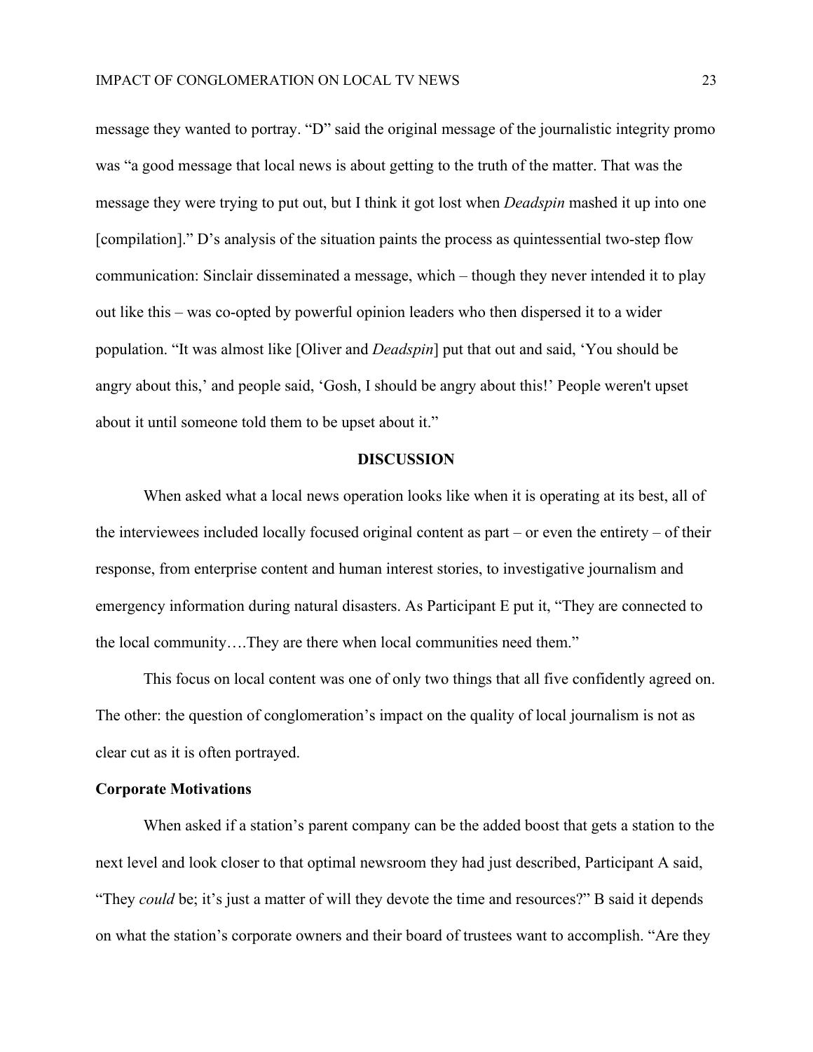message they wanted to portray. "D" said the original message of the journalistic integrity promo was "a good message that local news is about getting to the truth of the matter. That was the message they were trying to put out, but I think it got lost when *Deadspin* mashed it up into one [compilation]." D's analysis of the situation paints the process as quintessential two-step flow communication: Sinclair disseminated a message, which – though they never intended it to play out like this – was co-opted by powerful opinion leaders who then dispersed it to a wider population. "It was almost like [Oliver and *Deadspin*] put that out and said, 'You should be angry about this,' and people said, 'Gosh, I should be angry about this!' People weren't upset about it until someone told them to be upset about it."

## DISCUSSION

When asked what a local news operation looks like when it is operating at its best, all of the interviewees included locally focused original content as part – or even the entirety – of their response, from enterprise content and human interest stories, to investigative journalism and emergency information during natural disasters. As Participant E put it, "They are connected to the local community….They are there when local communities need them."

This focus on local content was one of only two things that all five confidently agreed on. The other: the question of conglomeration's impact on the quality of local journalism is not as clear cut as it is often portrayed.

### Corporate Motivations

When asked if a station's parent company can be the added boost that gets a station to the next level and look closer to that optimal newsroom they had just described, Participant A said, "They *could* be; it's just a matter of will they devote the time and resources?" B said it depends on what the station's corporate owners and their board of trustees want to accomplish. "Are they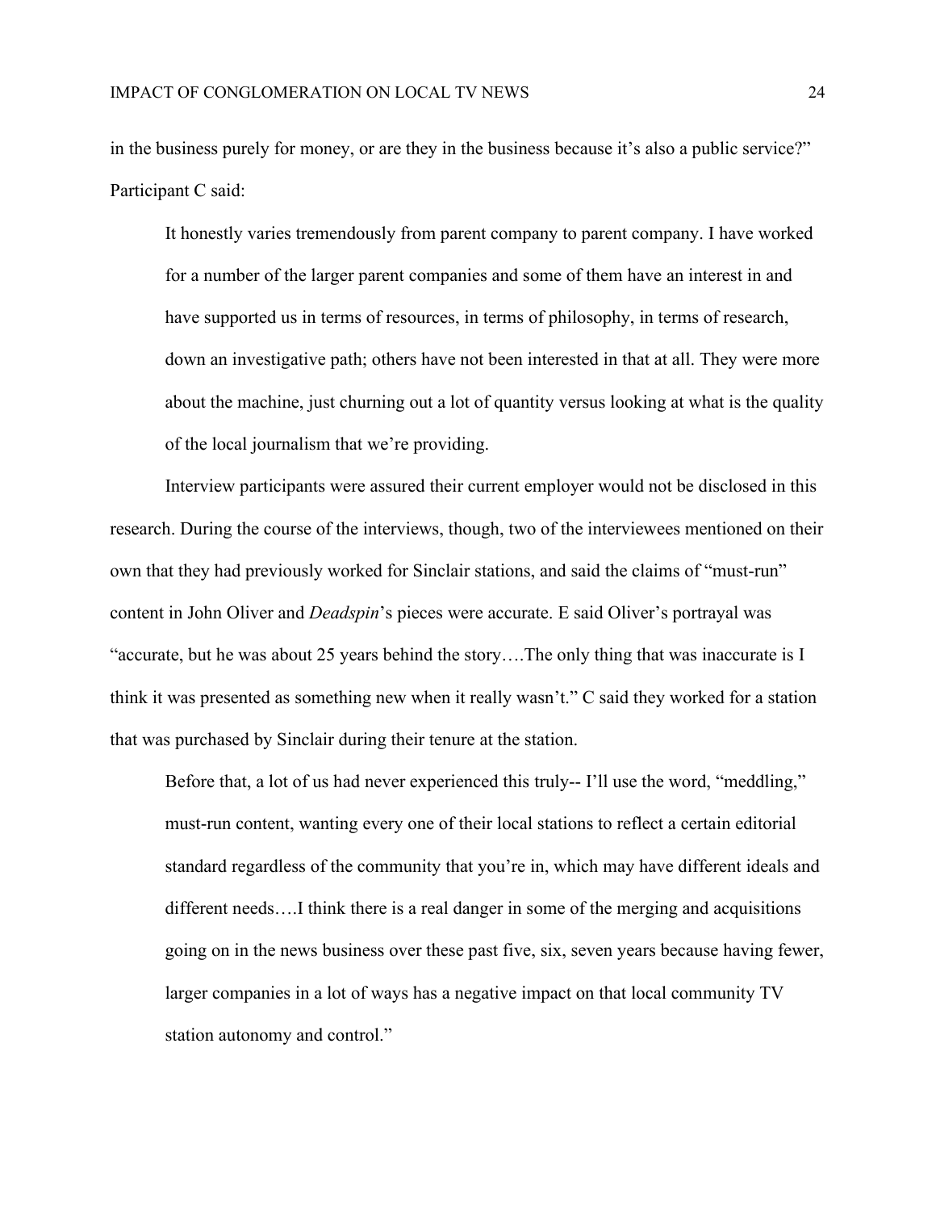in the business purely for money, or are they in the business because it's also a public service?" Participant C said:

> It honestly varies tremendously from parent company to parent company. I have worked for a number of the larger parent companies and some of them have an interest in and have supported us in terms of resources, in terms of philosophy, in terms of research, down an investigative path; others have not been interested in that at all. They were more about the machine, just churning out a lot of quantity versus looking at what is the quality of the local journalism that we're providing.

Interview participants were assured their current employer would not be disclosed in this research. During the course of the interviews, though, two of the interviewees mentioned on their own that they had previously worked for Sinclair stations, and said the claims of "must-run" content in John Oliver and *Deadspin*'s pieces were accurate. E said Oliver's portrayal was "accurate, but he was about 25 years behind the story….The only thing that was inaccurate is I think it was presented as something new when it really wasn't." C said they worked for a station that was purchased by Sinclair during their tenure at the station.

> Before that, a lot of us had never experienced this truly-- I'll use the word, "meddling," must-run content, wanting every one of their local stations to reflect a certain editorial standard regardless of the community that you're in, which may have different ideals and different needs….I think there is a real danger in some of the merging and acquisitions going on in the news business over these past five, six, seven years because having fewer, larger companies in a lot of ways has a negative impact on that local community TV station autonomy and control."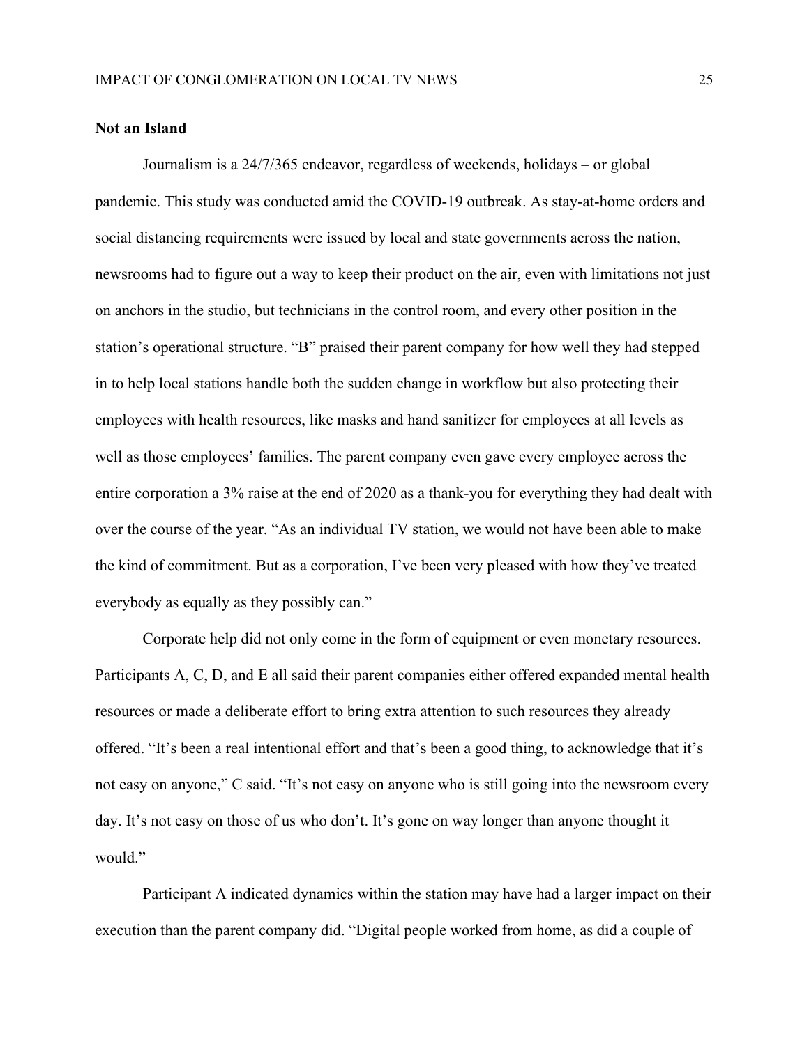## Not an Island

Journalism is a 24/7/365 endeavor, regardless of weekends, holidays – or global pandemic. This study was conducted amid the COVID-19 outbreak. As stay-at-home orders and social distancing requirements were issued by local and state governments across the nation, newsrooms had to figure out a way to keep their product on the air, even with limitations not just on anchors in the studio, but technicians in the control room, and every other position in the station's operational structure. "B" praised their parent company for how well they had stepped in to help local stations handle both the sudden change in workflow but also protecting their employees with health resources, like masks and hand sanitizer for employees at all levels as well as those employees' families. The parent company even gave every employee across the entire corporation a 3% raise at the end of 2020 as a thank-you for everything they had dealt with over the course of the year. "As an individual TV station, we would not have been able to make the kind of commitment. But as a corporation, I've been very pleased with how they've treated everybody as equally as they possibly can."

Corporate help did not only come in the form of equipment or even monetary resources. Participants A, C, D, and E all said their parent companies either offered expanded mental health resources or made a deliberate effort to bring extra attention to such resources they already offered. "It's been a real intentional effort and that's been a good thing, to acknowledge that it's not easy on anyone," C said. "It's not easy on anyone who is still going into the newsroom every day. It's not easy on those of us who don't. It's gone on way longer than anyone thought it would."

Participant A indicated dynamics within the station may have had a larger impact on their execution than the parent company did. "Digital people worked from home, as did a couple of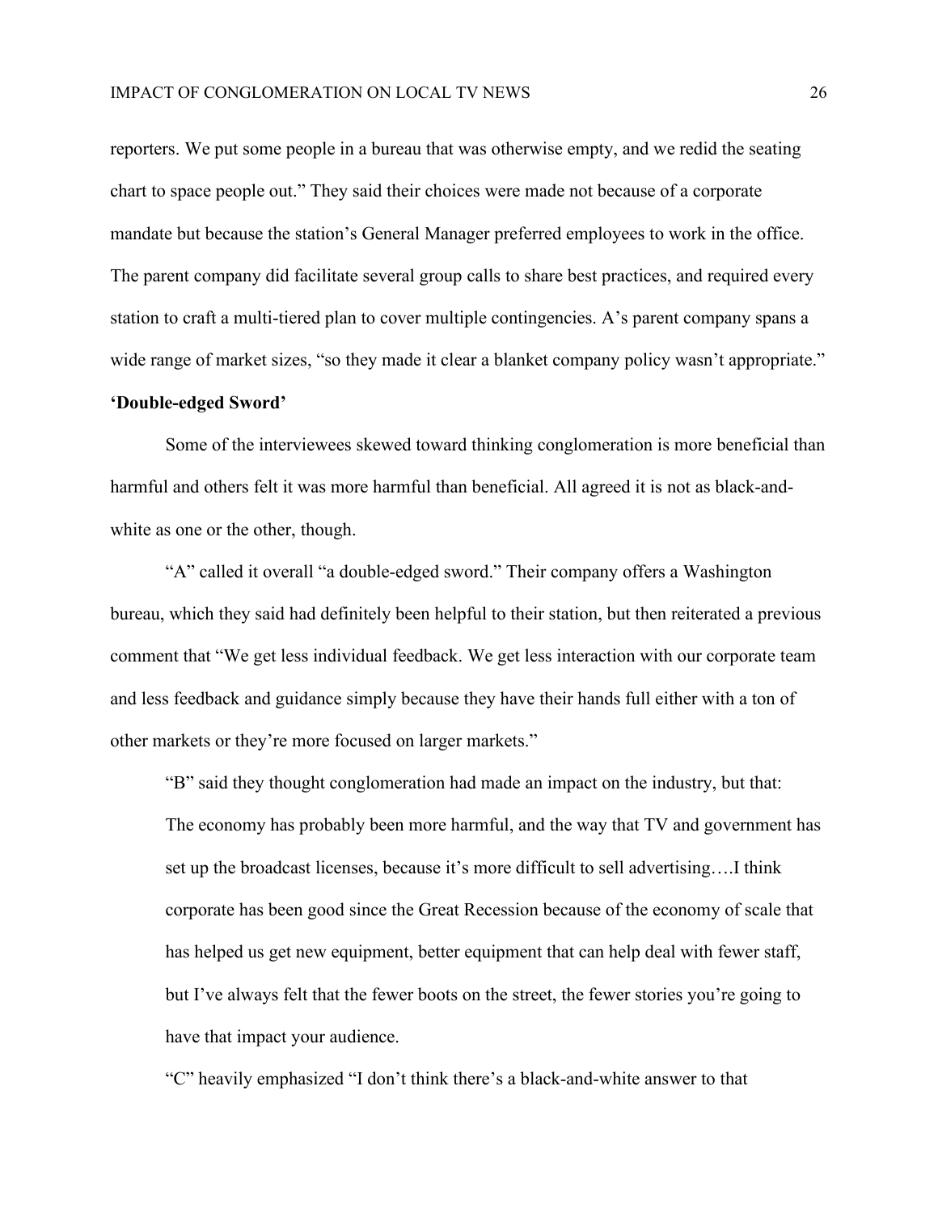reporters. We put some people in a bureau that was otherwise empty, and we redid the seating chart to space people out." They said their choices were made not because of a corporate mandate but because the station's General Manager preferred employees to work in the office. The parent company did facilitate several group calls to share best practices, and required every station to craft a multi-tiered plan to cover multiple contingencies. A's parent company spans a wide range of market sizes, "so they made it clear a blanket company policy wasn't appropriate."

**'Double-edged Sword'**

Some of the interviewees skewed toward thinking conglomeration is more beneficial than harmful and others felt it was more harmful than beneficial. All agreed it is not as black-and-white as one or the other, though.

"A" called it overall "a double-edged sword." Their company offers a Washington bureau, which they said had definitely been helpful to their station, but then reiterated a previous comment that "We get less individual feedback. We get less interaction with our corporate team and less feedback and guidance simply because they have their hands full either with a ton of other markets or they're more focused on larger markets."

"B" said they thought conglomeration had made an impact on the industry, but that:

> The economy has probably been more harmful, and the way that TV and government has set up the broadcast licenses, because it's more difficult to sell advertising….I think corporate has been good since the Great Recession because of the economy of scale that has helped us get new equipment, better equipment that can help deal with fewer staff, but I've always felt that the fewer boots on the street, the fewer stories you're going to have that impact your audience.

"C" heavily emphasized "I don't think there's a black-and-white answer to that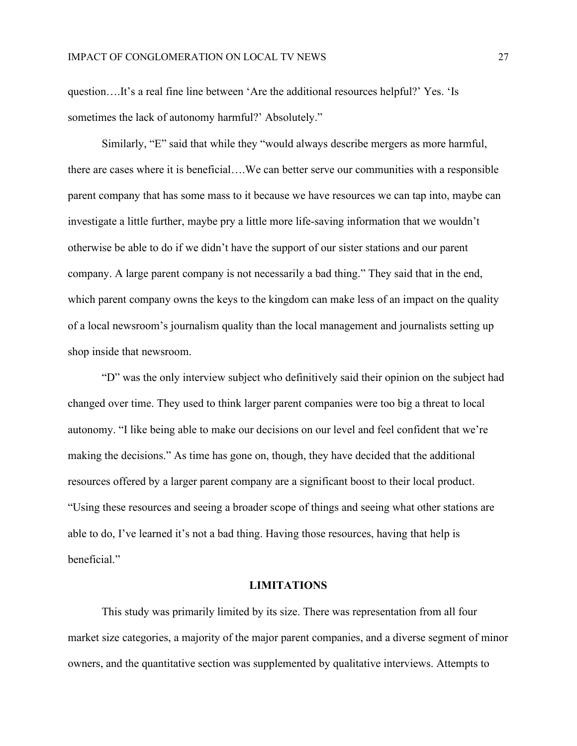question….It's a real fine line between 'Are the additional resources helpful?' Yes. 'Is sometimes the lack of autonomy harmful?' Absolutely."

Similarly, "E" said that while they "would always describe mergers as more harmful, there are cases where it is beneficial….We can better serve our communities with a responsible parent company that has some mass to it because we have resources we can tap into, maybe can investigate a little further, maybe pry a little more life-saving information that we wouldn't otherwise be able to do if we didn't have the support of our sister stations and our parent company. A large parent company is not necessarily a bad thing." They said that in the end, which parent company owns the keys to the kingdom can make less of an impact on the quality of a local newsroom's journalism quality than the local management and journalists setting up shop inside that newsroom.

"D" was the only interview subject who definitively said their opinion on the subject had changed over time. They used to think larger parent companies were too big a threat to local autonomy. "I like being able to make our decisions on our level and feel confident that we're making the decisions." As time has gone on, though, they have decided that the additional resources offered by a larger parent company are a significant boost to their local product. "Using these resources and seeing a broader scope of things and seeing what other stations are able to do, I've learned it's not a bad thing. Having those resources, having that help is beneficial."

## LIMITATIONS

This study was primarily limited by its size. There was representation from all four market size categories, a majority of the major parent companies, and a diverse segment of minor owners, and the quantitative section was supplemented by qualitative interviews. Attempts to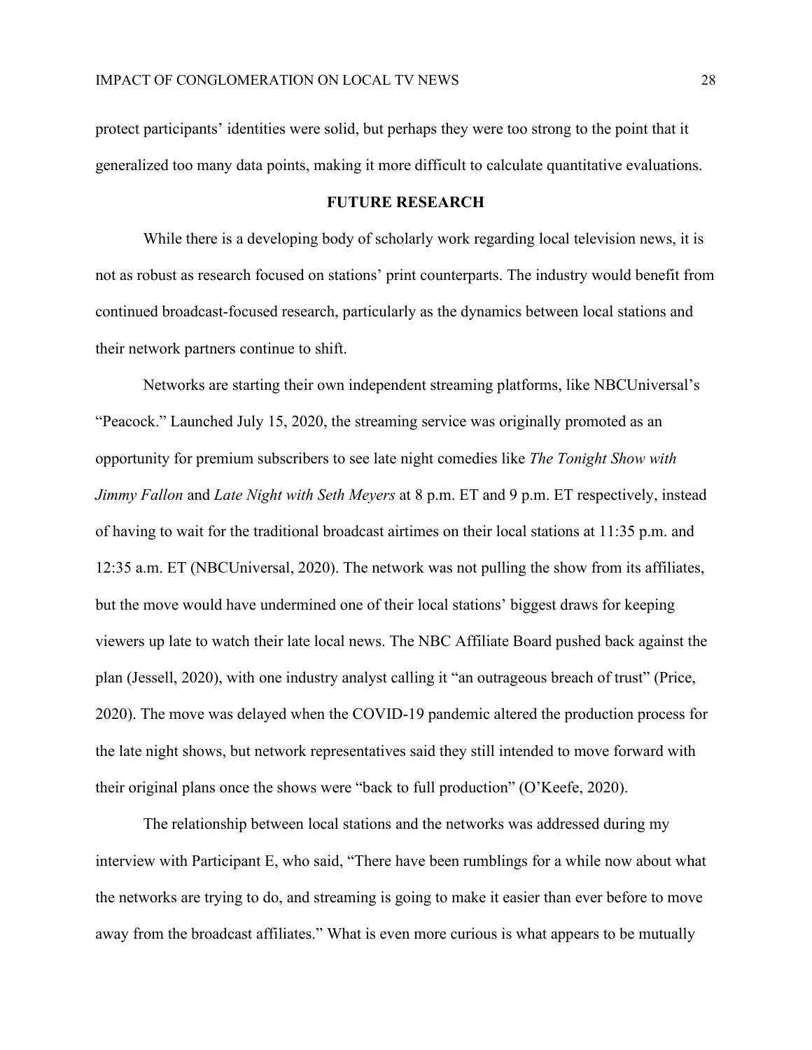protect participants' identities were solid, but perhaps they were too strong to the point that it generalized too many data points, making it more difficult to calculate quantitative evaluations.

## FUTURE RESEARCH

While there is a developing body of scholarly work regarding local television news, it is not as robust as research focused on stations' print counterparts. The industry would benefit from continued broadcast-focused research, particularly as the dynamics between local stations and their network partners continue to shift.

Networks are starting their own independent streaming platforms, like NBCUniversal's "Peacock." Launched July 15, 2020, the streaming service was originally promoted as an opportunity for premium subscribers to see late night comedies like *The Tonight Show with Jimmy Fallon* and *Late Night with Seth Meyers* at 8 p.m. ET and 9 p.m. ET respectively, instead of having to wait for the traditional broadcast airtimes on their local stations at 11:35 p.m. and 12:35 a.m. ET (NBCUniversal, 2020). The network was not pulling the show from its affiliates, but the move would have undermined one of their local stations' biggest draws for keeping viewers up late to watch their late local news. The NBC Affiliate Board pushed back against the plan (Jessell, 2020), with one industry analyst calling it "an outrageous breach of trust" (Price, 2020). The move was delayed when the COVID-19 pandemic altered the production process for the late night shows, but network representatives said they still intended to move forward with their original plans once the shows were "back to full production" (O'Keefe, 2020).

The relationship between local stations and the networks was addressed during my interview with Participant E, who said, "There have been rumblings for a while now about what the networks are trying to do, and streaming is going to make it easier than ever before to move away from the broadcast affiliates." What is even more curious is what appears to be mutually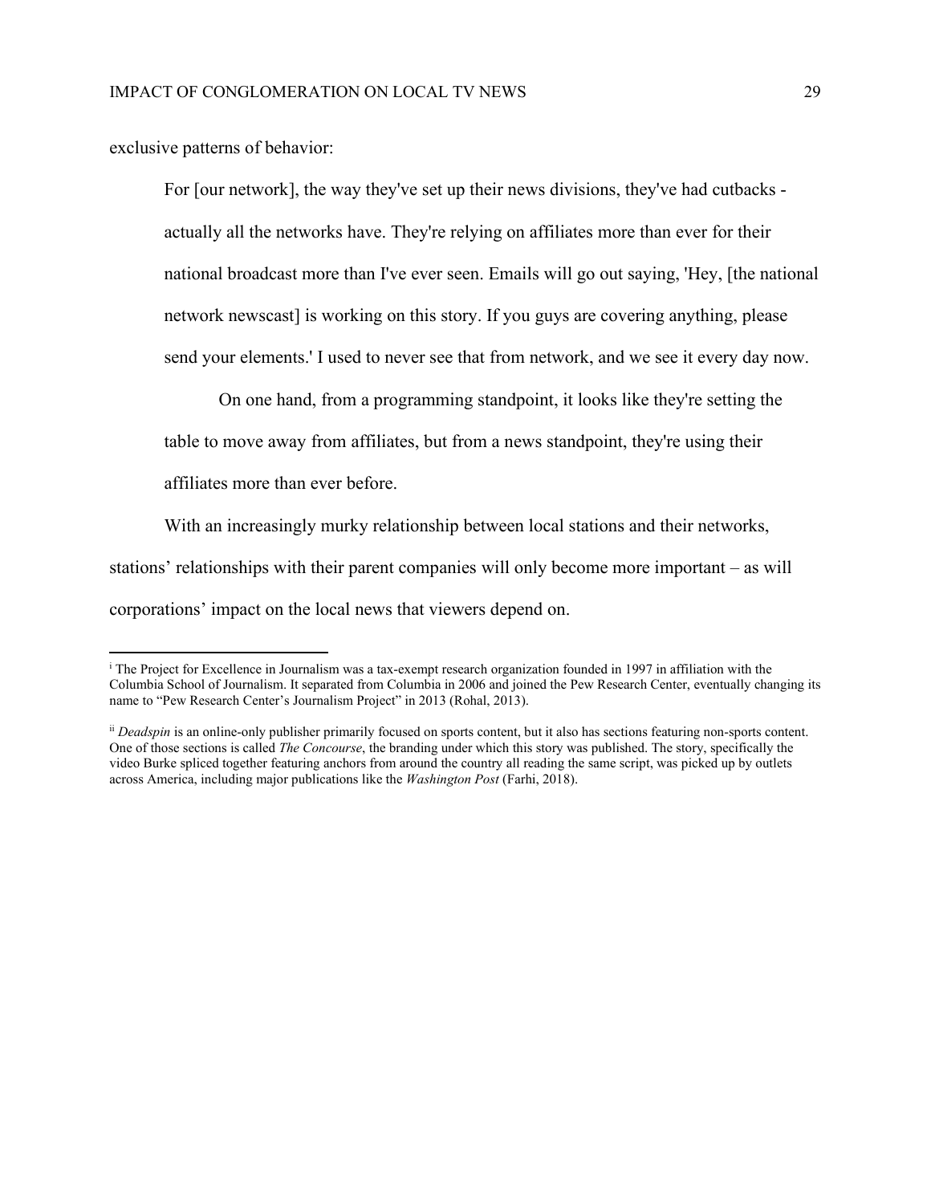exclusive patterns of behavior:

> For [our network], the way they've set up their news divisions, they've had cutbacks - actually all the networks have. They're relying on affiliates more than ever for their national broadcast more than I've ever seen. Emails will go out saying, 'Hey, [the national network newscast] is working on this story. If you guys are covering anything, please send your elements.' I used to never see that from network, and we see it every day now.
>
> On one hand, from a programming standpoint, it looks like they're setting the table to move away from affiliates, but from a news standpoint, they're using their affiliates more than ever before.

With an increasingly murky relationship between local stations and their networks, stations' relationships with their parent companies will only become more important – as will corporations' impact on the local news that viewers depend on.

---

[i] The Project for Excellence in Journalism was a tax-exempt research organization founded in 1997 in affiliation with the Columbia School of Journalism. It separated from Columbia in 2006 and joined the Pew Research Center, eventually changing its name to "Pew Research Center's Journalism Project" in 2013 (Rohal, 2013).

[ii] *Deadspin* is an online-only publisher primarily focused on sports content, but it also has sections featuring non-sports content. One of those sections is called *The Concourse*, the branding under which this story was published. The story, specifically the video Burke spliced together featuring anchors from around the country all reading the same script, was picked up by outlets across America, including major publications like the *Washington Post* (Farhi, 2018).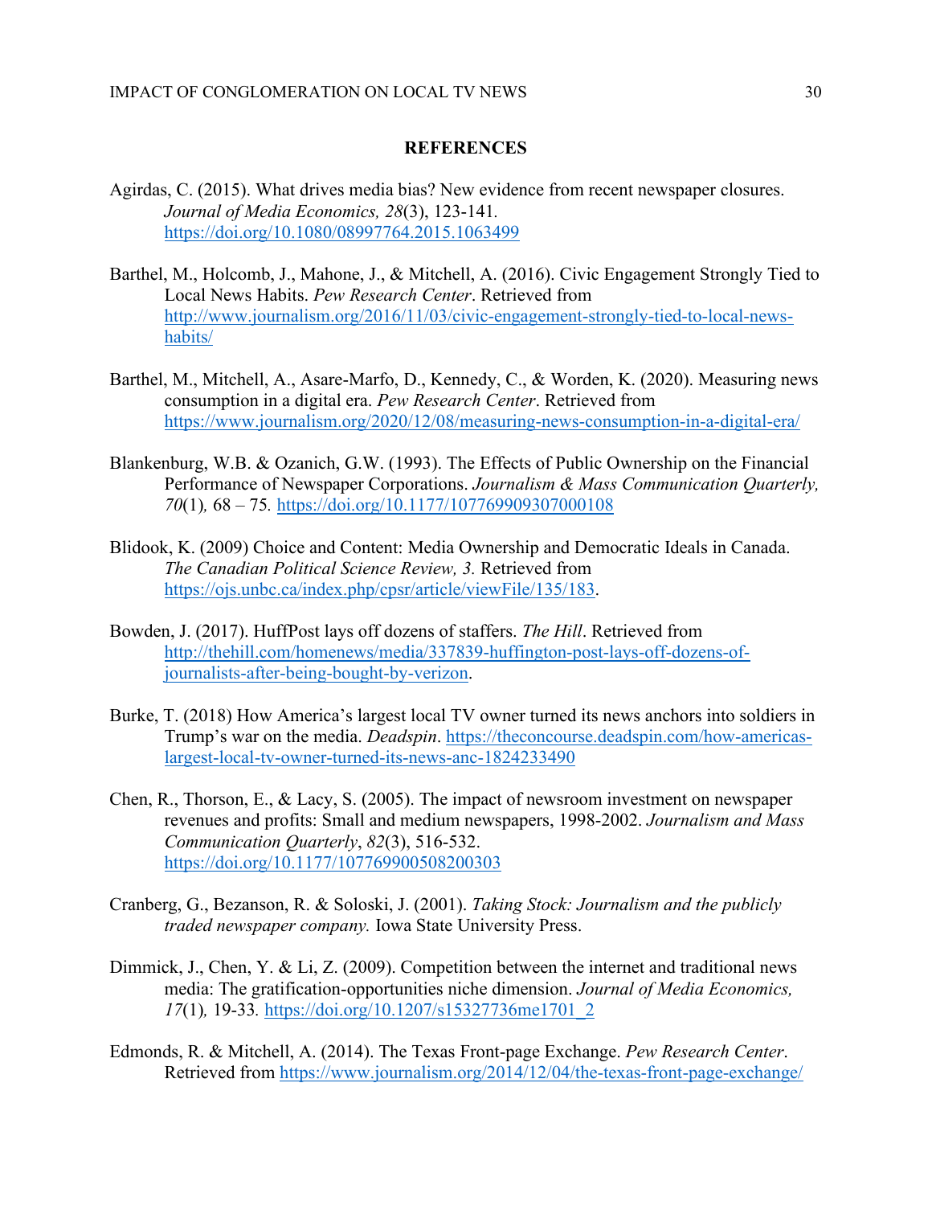## REFERENCES

Agirdas, C. (2015). What drives media bias? New evidence from recent newspaper closures. *Journal of Media Economics, 28*(3), 123-141. https://doi.org/10.1080/08997764.2015.1063499

Barthel, M., Holcomb, J., Mahone, J., & Mitchell, A. (2016). Civic Engagement Strongly Tied to Local News Habits. *Pew Research Center*. Retrieved from http://www.journalism.org/2016/11/03/civic-engagement-strongly-tied-to-local-news-habits/

Barthel, M., Mitchell, A., Asare-Marfo, D., Kennedy, C., & Worden, K. (2020). Measuring news consumption in a digital era. *Pew Research Center*. Retrieved from https://www.journalism.org/2020/12/08/measuring-news-consumption-in-a-digital-era/

Blankenburg, W.B. & Ozanich, G.W. (1993). The Effects of Public Ownership on the Financial Performance of Newspaper Corporations. *Journalism & Mass Communication Quarterly, 70*(1)*,* 68 – 75*.* https://doi.org/10.1177/107769909307000108

Blidook, K. (2009) Choice and Content: Media Ownership and Democratic Ideals in Canada. *The Canadian Political Science Review, 3.* Retrieved from https://ojs.unbc.ca/index.php/cpsr/article/viewFile/135/183.

Bowden, J. (2017). HuffPost lays off dozens of staffers. *The Hill*. Retrieved from http://thehill.com/homenews/media/337839-huffington-post-lays-off-dozens-of-journalists-after-being-bought-by-verizon.

Burke, T. (2018) How America's largest local TV owner turned its news anchors into soldiers in Trump's war on the media. *Deadspin*. https://theconcourse.deadspin.com/how-americas-largest-local-tv-owner-turned-its-news-anc-1824233490

Chen, R., Thorson, E., & Lacy, S. (2005). The impact of newsroom investment on newspaper revenues and profits: Small and medium newspapers, 1998-2002. *Journalism and Mass Communication Quarterly*, *82*(3), 516-532. https://doi.org/10.1177/107769900508200303

Cranberg, G., Bezanson, R. & Soloski, J. (2001). *Taking Stock: Journalism and the publicly traded newspaper company.* Iowa State University Press.

Dimmick, J., Chen, Y. & Li, Z. (2009). Competition between the internet and traditional news media: The gratification-opportunities niche dimension. *Journal of Media Economics, 17*(1)*,* 19-33*.* https://doi.org/10.1207/s15327736me1701_2

Edmonds, R. & Mitchell, A. (2014). The Texas Front-page Exchange. *Pew Research Center*. Retrieved from https://www.journalism.org/2014/12/04/the-texas-front-page-exchange/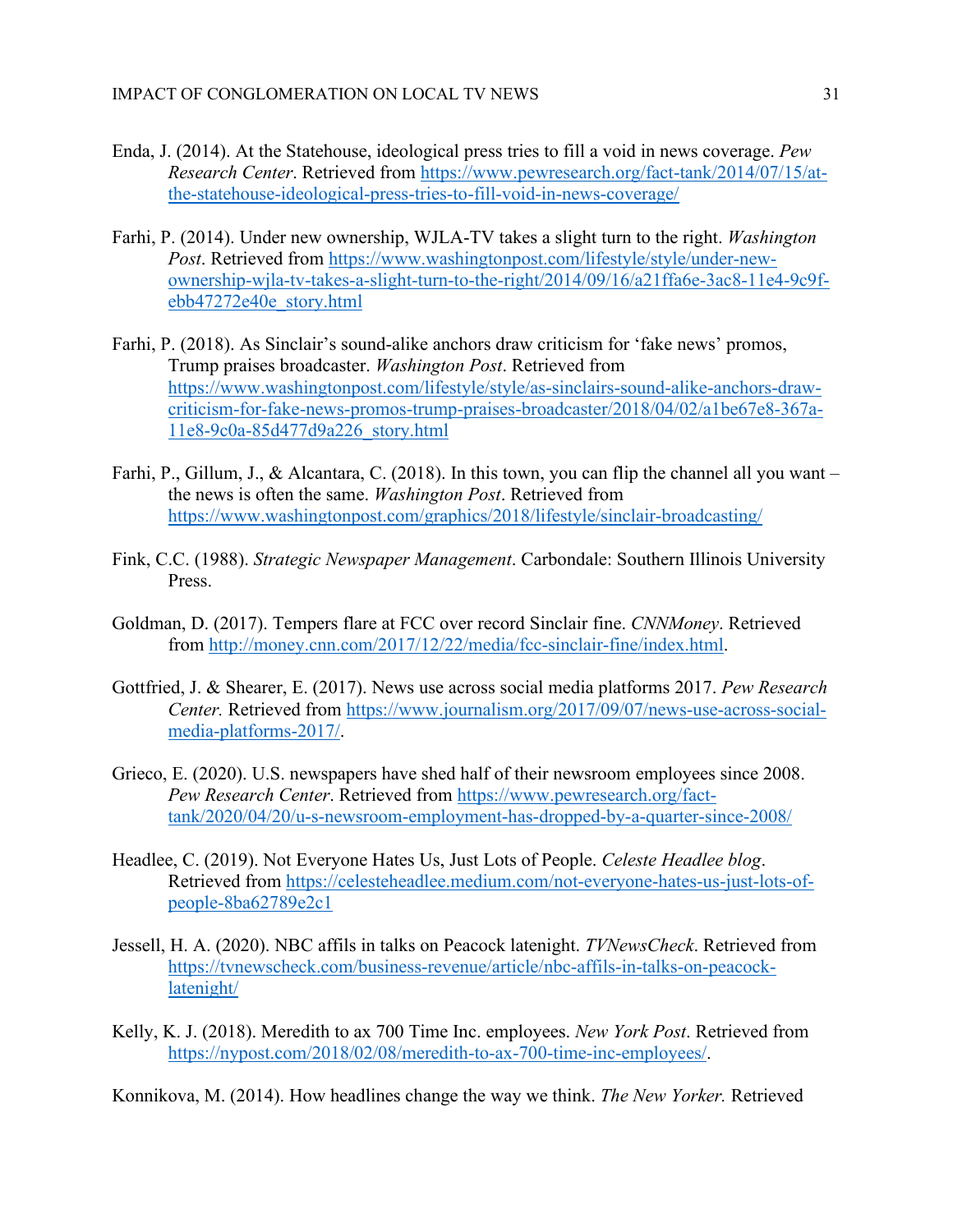Enda, J. (2014). At the Statehouse, ideological press tries to fill a void in news coverage. *Pew Research Center*. Retrieved from https://www.pewresearch.org/fact-tank/2014/07/15/at-the-statehouse-ideological-press-tries-to-fill-void-in-news-coverage/

Farhi, P. (2014). Under new ownership, WJLA-TV takes a slight turn to the right. *Washington Post*. Retrieved from https://www.washingtonpost.com/lifestyle/style/under-new-ownership-wjla-tv-takes-a-slight-turn-to-the-right/2014/09/16/a21ffa6e-3ac8-11e4-9c9f-ebb47272e40e_story.html

Farhi, P. (2018). As Sinclair's sound-alike anchors draw criticism for 'fake news' promos, Trump praises broadcaster. *Washington Post*. Retrieved from https://www.washingtonpost.com/lifestyle/style/as-sinclairs-sound-alike-anchors-draw-criticism-for-fake-news-promos-trump-praises-broadcaster/2018/04/02/a1be67e8-367a-11e8-9c0a-85d477d9a226_story.html

Farhi, P., Gillum, J., & Alcantara, C. (2018). In this town, you can flip the channel all you want – the news is often the same. *Washington Post*. Retrieved from https://www.washingtonpost.com/graphics/2018/lifestyle/sinclair-broadcasting/

Fink, C.C. (1988). *Strategic Newspaper Management*. Carbondale: Southern Illinois University Press.

Goldman, D. (2017). Tempers flare at FCC over record Sinclair fine. *CNNMoney*. Retrieved from http://money.cnn.com/2017/12/22/media/fcc-sinclair-fine/index.html.

Gottfried, J. & Shearer, E. (2017). News use across social media platforms 2017. *Pew Research Center.* Retrieved from https://www.journalism.org/2017/09/07/news-use-across-social-media-platforms-2017/.

Grieco, E. (2020). U.S. newspapers have shed half of their newsroom employees since 2008. *Pew Research Center*. Retrieved from https://www.pewresearch.org/fact-tank/2020/04/20/u-s-newsroom-employment-has-dropped-by-a-quarter-since-2008/

Headlee, C. (2019). Not Everyone Hates Us, Just Lots of People. *Celeste Headlee blog*. Retrieved from https://celesteheadlee.medium.com/not-everyone-hates-us-just-lots-of-people-8ba62789e2c1

Jessell, H. A. (2020). NBC affils in talks on Peacock latenight. *TVNewsCheck*. Retrieved from https://tvnewscheck.com/business-revenue/article/nbc-affils-in-talks-on-peacock-latenight/

Kelly, K. J. (2018). Meredith to ax 700 Time Inc. employees. *New York Post*. Retrieved from https://nypost.com/2018/02/08/meredith-to-ax-700-time-inc-employees/.

Konnikova, M. (2014). How headlines change the way we think. *The New Yorker.* Retrieved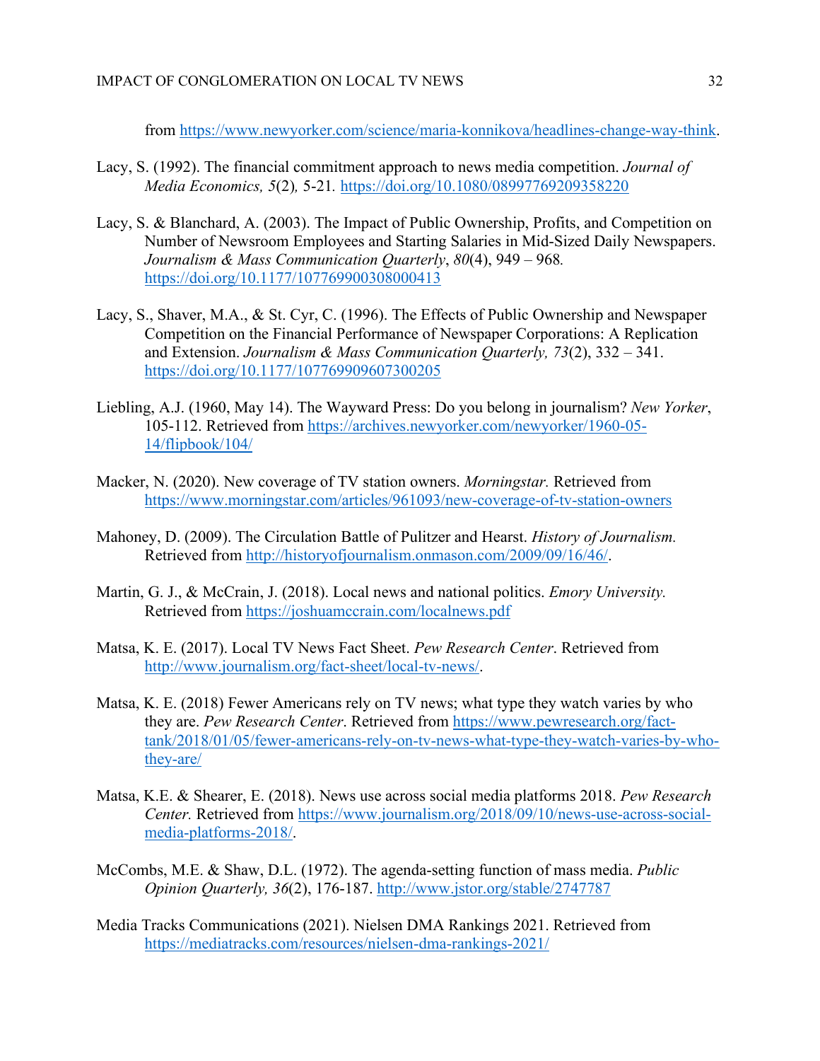from https://www.newyorker.com/science/maria-konnikova/headlines-change-way-think.

Lacy, S. (1992). The financial commitment approach to news media competition. *Journal of Media Economics, 5*(2)*,* 5-21. https://doi.org/10.1080/08997769209358220

Lacy, S. & Blanchard, A. (2003). The Impact of Public Ownership, Profits, and Competition on Number of Newsroom Employees and Starting Salaries in Mid-Sized Daily Newspapers. *Journalism & Mass Communication Quarterly*, *80*(4), 949 – 968. https://doi.org/10.1177/107769900308000413

Lacy, S., Shaver, M.A., & St. Cyr, C. (1996). The Effects of Public Ownership and Newspaper Competition on the Financial Performance of Newspaper Corporations: A Replication and Extension. *Journalism & Mass Communication Quarterly, 73*(2), 332 – 341. https://doi.org/10.1177/107769909607300205

Liebling, A.J. (1960, May 14). The Wayward Press: Do you belong in journalism? *New Yorker*, 105-112. Retrieved from https://archives.newyorker.com/newyorker/1960-05-14/flipbook/104/

Macker, N. (2020). New coverage of TV station owners. *Morningstar.* Retrieved from https://www.morningstar.com/articles/961093/new-coverage-of-tv-station-owners

Mahoney, D. (2009). The Circulation Battle of Pulitzer and Hearst. *History of Journalism.* Retrieved from http://historyofjournalism.onmason.com/2009/09/16/46/.

Martin, G. J., & McCrain, J. (2018). Local news and national politics. *Emory University.* Retrieved from https://joshuamccrain.com/localnews.pdf

Matsa, K. E. (2017). Local TV News Fact Sheet. *Pew Research Center*. Retrieved from http://www.journalism.org/fact-sheet/local-tv-news/.

Matsa, K. E. (2018) Fewer Americans rely on TV news; what type they watch varies by who they are. *Pew Research Center*. Retrieved from https://www.pewresearch.org/fact-tank/2018/01/05/fewer-americans-rely-on-tv-news-what-type-they-watch-varies-by-who-they-are/

Matsa, K.E. & Shearer, E. (2018). News use across social media platforms 2018. *Pew Research Center.* Retrieved from https://www.journalism.org/2018/09/10/news-use-across-social-media-platforms-2018/.

McCombs, M.E. & Shaw, D.L. (1972). The agenda-setting function of mass media. *Public Opinion Quarterly, 36*(2), 176-187. http://www.jstor.org/stable/2747787

Media Tracks Communications (2021). Nielsen DMA Rankings 2021. Retrieved from https://mediatracks.com/resources/nielsen-dma-rankings-2021/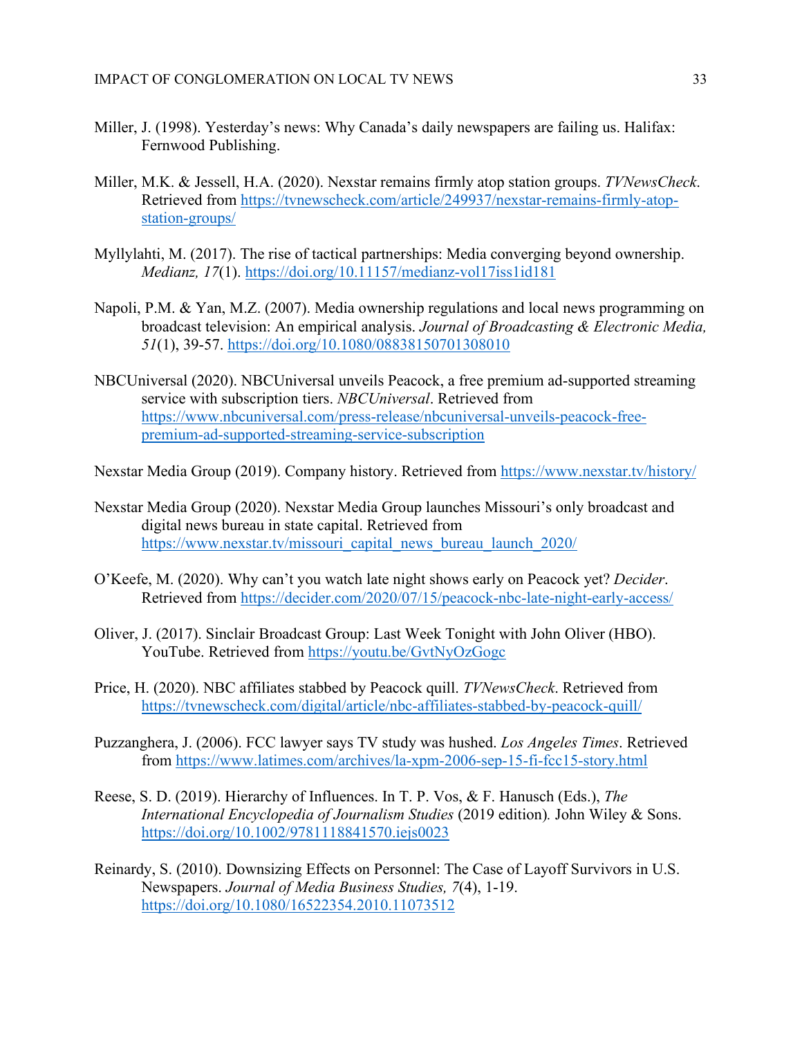Miller, J. (1998). Yesterday's news: Why Canada's daily newspapers are failing us. Halifax: Fernwood Publishing.

Miller, M.K. & Jessell, H.A. (2020). Nexstar remains firmly atop station groups. *TVNewsCheck*. Retrieved from https://tvnewscheck.com/article/249937/nexstar-remains-firmly-atop-station-groups/

Myllylahti, M. (2017). The rise of tactical partnerships: Media converging beyond ownership. *Medianz, 17*(1). https://doi.org/10.11157/medianz-vol17iss1id181

Napoli, P.M. & Yan, M.Z. (2007). Media ownership regulations and local news programming on broadcast television: An empirical analysis. *Journal of Broadcasting & Electronic Media, 51*(1), 39-57. https://doi.org/10.1080/08838150701308010

NBCUniversal (2020). NBCUniversal unveils Peacock, a free premium ad-supported streaming service with subscription tiers. *NBCUniversal*. Retrieved from https://www.nbcuniversal.com/press-release/nbcuniversal-unveils-peacock-free-premium-ad-supported-streaming-service-subscription

Nexstar Media Group (2019). Company history. Retrieved from https://www.nexstar.tv/history/

Nexstar Media Group (2020). Nexstar Media Group launches Missouri's only broadcast and digital news bureau in state capital. Retrieved from https://www.nexstar.tv/missouri_capital_news_bureau_launch_2020/

O'Keefe, M. (2020). Why can't you watch late night shows early on Peacock yet? *Decider*. Retrieved from https://decider.com/2020/07/15/peacock-nbc-late-night-early-access/

Oliver, J. (2017). Sinclair Broadcast Group: Last Week Tonight with John Oliver (HBO). YouTube. Retrieved from https://youtu.be/GvtNyOzGogc

Price, H. (2020). NBC affiliates stabbed by Peacock quill. *TVNewsCheck*. Retrieved from https://tvnewscheck.com/digital/article/nbc-affiliates-stabbed-by-peacock-quill/

Puzzanghera, J. (2006). FCC lawyer says TV study was hushed. *Los Angeles Times*. Retrieved from https://www.latimes.com/archives/la-xpm-2006-sep-15-fi-fcc15-story.html

Reese, S. D. (2019). Hierarchy of Influences. In T. P. Vos, & F. Hanusch (Eds.), *The International Encyclopedia of Journalism Studies* (2019 edition). John Wiley & Sons. https://doi.org/10.1002/9781118841570.iejs0023

Reinardy, S. (2010). Downsizing Effects on Personnel: The Case of Layoff Survivors in U.S. Newspapers. *Journal of Media Business Studies, 7*(4), 1-19. https://doi.org/10.1080/16522354.2010.11073512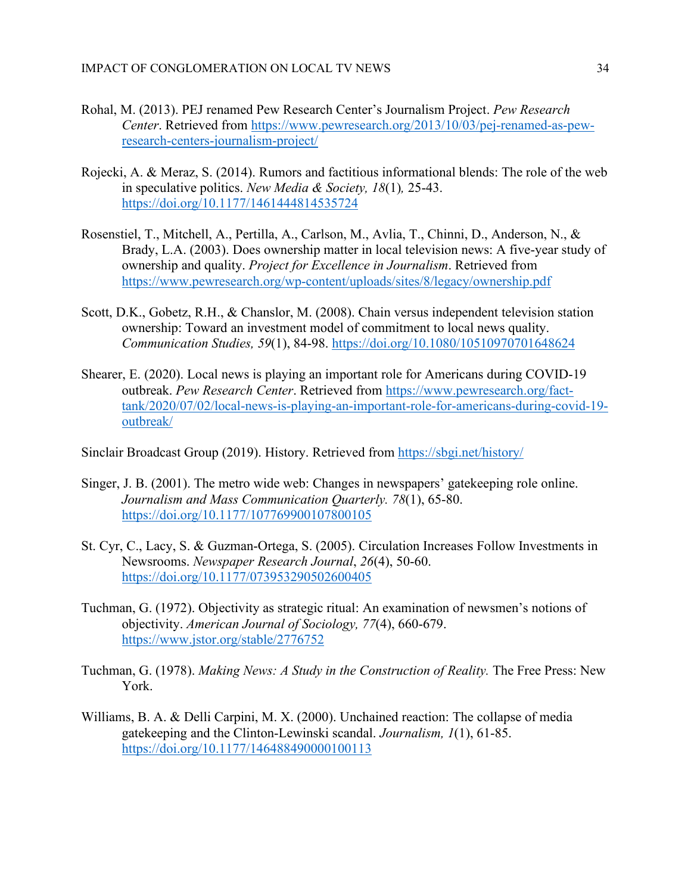Rohal, M. (2013). PEJ renamed Pew Research Center's Journalism Project. *Pew Research Center*. Retrieved from https://www.pewresearch.org/2013/10/03/pej-renamed-as-pew-research-centers-journalism-project/

Rojecki, A. & Meraz, S. (2014). Rumors and factitious informational blends: The role of the web in speculative politics. *New Media & Society, 18*(1)*,* 25-43. https://doi.org/10.1177/1461444814535724

Rosenstiel, T., Mitchell, A., Pertilla, A., Carlson, M., Avlia, T., Chinni, D., Anderson, N., & Brady, L.A. (2003). Does ownership matter in local television news: A five-year study of ownership and quality. *Project for Excellence in Journalism*. Retrieved from https://www.pewresearch.org/wp-content/uploads/sites/8/legacy/ownership.pdf

Scott, D.K., Gobetz, R.H., & Chanslor, M. (2008). Chain versus independent television station ownership: Toward an investment model of commitment to local news quality. *Communication Studies, 59*(1), 84-98. https://doi.org/10.1080/10510970701648624

Shearer, E. (2020). Local news is playing an important role for Americans during COVID-19 outbreak. *Pew Research Center*. Retrieved from https://www.pewresearch.org/fact-tank/2020/07/02/local-news-is-playing-an-important-role-for-americans-during-covid-19-outbreak/

Sinclair Broadcast Group (2019). History. Retrieved from https://sbgi.net/history/

Singer, J. B. (2001). The metro wide web: Changes in newspapers' gatekeeping role online. *Journalism and Mass Communication Quarterly. 78*(1), 65-80. https://doi.org/10.1177/107769900107800105

St. Cyr, C., Lacy, S. & Guzman-Ortega, S. (2005). Circulation Increases Follow Investments in Newsrooms. *Newspaper Research Journal*, *26*(4), 50-60. https://doi.org/10.1177/073953290502600405

Tuchman, G. (1972). Objectivity as strategic ritual: An examination of newsmen's notions of objectivity. *American Journal of Sociology, 77*(4), 660-679. https://www.jstor.org/stable/2776752

Tuchman, G. (1978). *Making News: A Study in the Construction of Reality.* The Free Press: New York.

Williams, B. A. & Delli Carpini, M. X. (2000). Unchained reaction: The collapse of media gatekeeping and the Clinton-Lewinski scandal. *Journalism, 1*(1), 61-85. https://doi.org/10.1177/146488490000100113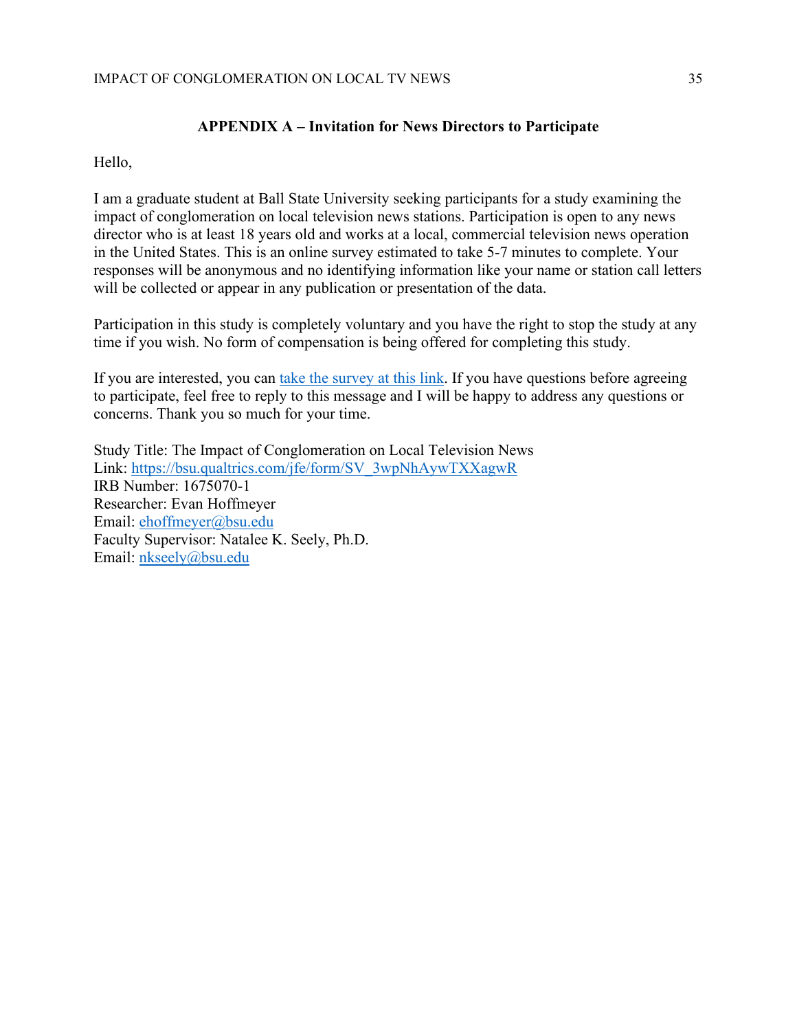## APPENDIX A – Invitation for News Directors to Participate

Hello,

I am a graduate student at Ball State University seeking participants for a study examining the impact of conglomeration on local television news stations. Participation is open to any news director who is at least 18 years old and works at a local, commercial television news operation in the United States. This is an online survey estimated to take 5-7 minutes to complete. Your responses will be anonymous and no identifying information like your name or station call letters will be collected or appear in any publication or presentation of the data.

Participation in this study is completely voluntary and you have the right to stop the study at any time if you wish. No form of compensation is being offered for completing this study.

If you are interested, you can take the survey at this link. If you have questions before agreeing to participate, feel free to reply to this message and I will be happy to address any questions or concerns. Thank you so much for your time.

Study Title: The Impact of Conglomeration on Local Television News
Link: https://bsu.qualtrics.com/jfe/form/SV_3wpNhAywTXXagwR
IRB Number: 1675070-1
Researcher: Evan Hoffmeyer
Email: ehoffmeyer@bsu.edu
Faculty Supervisor: Natalee K. Seely, Ph.D.
Email: nkseely@bsu.edu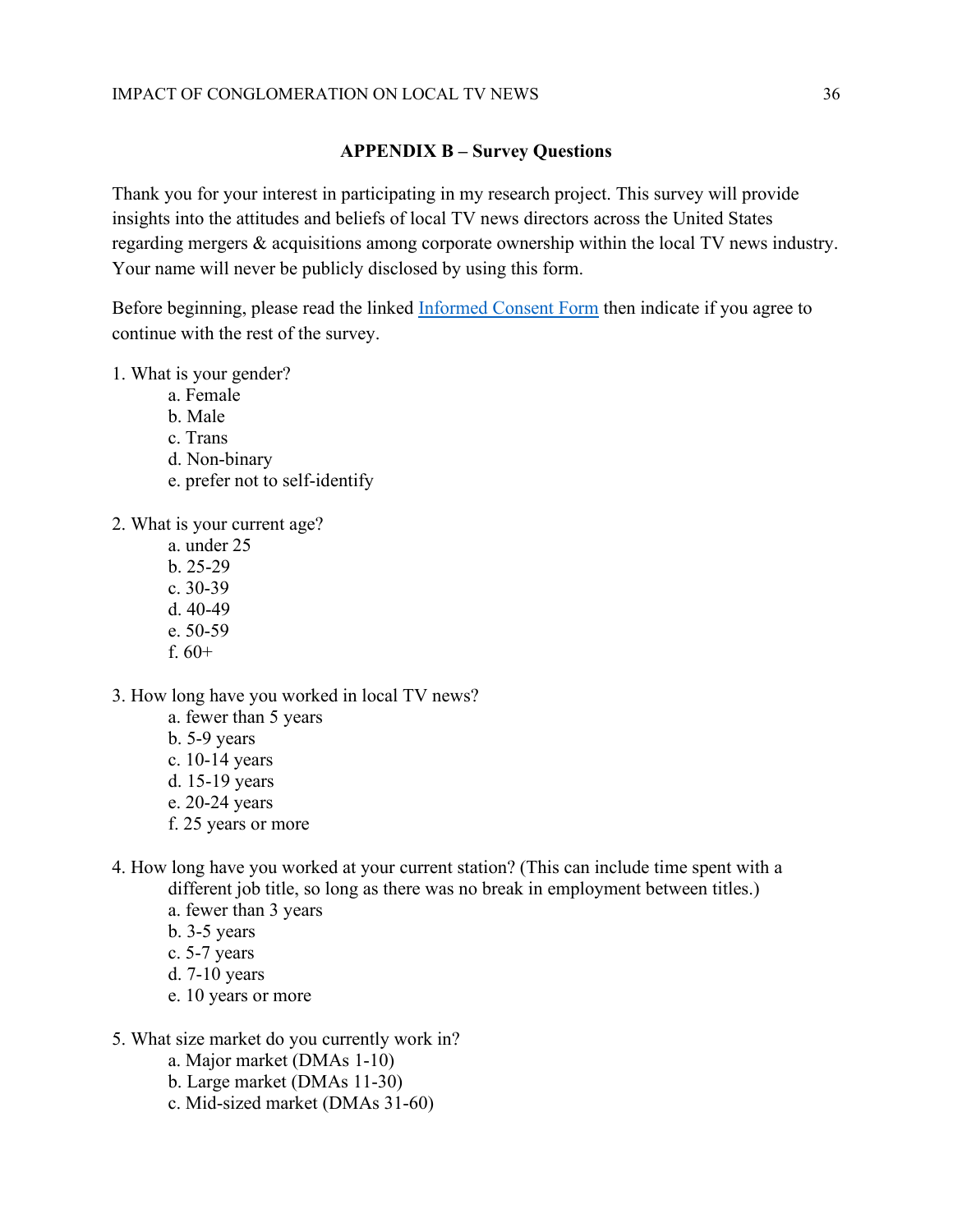## APPENDIX B – Survey Questions

Thank you for your interest in participating in my research project. This survey will provide insights into the attitudes and beliefs of local TV news directors across the United States regarding mergers & acquisitions among corporate ownership within the local TV news industry. Your name will never be publicly disclosed by using this form.

Before beginning, please read the linked Informed Consent Form then indicate if you agree to continue with the rest of the survey.

1. What is your gender?
   - a. Female
   - b. Male
   - c. Trans
   - d. Non-binary
   - e. prefer not to self-identify

2. What is your current age?
   - a. under 25
   - b. 25-29
   - c. 30-39
   - d. 40-49
   - e. 50-59
   - f. 60+

3. How long have you worked in local TV news?
   - a. fewer than 5 years
   - b. 5-9 years
   - c. 10-14 years
   - d. 15-19 years
   - e. 20-24 years
   - f. 25 years or more

4. How long have you worked at your current station? (This can include time spent with a different job title, so long as there was no break in employment between titles.)
   - a. fewer than 3 years
   - b. 3-5 years
   - c. 5-7 years
   - d. 7-10 years
   - e. 10 years or more

5. What size market do you currently work in?
   - a. Major market (DMAs 1-10)
   - b. Large market (DMAs 11-30)
   - c. Mid-sized market (DMAs 31-60)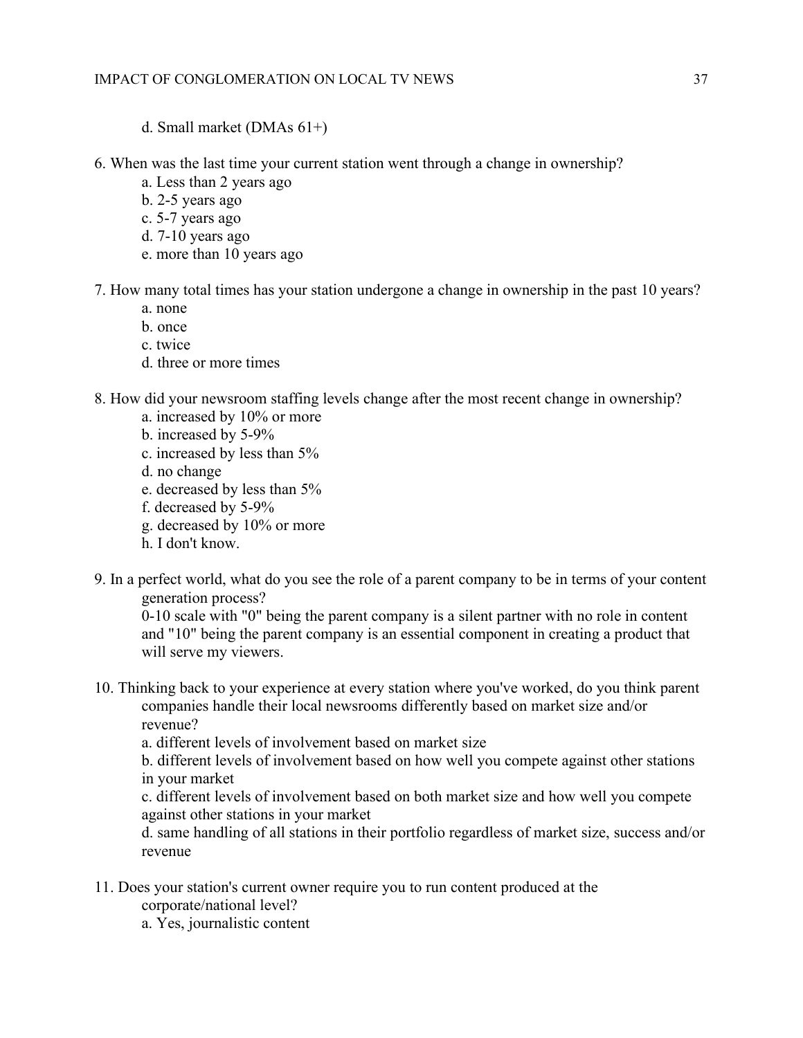d. Small market (DMAs 61+)

6. When was the last time your current station went through a change in ownership?
   a. Less than 2 years ago
   b. 2-5 years ago
   c. 5-7 years ago
   d. 7-10 years ago
   e. more than 10 years ago

7. How many total times has your station undergone a change in ownership in the past 10 years?
   a. none
   b. once
   c. twice
   d. three or more times

8. How did your newsroom staffing levels change after the most recent change in ownership?
   a. increased by 10% or more
   b. increased by 5-9%
   c. increased by less than 5%
   d. no change
   e. decreased by less than 5%
   f. decreased by 5-9%
   g. decreased by 10% or more
   h. I don't know.

9. In a perfect world, what do you see the role of a parent company to be in terms of your content generation process?
   0-10 scale with "0" being the parent company is a silent partner with no role in content and "10" being the parent company is an essential component in creating a product that will serve my viewers.

10. Thinking back to your experience at every station where you've worked, do you think parent companies handle their local newsrooms differently based on market size and/or revenue?
    a. different levels of involvement based on market size
    b. different levels of involvement based on how well you compete against other stations in your market
    c. different levels of involvement based on both market size and how well you compete against other stations in your market
    d. same handling of all stations in their portfolio regardless of market size, success and/or revenue

11. Does your station's current owner require you to run content produced at the corporate/national level?
    a. Yes, journalistic content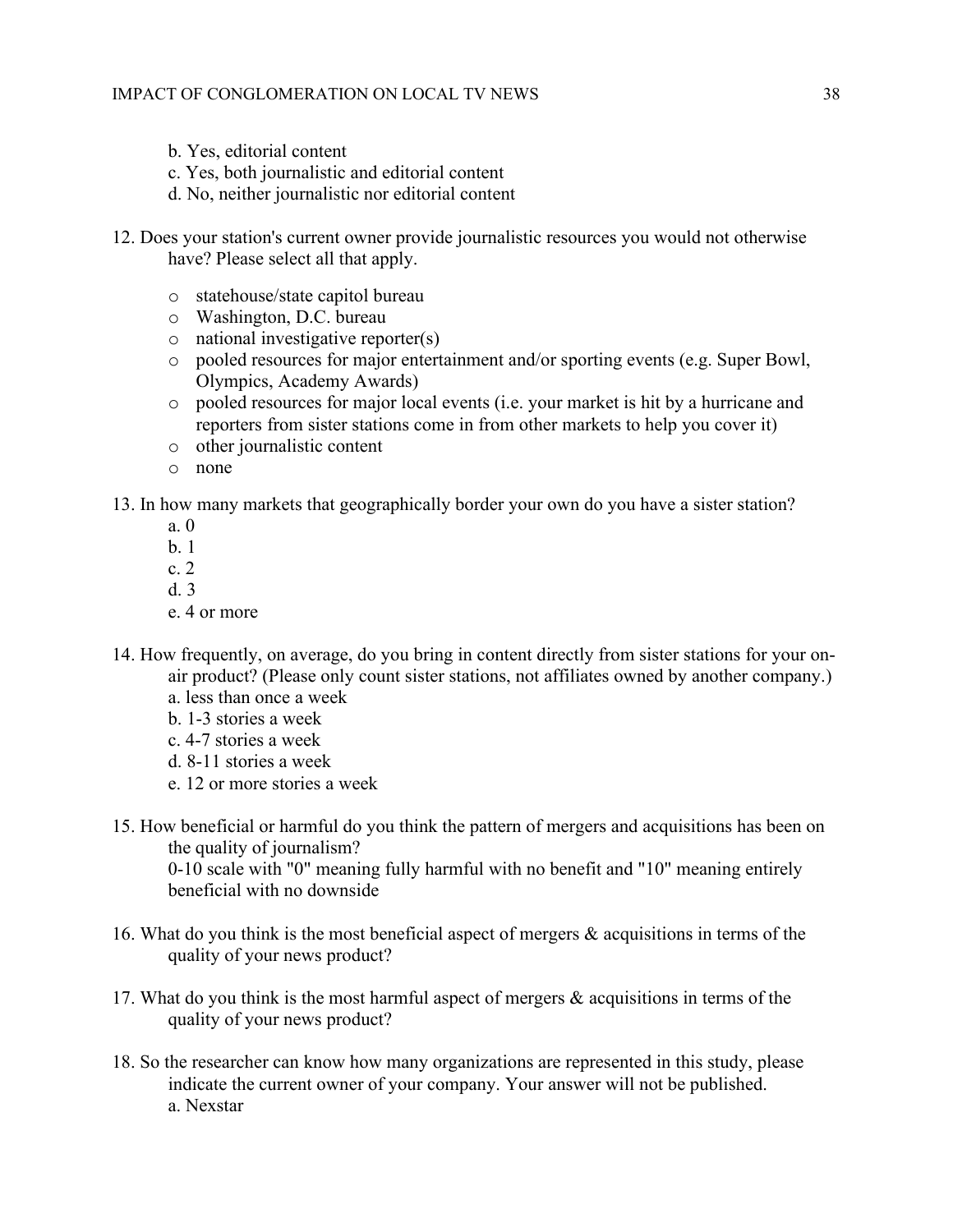b. Yes, editorial content
c. Yes, both journalistic and editorial content
d. No, neither journalistic nor editorial content

12. Does your station's current owner provide journalistic resources you would not otherwise have? Please select all that apply.

    - statehouse/state capitol bureau
    - Washington, D.C. bureau
    - national investigative reporter(s)
    - pooled resources for major entertainment and/or sporting events (e.g. Super Bowl, Olympics, Academy Awards)
    - pooled resources for major local events (i.e. your market is hit by a hurricane and reporters from sister stations come in from other markets to help you cover it)
    - other journalistic content
    - none

13. In how many markets that geographically border your own do you have a sister station?
    a. 0
    b. 1
    c. 2
    d. 3
    e. 4 or more

14. How frequently, on average, do you bring in content directly from sister stations for your on-air product? (Please only count sister stations, not affiliates owned by another company.)
    a. less than once a week
    b. 1-3 stories a week
    c. 4-7 stories a week
    d. 8-11 stories a week
    e. 12 or more stories a week

15. How beneficial or harmful do you think the pattern of mergers and acquisitions has been on the quality of journalism?
    0-10 scale with "0" meaning fully harmful with no benefit and "10" meaning entirely beneficial with no downside

16. What do you think is the most beneficial aspect of mergers & acquisitions in terms of the quality of your news product?

17. What do you think is the most harmful aspect of mergers & acquisitions in terms of the quality of your news product?

18. So the researcher can know how many organizations are represented in this study, please indicate the current owner of your company. Your answer will not be published.
    a. Nexstar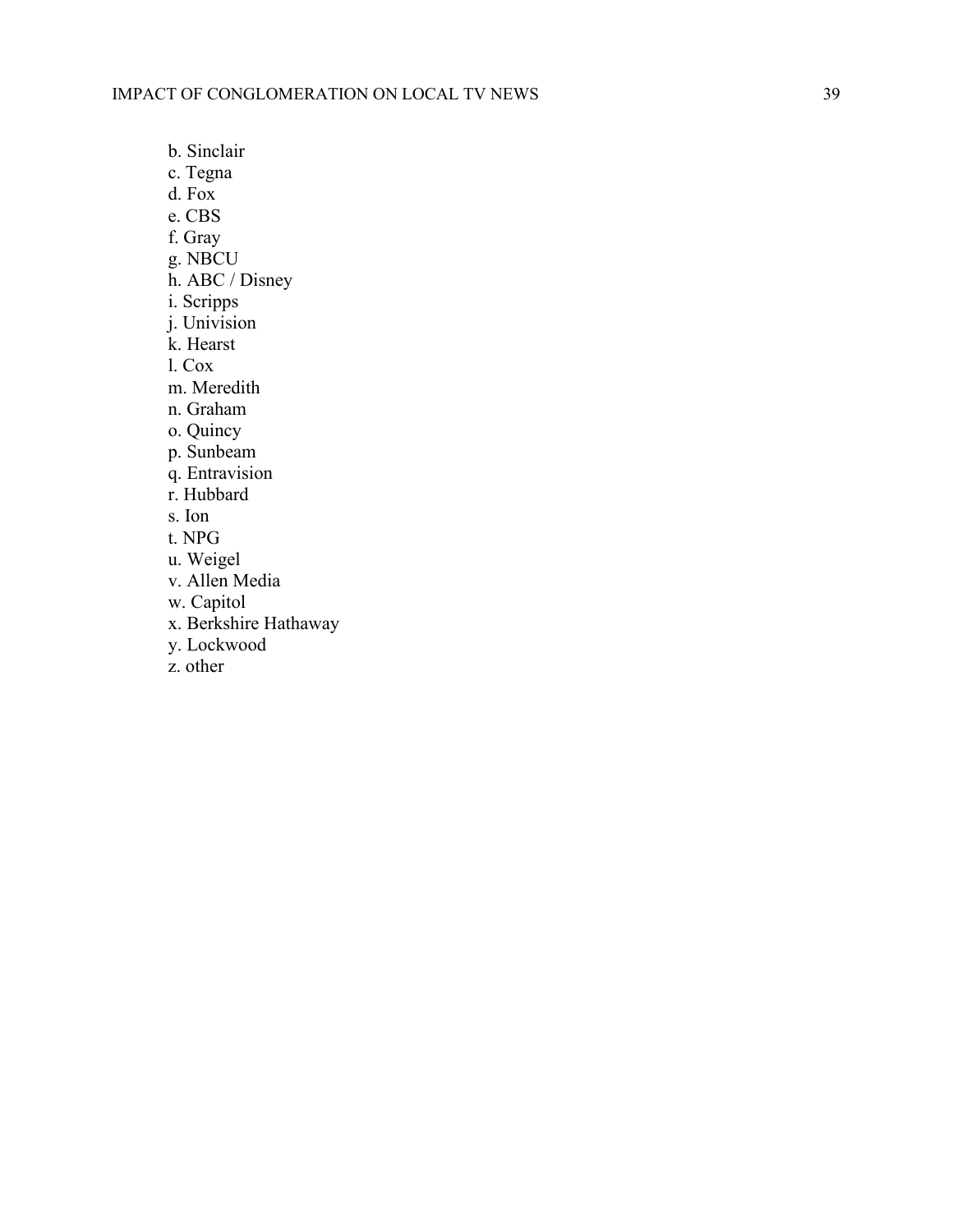b. Sinclair
c. Tegna
d. Fox
e. CBS
f. Gray
g. NBCU
h. ABC / Disney
i. Scripps
j. Univision
k. Hearst
l. Cox
m. Meredith
n. Graham
o. Quincy
p. Sunbeam
q. Entravision
r. Hubbard
s. Ion
t. NPG
u. Weigel
v. Allen Media
w. Capitol
x. Berkshire Hathaway
y. Lockwood
z. other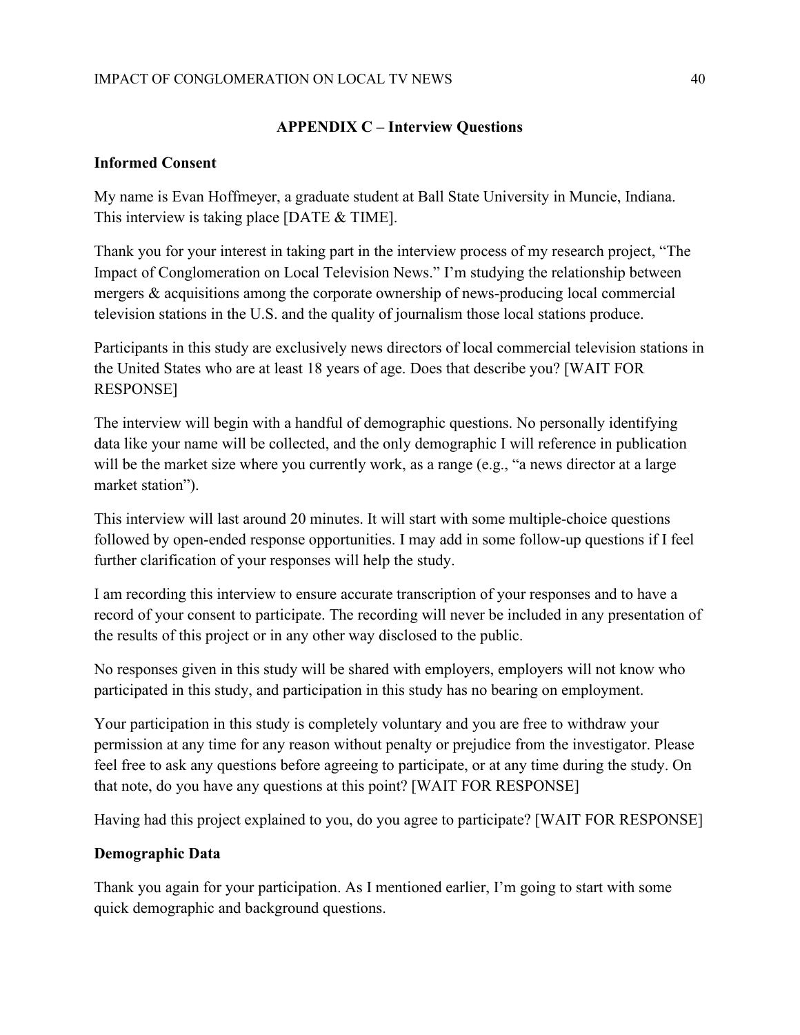## APPENDIX C – Interview Questions

### Informed Consent

My name is Evan Hoffmeyer, a graduate student at Ball State University in Muncie, Indiana. This interview is taking place [DATE & TIME].

Thank you for your interest in taking part in the interview process of my research project, "The Impact of Conglomeration on Local Television News." I'm studying the relationship between mergers & acquisitions among the corporate ownership of news-producing local commercial television stations in the U.S. and the quality of journalism those local stations produce.

Participants in this study are exclusively news directors of local commercial television stations in the United States who are at least 18 years of age. Does that describe you? [WAIT FOR RESPONSE]

The interview will begin with a handful of demographic questions. No personally identifying data like your name will be collected, and the only demographic I will reference in publication will be the market size where you currently work, as a range (e.g., "a news director at a large market station").

This interview will last around 20 minutes. It will start with some multiple-choice questions followed by open-ended response opportunities. I may add in some follow-up questions if I feel further clarification of your responses will help the study.

I am recording this interview to ensure accurate transcription of your responses and to have a record of your consent to participate. The recording will never be included in any presentation of the results of this project or in any other way disclosed to the public.

No responses given in this study will be shared with employers, employers will not know who participated in this study, and participation in this study has no bearing on employment.

Your participation in this study is completely voluntary and you are free to withdraw your permission at any time for any reason without penalty or prejudice from the investigator. Please feel free to ask any questions before agreeing to participate, or at any time during the study. On that note, do you have any questions at this point? [WAIT FOR RESPONSE]

Having had this project explained to you, do you agree to participate? [WAIT FOR RESPONSE]

### Demographic Data

Thank you again for your participation. As I mentioned earlier, I'm going to start with some quick demographic and background questions.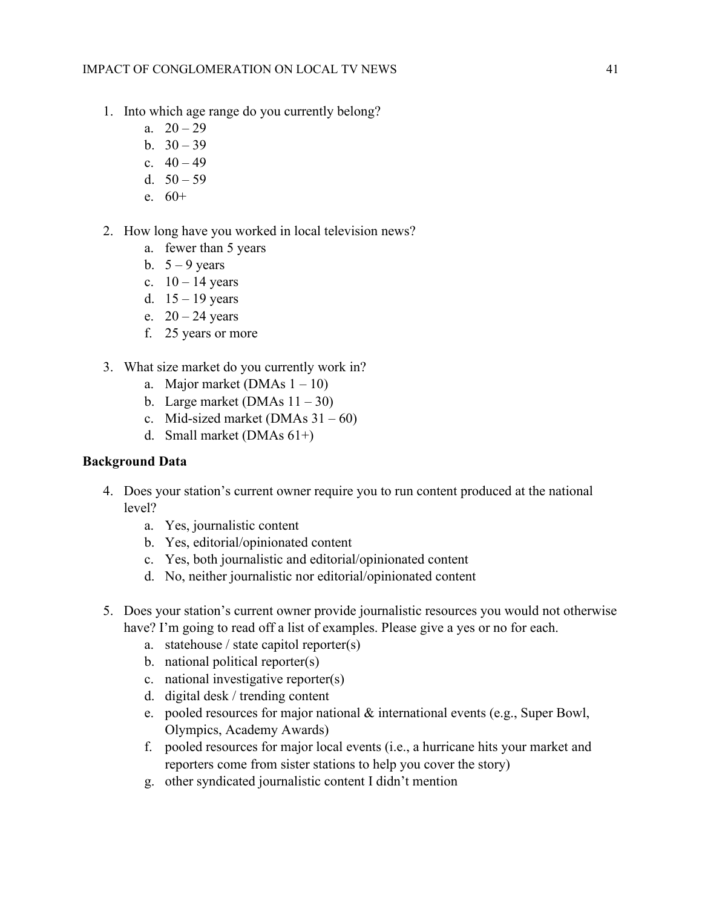1. Into which age range do you currently belong?
    a. 20 – 29
    b. 30 – 39
    c. 40 – 49
    d. 50 – 59
    e. 60+

2. How long have you worked in local television news?
    a. fewer than 5 years
    b. 5 – 9 years
    c. 10 – 14 years
    d. 15 – 19 years
    e. 20 – 24 years
    f. 25 years or more

3. What size market do you currently work in?
    a. Major market (DMAs 1 – 10)
    b. Large market (DMAs 11 – 30)
    c. Mid-sized market (DMAs 31 – 60)
    d. Small market (DMAs 61+)

**Background Data**

4. Does your station's current owner require you to run content produced at the national level?
    a. Yes, journalistic content
    b. Yes, editorial/opinionated content
    c. Yes, both journalistic and editorial/opinionated content
    d. No, neither journalistic nor editorial/opinionated content

5. Does your station's current owner provide journalistic resources you would not otherwise have? I'm going to read off a list of examples. Please give a yes or no for each.
    a. statehouse / state capitol reporter(s)
    b. national political reporter(s)
    c. national investigative reporter(s)
    d. digital desk / trending content
    e. pooled resources for major national & international events (e.g., Super Bowl, Olympics, Academy Awards)
    f. pooled resources for major local events (i.e., a hurricane hits your market and reporters come from sister stations to help you cover the story)
    g. other syndicated journalistic content I didn't mention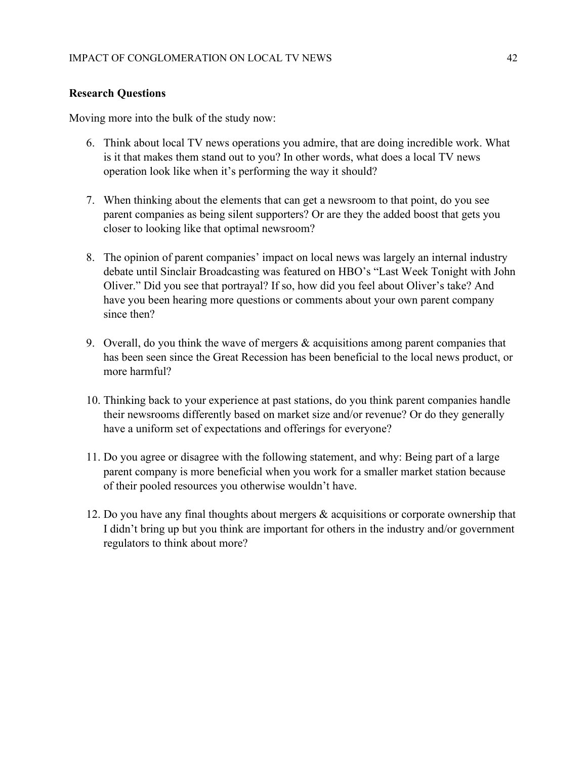**Research Questions**

Moving more into the bulk of the study now:

6. Think about local TV news operations you admire, that are doing incredible work. What is it that makes them stand out to you? In other words, what does a local TV news operation look like when it's performing the way it should?

7. When thinking about the elements that can get a newsroom to that point, do you see parent companies as being silent supporters? Or are they the added boost that gets you closer to looking like that optimal newsroom?

8. The opinion of parent companies' impact on local news was largely an internal industry debate until Sinclair Broadcasting was featured on HBO's "Last Week Tonight with John Oliver." Did you see that portrayal? If so, how did you feel about Oliver's take? And have you been hearing more questions or comments about your own parent company since then?

9. Overall, do you think the wave of mergers & acquisitions among parent companies that has been seen since the Great Recession has been beneficial to the local news product, or more harmful?

10. Thinking back to your experience at past stations, do you think parent companies handle their newsrooms differently based on market size and/or revenue? Or do they generally have a uniform set of expectations and offerings for everyone?

11. Do you agree or disagree with the following statement, and why: Being part of a large parent company is more beneficial when you work for a smaller market station because of their pooled resources you otherwise wouldn't have.

12. Do you have any final thoughts about mergers & acquisitions or corporate ownership that I didn't bring up but you think are important for others in the industry and/or government regulators to think about more?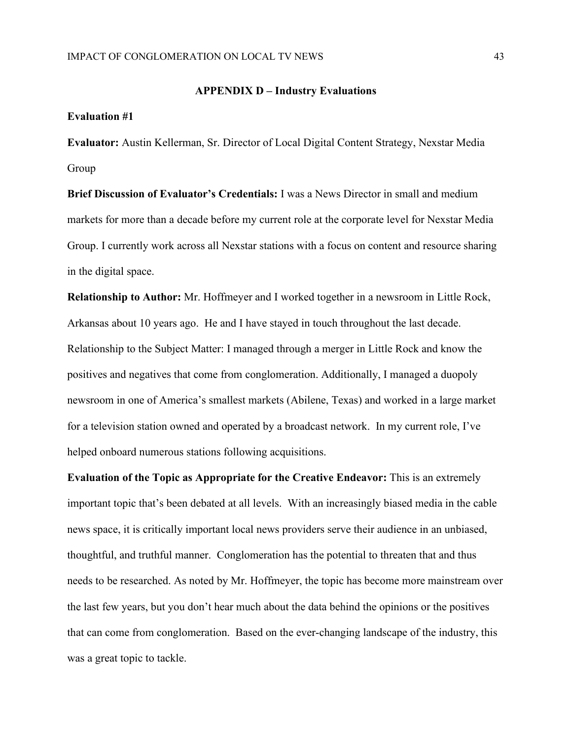## APPENDIX D – Industry Evaluations

**Evaluation #1**

**Evaluator:** Austin Kellerman, Sr. Director of Local Digital Content Strategy, Nexstar Media Group

**Brief Discussion of Evaluator's Credentials:** I was a News Director in small and medium markets for more than a decade before my current role at the corporate level for Nexstar Media Group. I currently work across all Nexstar stations with a focus on content and resource sharing in the digital space.

**Relationship to Author:** Mr. Hoffmeyer and I worked together in a newsroom in Little Rock, Arkansas about 10 years ago. He and I have stayed in touch throughout the last decade. Relationship to the Subject Matter: I managed through a merger in Little Rock and know the positives and negatives that come from conglomeration. Additionally, I managed a duopoly newsroom in one of America's smallest markets (Abilene, Texas) and worked in a large market for a television station owned and operated by a broadcast network. In my current role, I've helped onboard numerous stations following acquisitions.

**Evaluation of the Topic as Appropriate for the Creative Endeavor:** This is an extremely important topic that's been debated at all levels. With an increasingly biased media in the cable news space, it is critically important local news providers serve their audience in an unbiased, thoughtful, and truthful manner. Conglomeration has the potential to threaten that and thus needs to be researched. As noted by Mr. Hoffmeyer, the topic has become more mainstream over the last few years, but you don't hear much about the data behind the opinions or the positives that can come from conglomeration. Based on the ever-changing landscape of the industry, this was a great topic to tackle.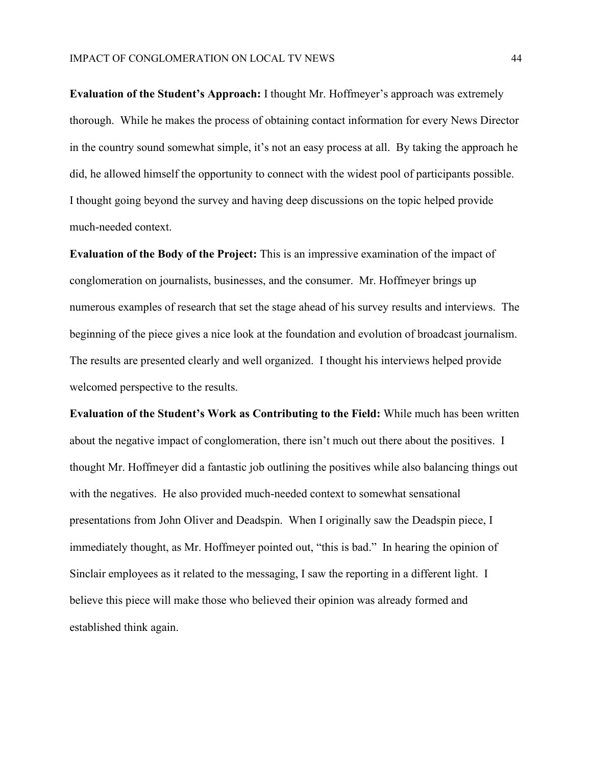**Evaluation of the Student's Approach:** I thought Mr. Hoffmeyer's approach was extremely thorough. While he makes the process of obtaining contact information for every News Director in the country sound somewhat simple, it's not an easy process at all. By taking the approach he did, he allowed himself the opportunity to connect with the widest pool of participants possible. I thought going beyond the survey and having deep discussions on the topic helped provide much-needed context.

**Evaluation of the Body of the Project:** This is an impressive examination of the impact of conglomeration on journalists, businesses, and the consumer. Mr. Hoffmeyer brings up numerous examples of research that set the stage ahead of his survey results and interviews. The beginning of the piece gives a nice look at the foundation and evolution of broadcast journalism. The results are presented clearly and well organized. I thought his interviews helped provide welcomed perspective to the results.

**Evaluation of the Student's Work as Contributing to the Field:** While much has been written about the negative impact of conglomeration, there isn't much out there about the positives. I thought Mr. Hoffmeyer did a fantastic job outlining the positives while also balancing things out with the negatives. He also provided much-needed context to somewhat sensational presentations from John Oliver and Deadspin. When I originally saw the Deadspin piece, I immediately thought, as Mr. Hoffmeyer pointed out, "this is bad." In hearing the opinion of Sinclair employees as it related to the messaging, I saw the reporting in a different light. I believe this piece will make those who believed their opinion was already formed and established think again.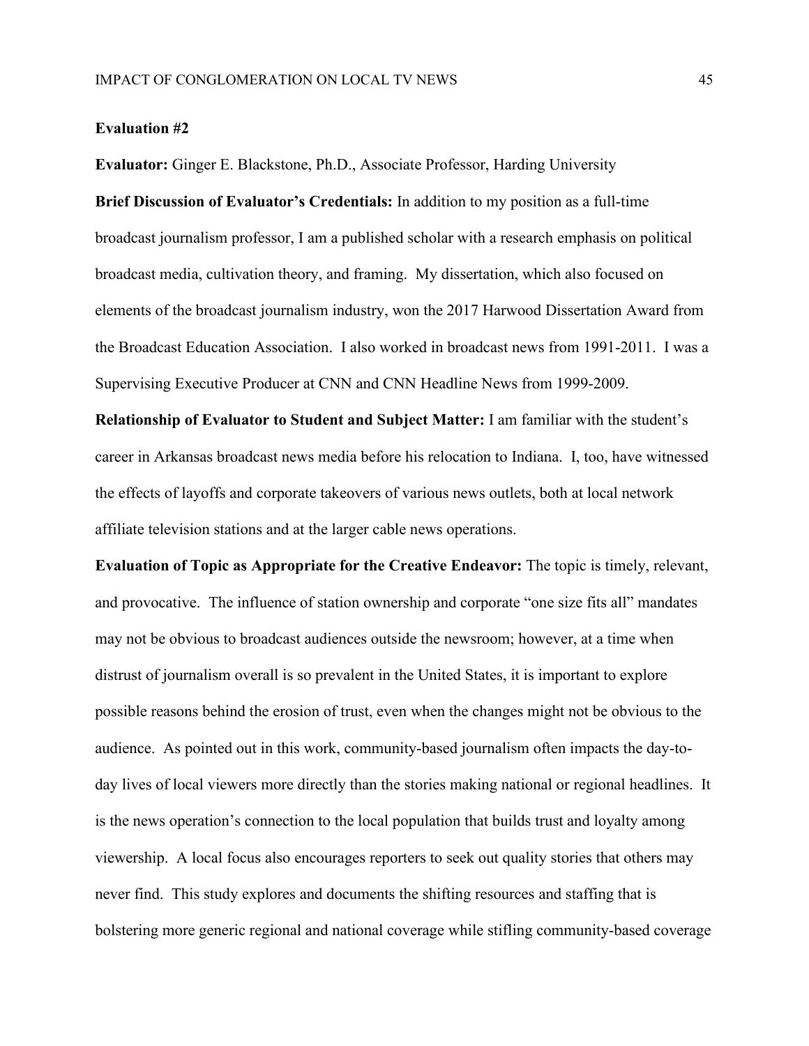**Evaluation #2**

**Evaluator:** Ginger E. Blackstone, Ph.D., Associate Professor, Harding University

**Brief Discussion of Evaluator's Credentials:** In addition to my position as a full-time broadcast journalism professor, I am a published scholar with a research emphasis on political broadcast media, cultivation theory, and framing. My dissertation, which also focused on elements of the broadcast journalism industry, won the 2017 Harwood Dissertation Award from the Broadcast Education Association. I also worked in broadcast news from 1991-2011. I was a Supervising Executive Producer at CNN and CNN Headline News from 1999-2009.

**Relationship of Evaluator to Student and Subject Matter:** I am familiar with the student's career in Arkansas broadcast news media before his relocation to Indiana. I, too, have witnessed the effects of layoffs and corporate takeovers of various news outlets, both at local network affiliate television stations and at the larger cable news operations.

**Evaluation of Topic as Appropriate for the Creative Endeavor:** The topic is timely, relevant, and provocative. The influence of station ownership and corporate "one size fits all" mandates may not be obvious to broadcast audiences outside the newsroom; however, at a time when distrust of journalism overall is so prevalent in the United States, it is important to explore possible reasons behind the erosion of trust, even when the changes might not be obvious to the audience. As pointed out in this work, community-based journalism often impacts the day-to-day lives of local viewers more directly than the stories making national or regional headlines. It is the news operation's connection to the local population that builds trust and loyalty among viewership. A local focus also encourages reporters to seek out quality stories that others may never find. This study explores and documents the shifting resources and staffing that is bolstering more generic regional and national coverage while stifling community-based coverage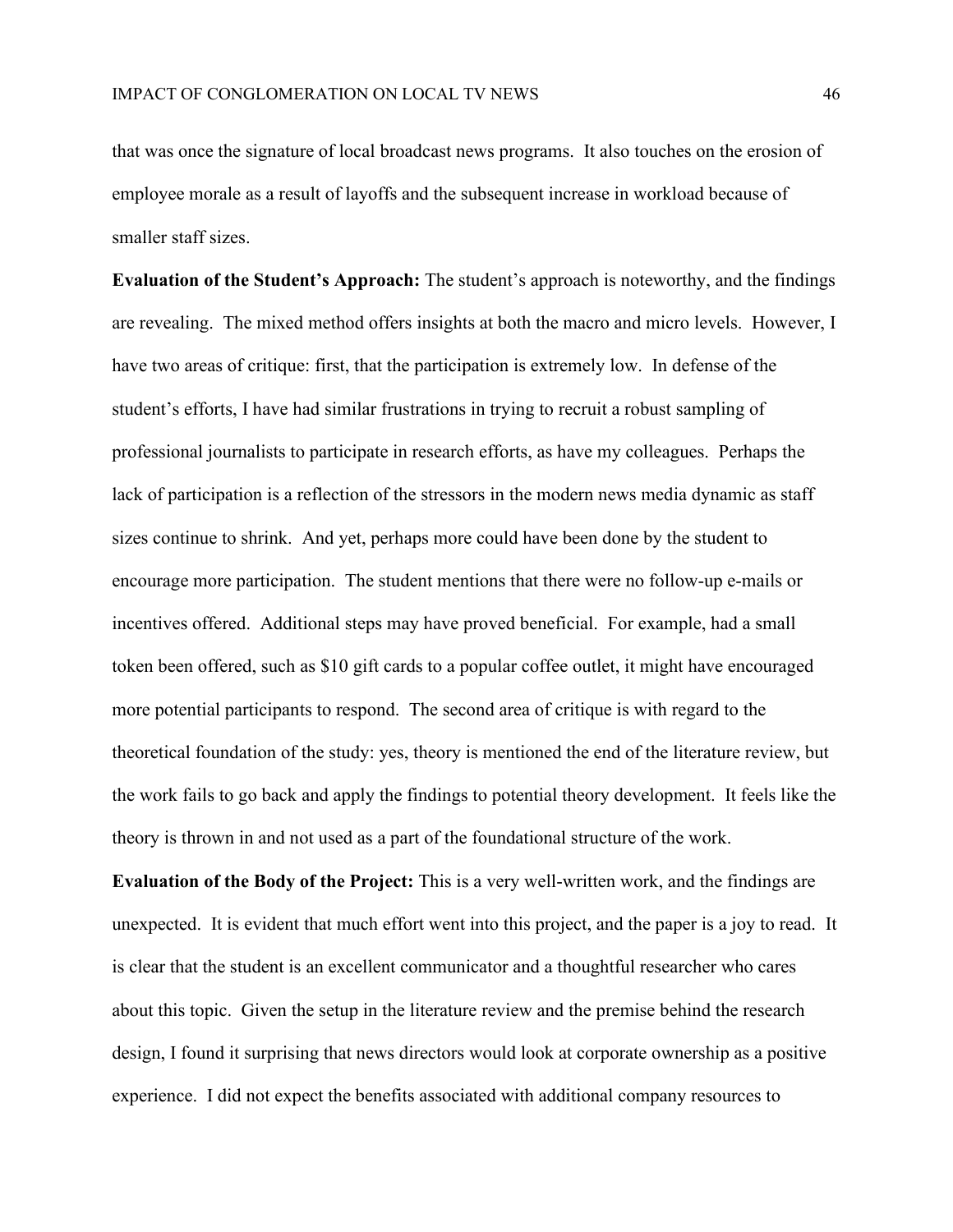that was once the signature of local broadcast news programs. It also touches on the erosion of employee morale as a result of layoffs and the subsequent increase in workload because of smaller staff sizes.

**Evaluation of the Student's Approach:** The student's approach is noteworthy, and the findings are revealing. The mixed method offers insights at both the macro and micro levels. However, I have two areas of critique: first, that the participation is extremely low. In defense of the student's efforts, I have had similar frustrations in trying to recruit a robust sampling of professional journalists to participate in research efforts, as have my colleagues. Perhaps the lack of participation is a reflection of the stressors in the modern news media dynamic as staff sizes continue to shrink. And yet, perhaps more could have been done by the student to encourage more participation. The student mentions that there were no follow-up e-mails or incentives offered. Additional steps may have proved beneficial. For example, had a small token been offered, such as $10 gift cards to a popular coffee outlet, it might have encouraged more potential participants to respond. The second area of critique is with regard to the theoretical foundation of the study: yes, theory is mentioned the end of the literature review, but the work fails to go back and apply the findings to potential theory development. It feels like the theory is thrown in and not used as a part of the foundational structure of the work.

**Evaluation of the Body of the Project:** This is a very well-written work, and the findings are unexpected. It is evident that much effort went into this project, and the paper is a joy to read. It is clear that the student is an excellent communicator and a thoughtful researcher who cares about this topic. Given the setup in the literature review and the premise behind the research design, I found it surprising that news directors would look at corporate ownership as a positive experience. I did not expect the benefits associated with additional company resources to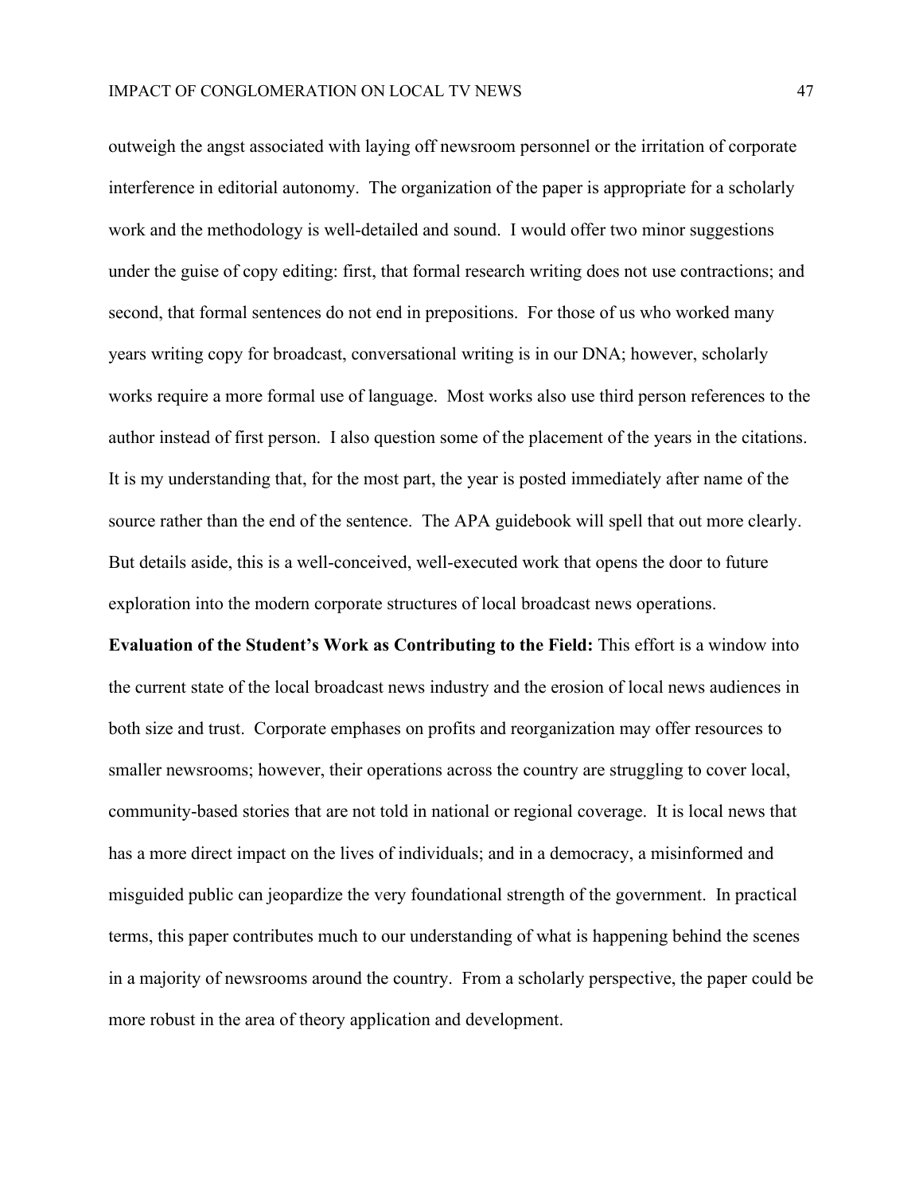outweigh the angst associated with laying off newsroom personnel or the irritation of corporate interference in editorial autonomy. The organization of the paper is appropriate for a scholarly work and the methodology is well-detailed and sound. I would offer two minor suggestions under the guise of copy editing: first, that formal research writing does not use contractions; and second, that formal sentences do not end in prepositions. For those of us who worked many years writing copy for broadcast, conversational writing is in our DNA; however, scholarly works require a more formal use of language. Most works also use third person references to the author instead of first person. I also question some of the placement of the years in the citations. It is my understanding that, for the most part, the year is posted immediately after name of the source rather than the end of the sentence. The APA guidebook will spell that out more clearly. But details aside, this is a well-conceived, well-executed work that opens the door to future exploration into the modern corporate structures of local broadcast news operations.

**Evaluation of the Student's Work as Contributing to the Field:** This effort is a window into the current state of the local broadcast news industry and the erosion of local news audiences in both size and trust. Corporate emphases on profits and reorganization may offer resources to smaller newsrooms; however, their operations across the country are struggling to cover local, community-based stories that are not told in national or regional coverage. It is local news that has a more direct impact on the lives of individuals; and in a democracy, a misinformed and misguided public can jeopardize the very foundational strength of the government. In practical terms, this paper contributes much to our understanding of what is happening behind the scenes in a majority of newsrooms around the country. From a scholarly perspective, the paper could be more robust in the area of theory application and development.